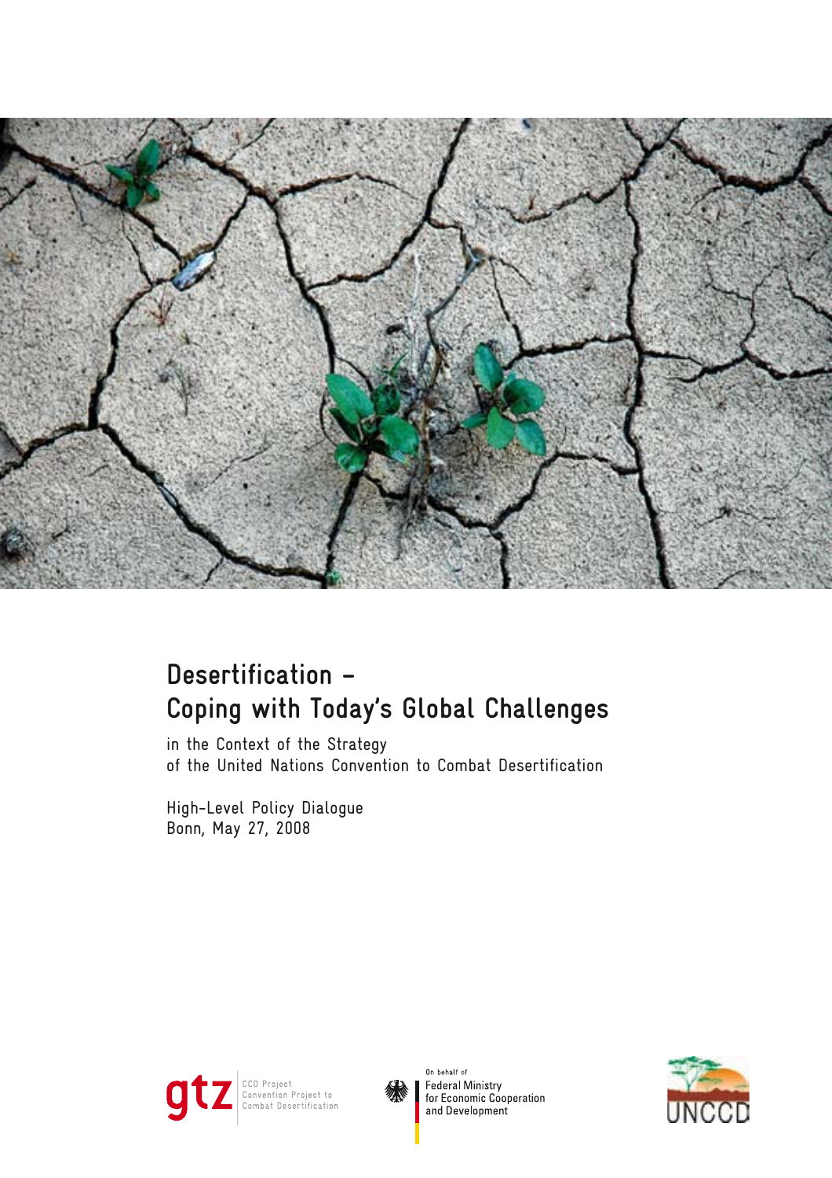# Desertification – Coping with Today's Global Challenges

in the Context of the Strategy of the United Nations Convention to Combat Desertification

High-Level Policy Dialogue
Bonn, May 27, 2008

gtz CCD Project
Convention Project to Combat Desertification

On behalf of
Federal Ministry for Economic Cooperation and Development

UNCCD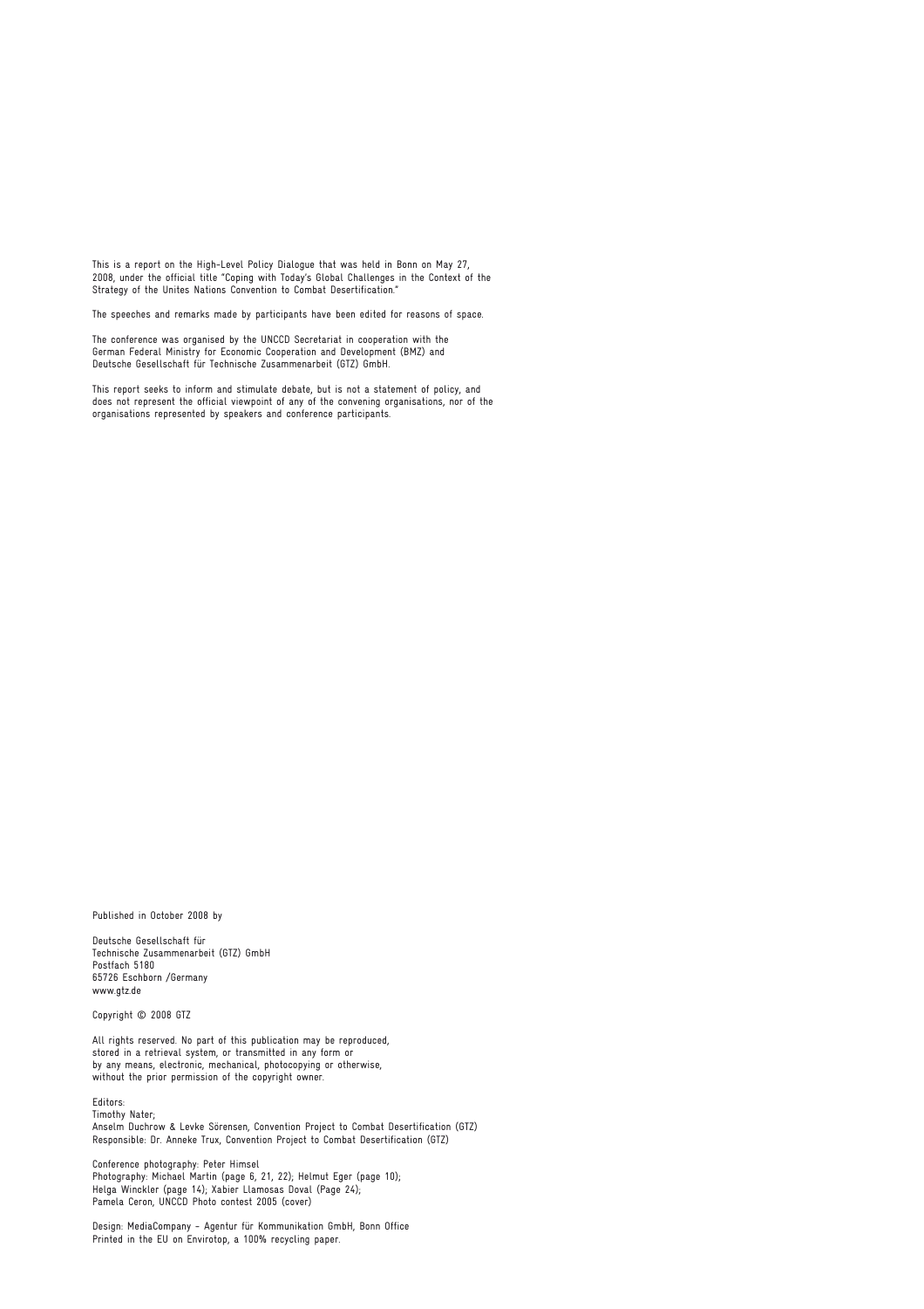This is a report on the High-Level Policy Dialogue that was held in Bonn on May 27, 2008, under the official title "Coping with Today's Global Challenges in the Context of the Strategy of the Unites Nations Convention to Combat Desertification."

The speeches and remarks made by participants have been edited for reasons of space.

The conference was organised by the UNCCD Secretariat in cooperation with the German Federal Ministry for Economic Cooperation and Development (BMZ) and Deutsche Gesellschaft für Technische Zusammenarbeit (GTZ) GmbH.

This report seeks to inform and stimulate debate, but is not a statement of policy, and does not represent the official viewpoint of any of the convening organisations, nor of the organisations represented by speakers and conference participants.

Published in October 2008 by

Deutsche Gesellschaft für
Technische Zusammenarbeit (GTZ) GmbH
Postfach 5180
65726 Eschborn /Germany
www.gtz.de

Copyright © 2008 GTZ

All rights reserved. No part of this publication may be reproduced, stored in a retrieval system, or transmitted in any form or by any means, electronic, mechanical, photocopying or otherwise, without the prior permission of the copyright owner.

Editors:
Timothy Nater;
Anselm Duchrow & Levke Sörensen, Convention Project to Combat Desertification (GTZ)
Responsible: Dr. Anneke Trux, Convention Project to Combat Desertification (GTZ)

Conference photography: Peter Himsel
Photography: Michael Martin (page 6, 21, 22); Helmut Eger (page 10);
Helga Winckler (page 14); Xabier Llamosas Doval (Page 24);
Pamela Ceron, UNCCD Photo contest 2005 (cover)

Design: MediaCompany – Agentur für Kommunikation GmbH, Bonn Office
Printed in the EU on Envirotop, a 100% recycling paper.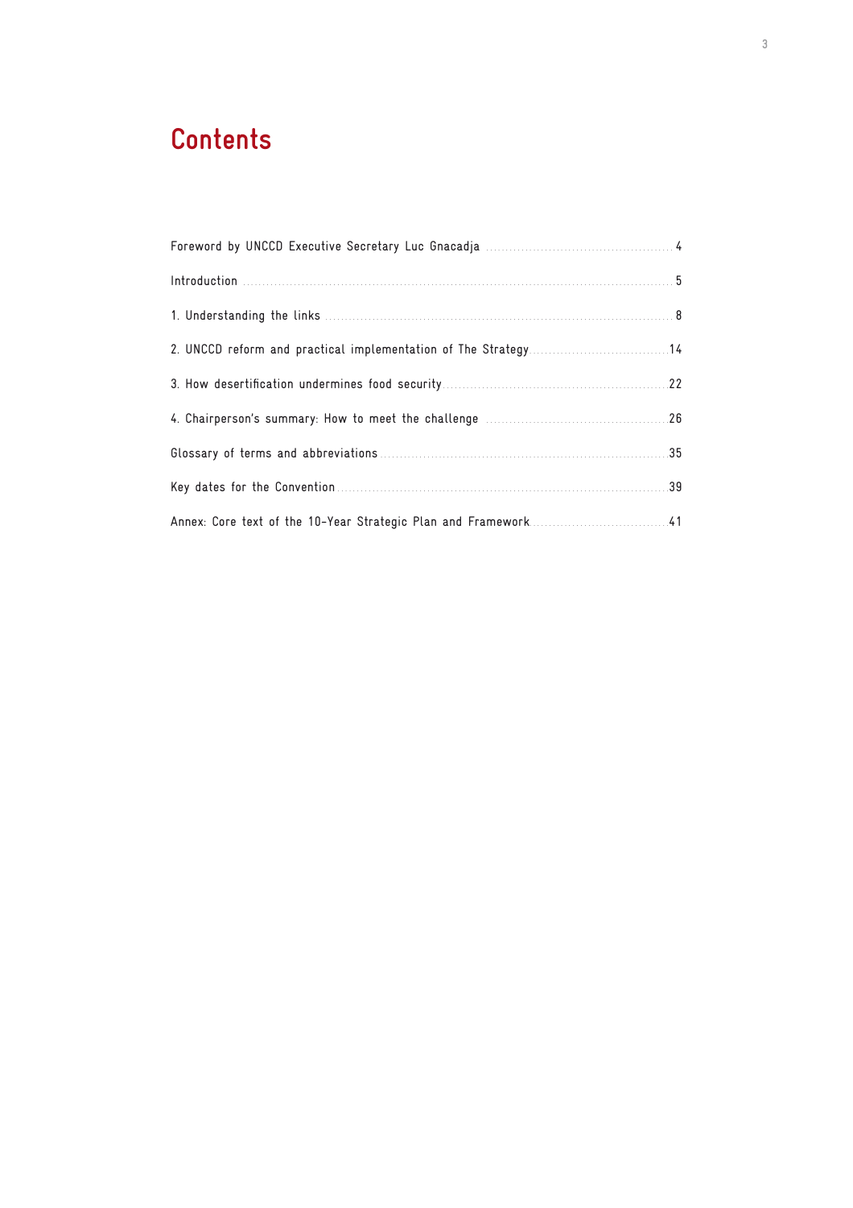# Contents

Foreword by UNCCD Executive Secretary Luc Gnacadja ........ 4

Introduction ........ 5

1. Understanding the links ........ 8

2. UNCCD reform and practical implementation of The Strategy ........ 14

3. How desertification undermines food security ........ 22

4. Chairperson's summary: How to meet the challenge ........ 26

Glossary of terms and abbreviations ........ 35

Key dates for the Convention ........ 39

Annex: Core text of the 10-Year Strategic Plan and Framework ........ 41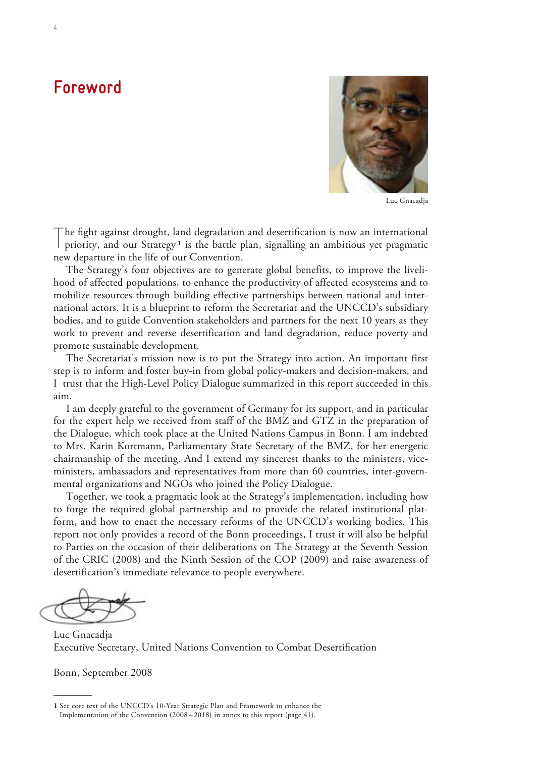# Foreword

Luc Gnacadja

The fight against drought, land degradation and desertification is now an international priority, and our Strategy[1] is the battle plan, signalling an ambitious yet pragmatic new departure in the life of our Convention.

The Strategy's four objectives are to generate global benefits, to improve the livelihood of affected populations, to enhance the productivity of affected ecosystems and to mobilize resources through building effective partnerships between national and international actors. It is a blueprint to reform the Secretariat and the UNCCD's subsidiary bodies, and to guide Convention stakeholders and partners for the next 10 years as they work to prevent and reverse desertification and land degradation, reduce poverty and promote sustainable development.

The Secretariat's mission now is to put the Strategy into action. An important first step is to inform and foster buy-in from global policy-makers and decision-makers, and I trust that the High-Level Policy Dialogue summarized in this report succeeded in this aim.

I am deeply grateful to the government of Germany for its support, and in particular for the expert help we received from staff of the BMZ and GTZ in the preparation of the Dialogue, which took place at the United Nations Campus in Bonn. I am indebted to Mrs. Karin Kortmann, Parliamentary State Secretary of the BMZ, for her energetic chairmanship of the meeting. And I extend my sincerest thanks to the ministers, vice-ministers, ambassadors and representatives from more than 60 countries, inter-governmental organizations and NGOs who joined the Policy Dialogue.

Together, we took a pragmatic look at the Strategy's implementation, including how to forge the required global partnership and to provide the related institutional platform, and how to enact the necessary reforms of the UNCCD's working bodies. This report not only provides a record of the Bonn proceedings, I trust it will also be helpful to Parties on the occasion of their deliberations on The Strategy at the Seventh Session of the CRIC (2008) and the Ninth Session of the COP (2009) and raise awareness of desertification's immediate relevance to people everywhere.

Luc Gnacadja
Executive Secretary, United Nations Convention to Combat Desertification

Bonn, September 2008

---

[1] See core text of the UNCCD's 10-Year Strategic Plan and Framework to enhance the Implementation of the Convention (2008 – 2018) in annex to this report (page 41).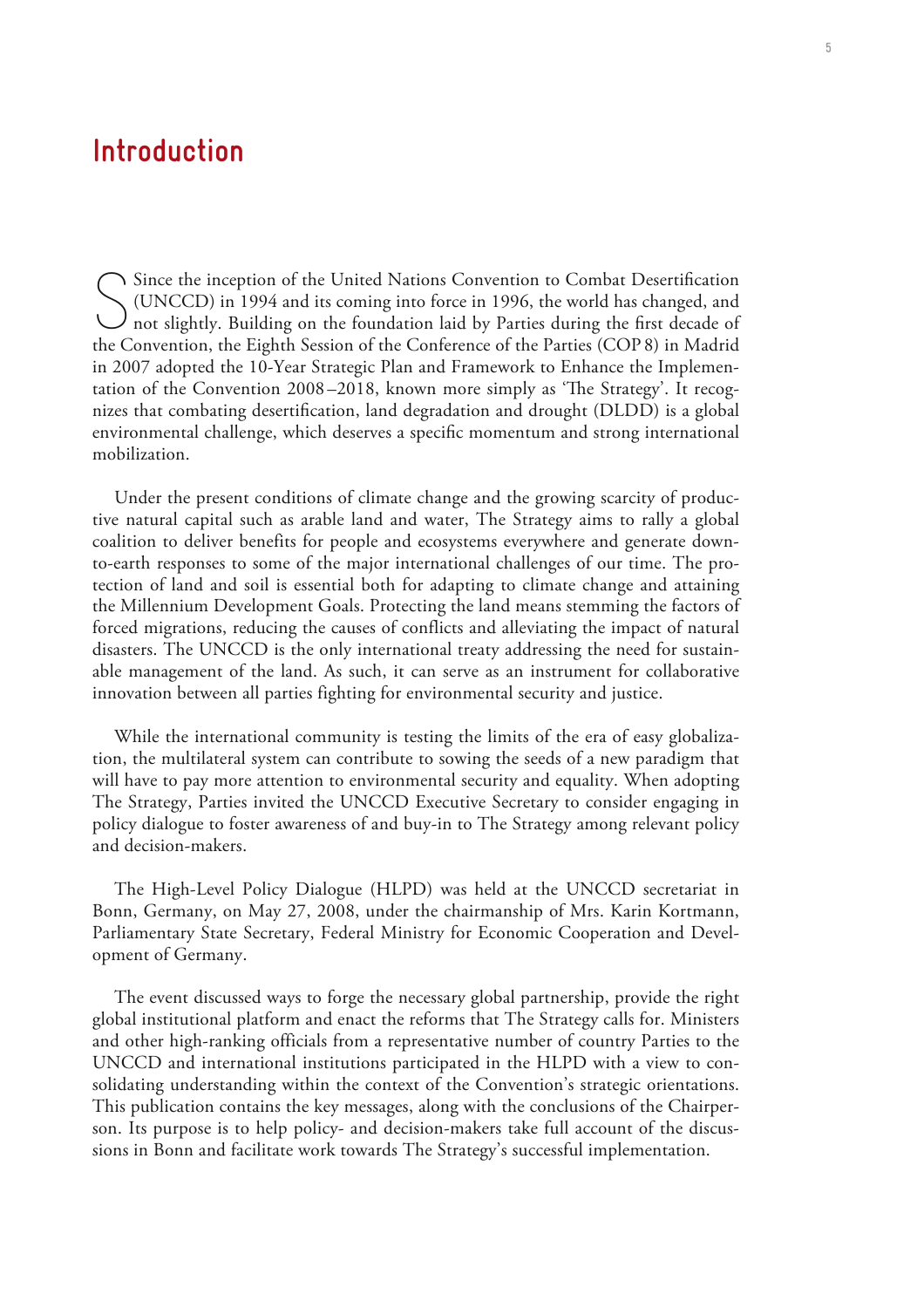# Introduction

Since the inception of the United Nations Convention to Combat Desertification (UNCCD) in 1994 and its coming into force in 1996, the world has changed, and not slightly. Building on the foundation laid by Parties during the first decade of the Convention, the Eighth Session of the Conference of the Parties (COP 8) in Madrid in 2007 adopted the 10-Year Strategic Plan and Framework to Enhance the Implementation of the Convention 2008–2018, known more simply as 'The Strategy'. It recognizes that combating desertification, land degradation and drought (DLDD) is a global environmental challenge, which deserves a specific momentum and strong international mobilization.

Under the present conditions of climate change and the growing scarcity of productive natural capital such as arable land and water, The Strategy aims to rally a global coalition to deliver benefits for people and ecosystems everywhere and generate down-to-earth responses to some of the major international challenges of our time. The protection of land and soil is essential both for adapting to climate change and attaining the Millennium Development Goals. Protecting the land means stemming the factors of forced migrations, reducing the causes of conflicts and alleviating the impact of natural disasters. The UNCCD is the only international treaty addressing the need for sustainable management of the land. As such, it can serve as an instrument for collaborative innovation between all parties fighting for environmental security and justice.

While the international community is testing the limits of the era of easy globalization, the multilateral system can contribute to sowing the seeds of a new paradigm that will have to pay more attention to environmental security and equality. When adopting The Strategy, Parties invited the UNCCD Executive Secretary to consider engaging in policy dialogue to foster awareness of and buy-in to The Strategy among relevant policy and decision-makers.

The High-Level Policy Dialogue (HLPD) was held at the UNCCD secretariat in Bonn, Germany, on May 27, 2008, under the chairmanship of Mrs. Karin Kortmann, Parliamentary State Secretary, Federal Ministry for Economic Cooperation and Development of Germany.

The event discussed ways to forge the necessary global partnership, provide the right global institutional platform and enact the reforms that The Strategy calls for. Ministers and other high-ranking officials from a representative number of country Parties to the UNCCD and international institutions participated in the HLPD with a view to consolidating understanding within the context of the Convention's strategic orientations. This publication contains the key messages, along with the conclusions of the Chairperson. Its purpose is to help policy- and decision-makers take full account of the discussions in Bonn and facilitate work towards The Strategy's successful implementation.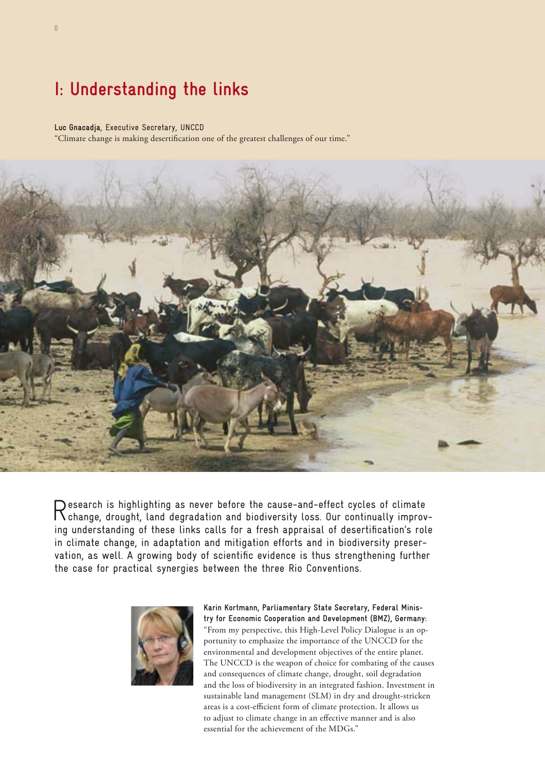# I: Understanding the links

**Luc Gnacadja,** Executive Secretary, UNCCD
"Climate change is making desertification one of the greatest challenges of our time."

Research is highlighting as never before the cause-and-effect cycles of climate change, drought, land degradation and biodiversity loss. Our continually improving understanding of these links calls for a fresh appraisal of desertification's role in climate change, in adaptation and mitigation efforts and in biodiversity preservation, as well. A growing body of scientific evidence is thus strengthening further the case for practical synergies between the three Rio Conventions.

**Karin Kortmann, Parliamentary State Secretary, Federal Ministry for Economic Cooperation and Development (BMZ), Germany:**
"From my perspective, this High-Level Policy Dialogue is an opportunity to emphasize the importance of the UNCCD for the environmental and development objectives of the entire planet. The UNCCD is the weapon of choice for combating of the causes and consequences of climate change, drought, soil degradation and the loss of biodiversity in an integrated fashion. Investment in sustainable land management (SLM) in dry and drought-stricken areas is a cost-efficient form of climate protection. It allows us to adjust to climate change in an effective manner and is also essential for the achievement of the MDGs."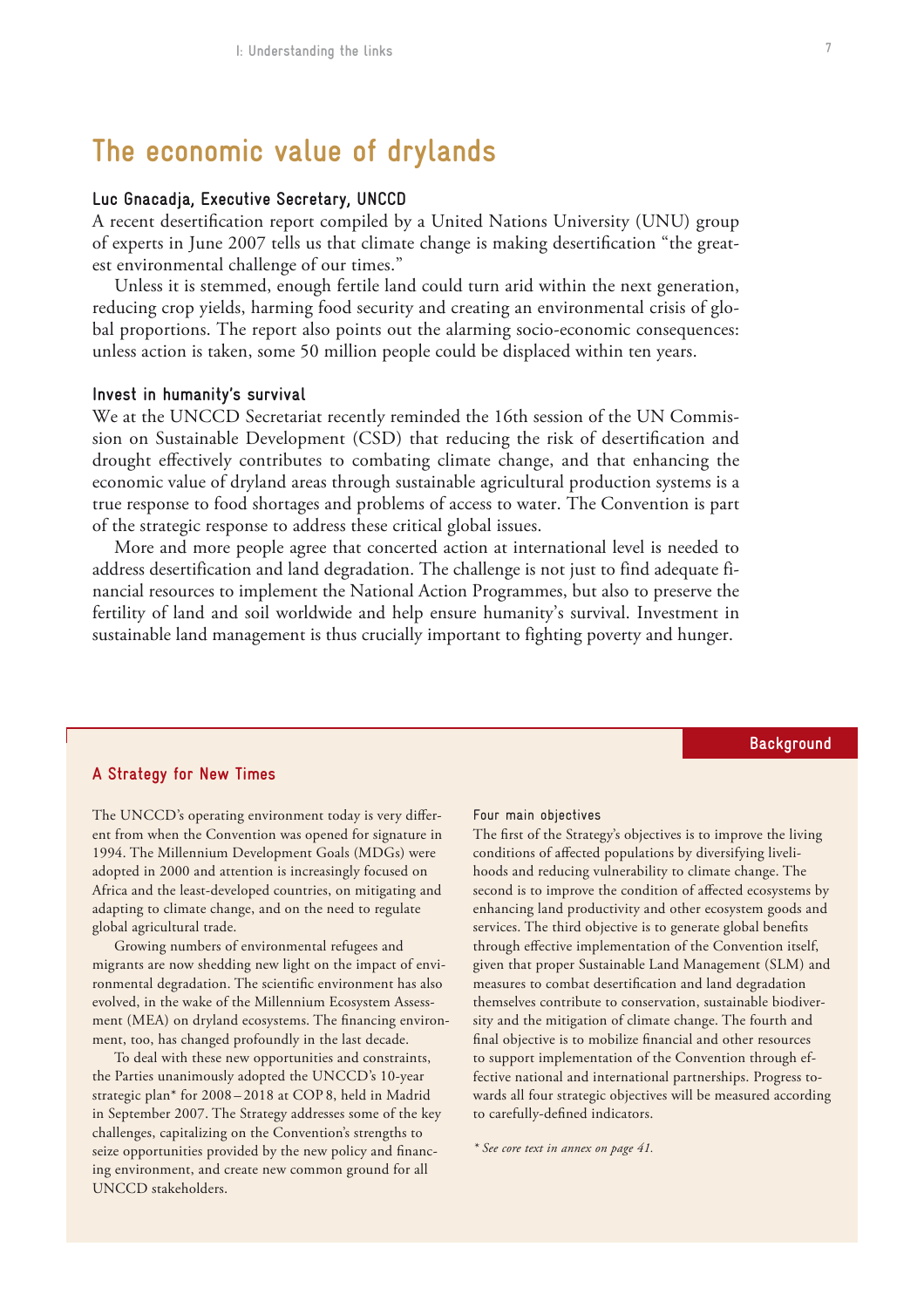# The economic value of drylands

### Luc Gnacadja, Executive Secretary, UNCCD

A recent desertification report compiled by a United Nations University (UNU) group of experts in June 2007 tells us that climate change is making desertification "the greatest environmental challenge of our times."

Unless it is stemmed, enough fertile land could turn arid within the next generation, reducing crop yields, harming food security and creating an environmental crisis of global proportions. The report also points out the alarming socio-economic consequences: unless action is taken, some 50 million people could be displaced within ten years.

### Invest in humanity's survival

We at the UNCCD Secretariat recently reminded the 16th session of the UN Commission on Sustainable Development (CSD) that reducing the risk of desertification and drought effectively contributes to combating climate change, and that enhancing the economic value of dryland areas through sustainable agricultural production systems is a true response to food shortages and problems of access to water. The Convention is part of the strategic response to address these critical global issues.

More and more people agree that concerted action at international level is needed to address desertification and land degradation. The challenge is not just to find adequate financial resources to implement the National Action Programmes, but also to preserve the fertility of land and soil worldwide and help ensure humanity's survival. Investment in sustainable land management is thus crucially important to fighting poverty and hunger.

**Background**

### A Strategy for New Times

The UNCCD's operating environment today is very different from when the Convention was opened for signature in 1994. The Millennium Development Goals (MDGs) were adopted in 2000 and attention is increasingly focused on Africa and the least-developed countries, on mitigating and adapting to climate change, and on the need to regulate global agricultural trade.

Growing numbers of environmental refugees and migrants are now shedding new light on the impact of environmental degradation. The scientific environment has also evolved, in the wake of the Millennium Ecosystem Assessment (MEA) on dryland ecosystems. The financing environment, too, has changed profoundly in the last decade.

To deal with these new opportunities and constraints, the Parties unanimously adopted the UNCCD's 10-year strategic plan* for 2008 – 2018 at COP 8, held in Madrid in September 2007. The Strategy addresses some of the key challenges, capitalizing on the Convention's strengths to seize opportunities provided by the new policy and financing environment, and create new common ground for all UNCCD stakeholders.

#### Four main objectives

The first of the Strategy's objectives is to improve the living conditions of affected populations by diversifying livelihoods and reducing vulnerability to climate change. The second is to improve the condition of affected ecosystems by enhancing land productivity and other ecosystem goods and services. The third objective is to generate global benefits through effective implementation of the Convention itself, given that proper Sustainable Land Management (SLM) and measures to combat desertification and land degradation themselves contribute to conservation, sustainable biodiversity and the mitigation of climate change. The fourth and final objective is to mobilize financial and other resources to support implementation of the Convention through effective national and international partnerships. Progress towards all four strategic objectives will be measured according to carefully-defined indicators.

*\* See core text in annex on page 41.*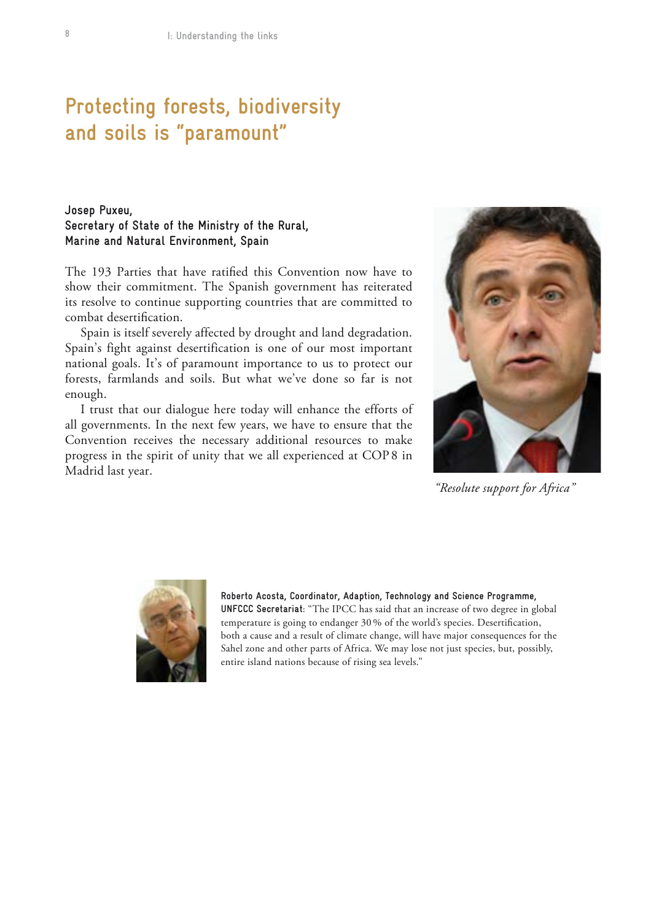# Protecting forests, biodiversity and soils is "paramount"

**Josep Puxeu,**
**Secretary of State of the Ministry of the Rural, Marine and Natural Environment, Spain**

The 193 Parties that have ratified this Convention now have to show their commitment. The Spanish government has reiterated its resolve to continue supporting countries that are committed to combat desertification.

Spain is itself severely affected by drought and land degradation. Spain's fight against desertification is one of our most important national goals. It's of paramount importance to us to protect our forests, farmlands and soils. But what we've done so far is not enough.

I trust that our dialogue here today will enhance the efforts of all governments. In the next few years, we have to ensure that the Convention receives the necessary additional resources to make progress in the spirit of unity that we all experienced at COP 8 in Madrid last year.

*"Resolute support for Africa"*

**Roberto Acosta, Coordinator, Adaption, Technology and Science Programme, UNFCCC Secretariat**: "The IPCC has said that an increase of two degree in global temperature is going to endanger 30 % of the world's species. Desertification, both a cause and a result of climate change, will have major consequences for the Sahel zone and other parts of Africa. We may lose not just species, but, possibly, entire island nations because of rising sea levels."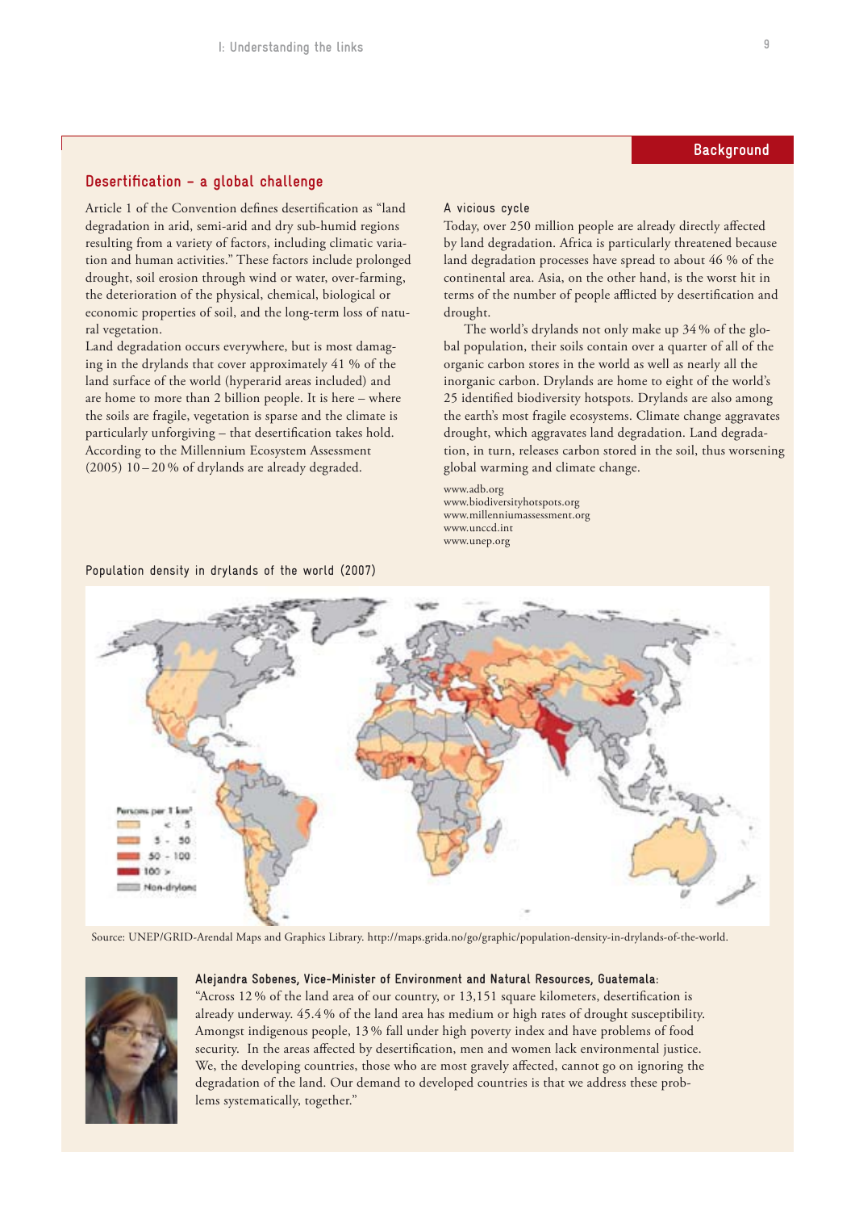Background

## Desertification – a global challenge

Article 1 of the Convention defines desertification as "land degradation in arid, semi-arid and dry sub-humid regions resulting from a variety of factors, including climatic variation and human activities." These factors include prolonged drought, soil erosion through wind or water, over-farming, the deterioration of the physical, chemical, biological or economic properties of soil, and the long-term loss of natural vegetation.

Land degradation occurs everywhere, but is most damaging in the drylands that cover approximately 41 % of the land surface of the world (hyperarid areas included) and are home to more than 2 billion people. It is here – where the soils are fragile, vegetation is sparse and the climate is particularly unforgiving – that desertification takes hold. According to the Millennium Ecosystem Assessment (2005) 10 – 20 % of drylands are already degraded.

### A vicious cycle

Today, over 250 million people are already directly affected by land degradation. Africa is particularly threatened because land degradation processes have spread to about 46 % of the continental area. Asia, on the other hand, is the worst hit in terms of the number of people afflicted by desertification and drought.

The world's drylands not only make up 34 % of the global population, their soils contain over a quarter of all of the organic carbon stores in the world as well as nearly all the inorganic carbon. Drylands are home to eight of the world's 25 identified biodiversity hotspots. Drylands are also among the earth's most fragile ecosystems. Climate change aggravates drought, which aggravates land degradation. Land degradation, in turn, releases carbon stored in the soil, thus worsening global warming and climate change.

www.adb.org
www.biodiversityhotspots.org
www.millenniumassessment.org
www.unccd.int
www.unep.org

Population density in drylands of the world (2007)

Source: UNEP/GRID-Arendal Maps and Graphics Library. http://maps.grida.no/go/graphic/population-density-in-drylands-of-the-world.

**Alejandra Sobenes, Vice-Minister of Environment and Natural Resources, Guatemala:**
"Across 12 % of the land area of our country, or 13,151 square kilometers, desertification is already underway. 45.4 % of the land area has medium or high rates of drought susceptibility. Amongst indigenous people, 13 % fall under high poverty index and have problems of food security. In the areas affected by desertification, men and women lack environmental justice. We, the developing countries, those who are most gravely affected, cannot go on ignoring the degradation of the land. Our demand to developed countries is that we address these problems systematically, together."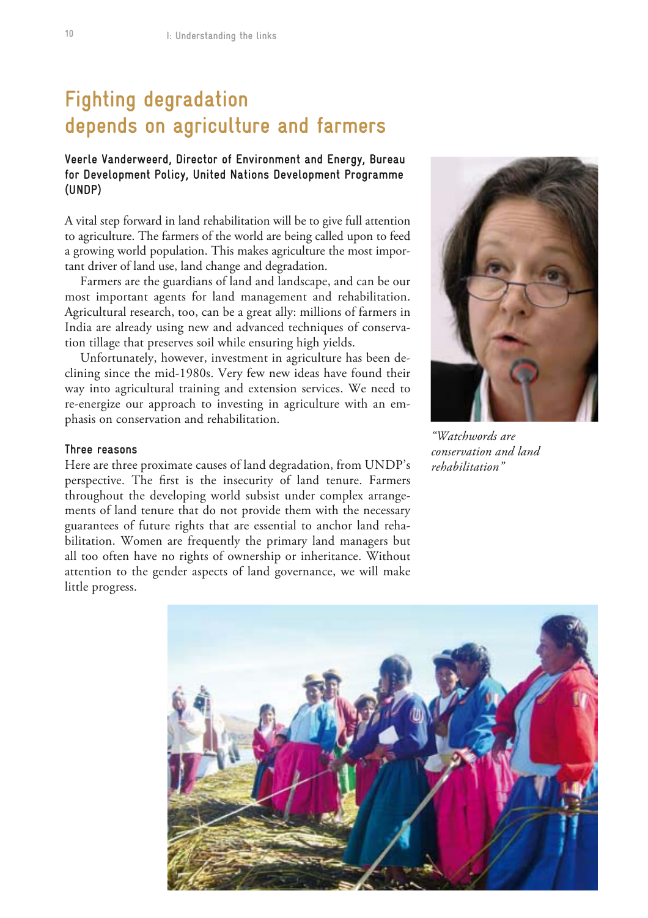# Fighting degradation depends on agriculture and farmers

**Veerle Vanderweerd, Director of Environment and Energy, Bureau for Development Policy, United Nations Development Programme (UNDP)**

A vital step forward in land rehabilitation will be to give full attention to agriculture. The farmers of the world are being called upon to feed a growing world population. This makes agriculture the most important driver of land use, land change and degradation.

Farmers are the guardians of land and landscape, and can be our most important agents for land management and rehabilitation. Agricultural research, too, can be a great ally: millions of farmers in India are already using new and advanced techniques of conservation tillage that preserves soil while ensuring high yields.

Unfortunately, however, investment in agriculture has been declining since the mid-1980s. Very few new ideas have found their way into agricultural training and extension services. We need to re-energize our approach to investing in agriculture with an emphasis on conservation and rehabilitation.

*"Watchwords are conservation and land rehabilitation"*

### Three reasons

Here are three proximate causes of land degradation, from UNDP's perspective. The first is the insecurity of land tenure. Farmers throughout the developing world subsist under complex arrangements of land tenure that do not provide them with the necessary guarantees of future rights that are essential to anchor land rehabilitation. Women are frequently the primary land managers but all too often have no rights of ownership or inheritance. Without attention to the gender aspects of land governance, we will make little progress.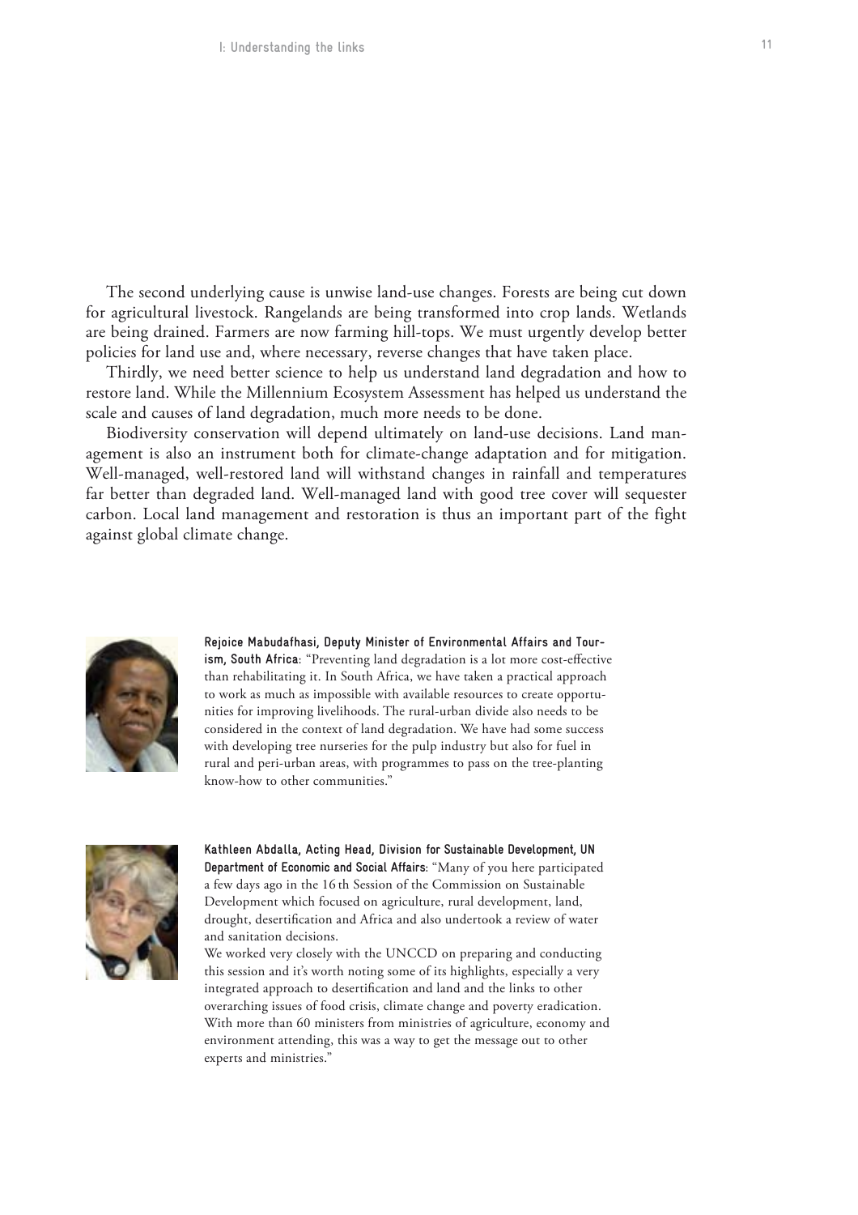The second underlying cause is unwise land-use changes. Forests are being cut down for agricultural livestock. Rangelands are being transformed into crop lands. Wetlands are being drained. Farmers are now farming hill-tops. We must urgently develop better policies for land use and, where necessary, reverse changes that have taken place.

Thirdly, we need better science to help us understand land degradation and how to restore land. While the Millennium Ecosystem Assessment has helped us understand the scale and causes of land degradation, much more needs to be done.

Biodiversity conservation will depend ultimately on land-use decisions. Land management is also an instrument both for climate-change adaptation and for mitigation. Well-managed, well-restored land will withstand changes in rainfall and temperatures far better than degraded land. Well-managed land with good tree cover will sequester carbon. Local land management and restoration is thus an important part of the fight against global climate change.

**Rejoice Mabudafhasi, Deputy Minister of Environmental Affairs and Tourism, South Africa**: "Preventing land degradation is a lot more cost-effective than rehabilitating it. In South Africa, we have taken a practical approach to work as much as impossible with available resources to create opportunities for improving livelihoods. The rural-urban divide also needs to be considered in the context of land degradation. We have had some success with developing tree nurseries for the pulp industry but also for fuel in rural and peri-urban areas, with programmes to pass on the tree-planting know-how to other communities."

**Kathleen Abdalla, Acting Head, Division for Sustainable Development, UN Department of Economic and Social Affairs**: "Many of you here participated a few days ago in the 16 th Session of the Commission on Sustainable Development which focused on agriculture, rural development, land, drought, desertification and Africa and also undertook a review of water and sanitation decisions.

We worked very closely with the UNCCD on preparing and conducting this session and it's worth noting some of its highlights, especially a very integrated approach to desertification and land and the links to other overarching issues of food crisis, climate change and poverty eradication. With more than 60 ministers from ministries of agriculture, economy and environment attending, this was a way to get the message out to other experts and ministries."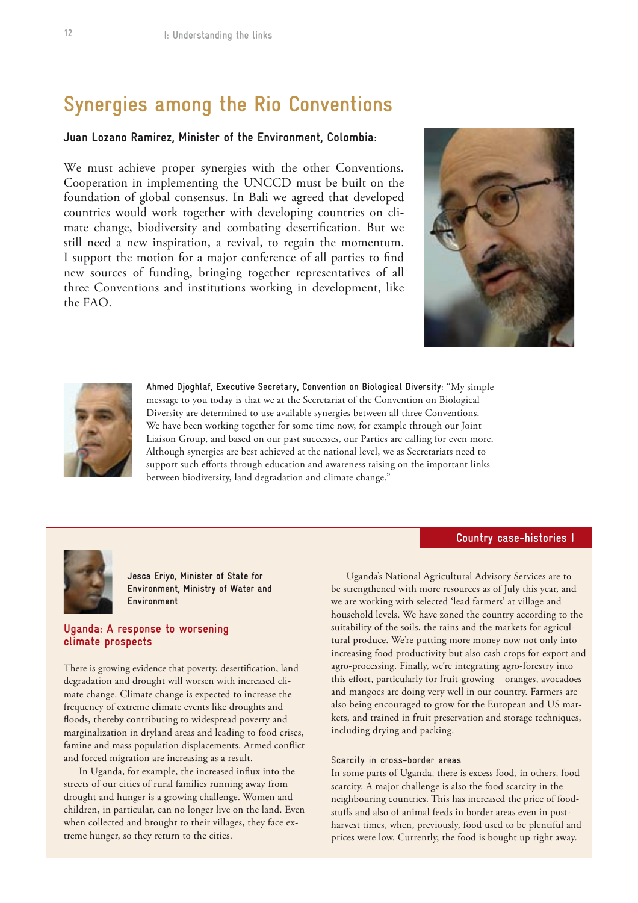# Synergies among the Rio Conventions

**Juan Lozano Ramirez, Minister of the Environment, Colombia:**

We must achieve proper synergies with the other Conventions. Cooperation in implementing the UNCCD must be built on the foundation of global consensus. In Bali we agreed that developed countries would work together with developing countries on climate change, biodiversity and combating desertification. But we still need a new inspiration, a revival, to regain the momentum. I support the motion for a major conference of all parties to find new sources of funding, bringing together representatives of all three Conventions and institutions working in development, like the FAO.

**Ahmed Djoghlaf, Executive Secretary, Convention on Biological Diversity**: "My simple message to you today is that we at the Secretariat of the Convention on Biological Diversity are determined to use available synergies between all three Conventions. We have been working together for some time now, for example through our Joint Liaison Group, and based on our past successes, our Parties are calling for even more. Although synergies are best achieved at the national level, we as Secretariats need to support such efforts through education and awareness raising on the important links between biodiversity, land degradation and climate change."

## Country case-histories I

**Jesca Eriyo, Minister of State for Environment, Ministry of Water and Environment**

### Uganda: A response to worsening climate prospects

There is growing evidence that poverty, desertification, land degradation and drought will worsen with increased climate change. Climate change is expected to increase the frequency of extreme climate events like droughts and floods, thereby contributing to widespread poverty and marginalization in dryland areas and leading to food crises, famine and mass population displacements. Armed conflict and forced migration are increasing as a result.

In Uganda, for example, the increased influx into the streets of our cities of rural families running away from drought and hunger is a growing challenge. Women and children, in particular, can no longer live on the land. Even when collected and brought to their villages, they face extreme hunger, so they return to the cities.

Uganda's National Agricultural Advisory Services are to be strengthened with more resources as of July this year, and we are working with selected 'lead farmers' at village and household levels. We have zoned the country according to the suitability of the soils, the rains and the markets for agricultural produce. We're putting more money now not only into increasing food productivity but also cash crops for export and agro-processing. Finally, we're integrating agro-forestry into this effort, particularly for fruit-growing – oranges, avocadoes and mangoes are doing very well in our country. Farmers are also being encouraged to grow for the European and US markets, and trained in fruit preservation and storage techniques, including drying and packing.

#### Scarcity in cross-border areas

In some parts of Uganda, there is excess food, in others, food scarcity. A major challenge is also the food scarcity in the neighbouring countries. This has increased the price of foodstuffs and also of animal feeds in border areas even in post-harvest times, when, previously, food used to be plentiful and prices were low. Currently, the food is bought up right away.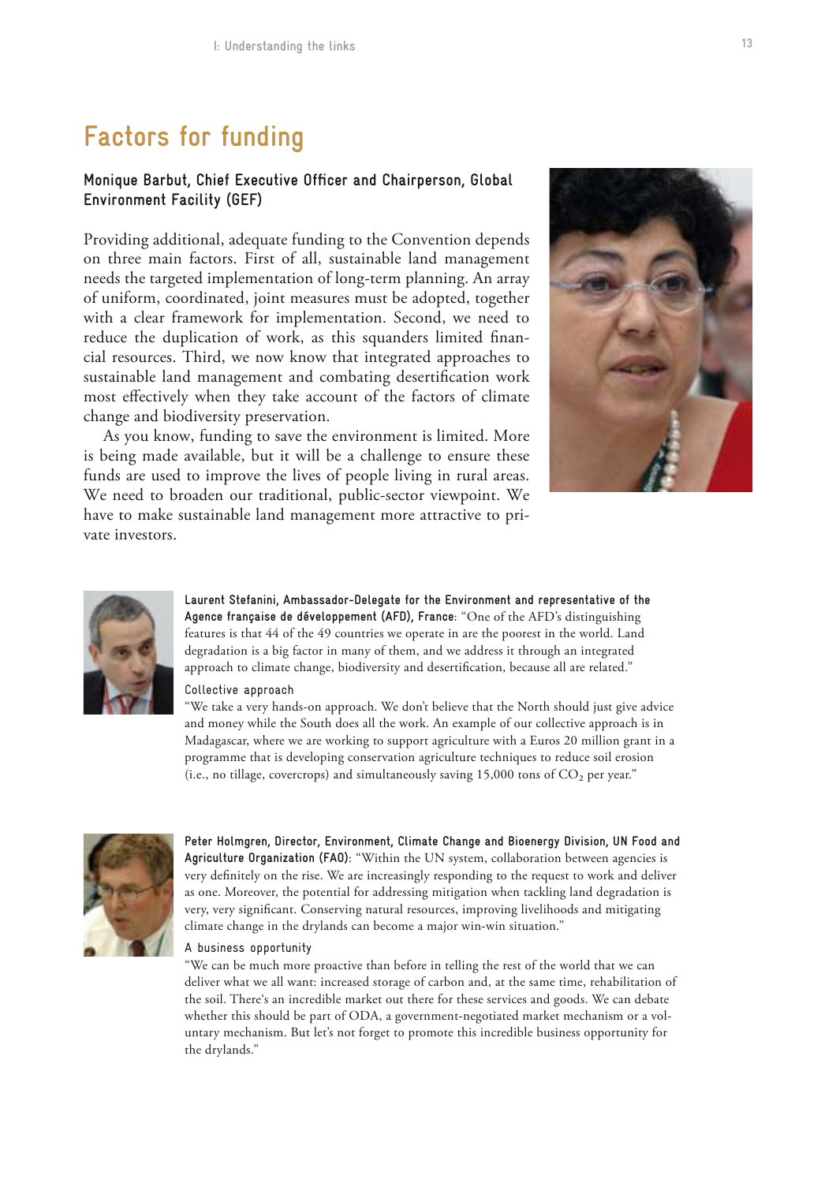# Factors for funding

**Monique Barbut, Chief Executive Officer and Chairperson, Global Environment Facility (GEF)**

Providing additional, adequate funding to the Convention depends on three main factors. First of all, sustainable land management needs the targeted implementation of long-term planning. An array of uniform, coordinated, joint measures must be adopted, together with a clear framework for implementation. Second, we need to reduce the duplication of work, as this squanders limited financial resources. Third, we now know that integrated approaches to sustainable land management and combating desertification work most effectively when they take account of the factors of climate change and biodiversity preservation.

As you know, funding to save the environment is limited. More is being made available, but it will be a challenge to ensure these funds are used to improve the lives of people living in rural areas. We need to broaden our traditional, public-sector viewpoint. We have to make sustainable land management more attractive to private investors.

**Laurent Stefanini, Ambassador-Delegate for the Environment and representative of the Agence française de développement (AFD), France**: "One of the AFD's distinguishing features is that 44 of the 49 countries we operate in are the poorest in the world. Land degradation is a big factor in many of them, and we address it through an integrated approach to climate change, biodiversity and desertification, because all are related."

### Collective approach

"We take a very hands-on approach. We don't believe that the North should just give advice and money while the South does all the work. An example of our collective approach is in Madagascar, where we are working to support agriculture with a Euros 20 million grant in a programme that is developing conservation agriculture techniques to reduce soil erosion (i.e., no tillage, covercrops) and simultaneously saving 15,000 tons of $CO_2$ per year."

**Peter Holmgren, Director, Environment, Climate Change and Bioenergy Division, UN Food and Agriculture Organization (FAO)**: "Within the UN system, collaboration between agencies is very definitely on the rise. We are increasingly responding to the request to work and deliver as one. Moreover, the potential for addressing mitigation when tackling land degradation is very, very significant. Conserving natural resources, improving livelihoods and mitigating climate change in the drylands can become a major win-win situation."

### A business opportunity

"We can be much more proactive than before in telling the rest of the world that we can deliver what we all want: increased storage of carbon and, at the same time, rehabilitation of the soil. There's an incredible market out there for these services and goods. We can debate whether this should be part of ODA, a government-negotiated market mechanism or a voluntary mechanism. But let's not forget to promote this incredible business opportunity for the drylands."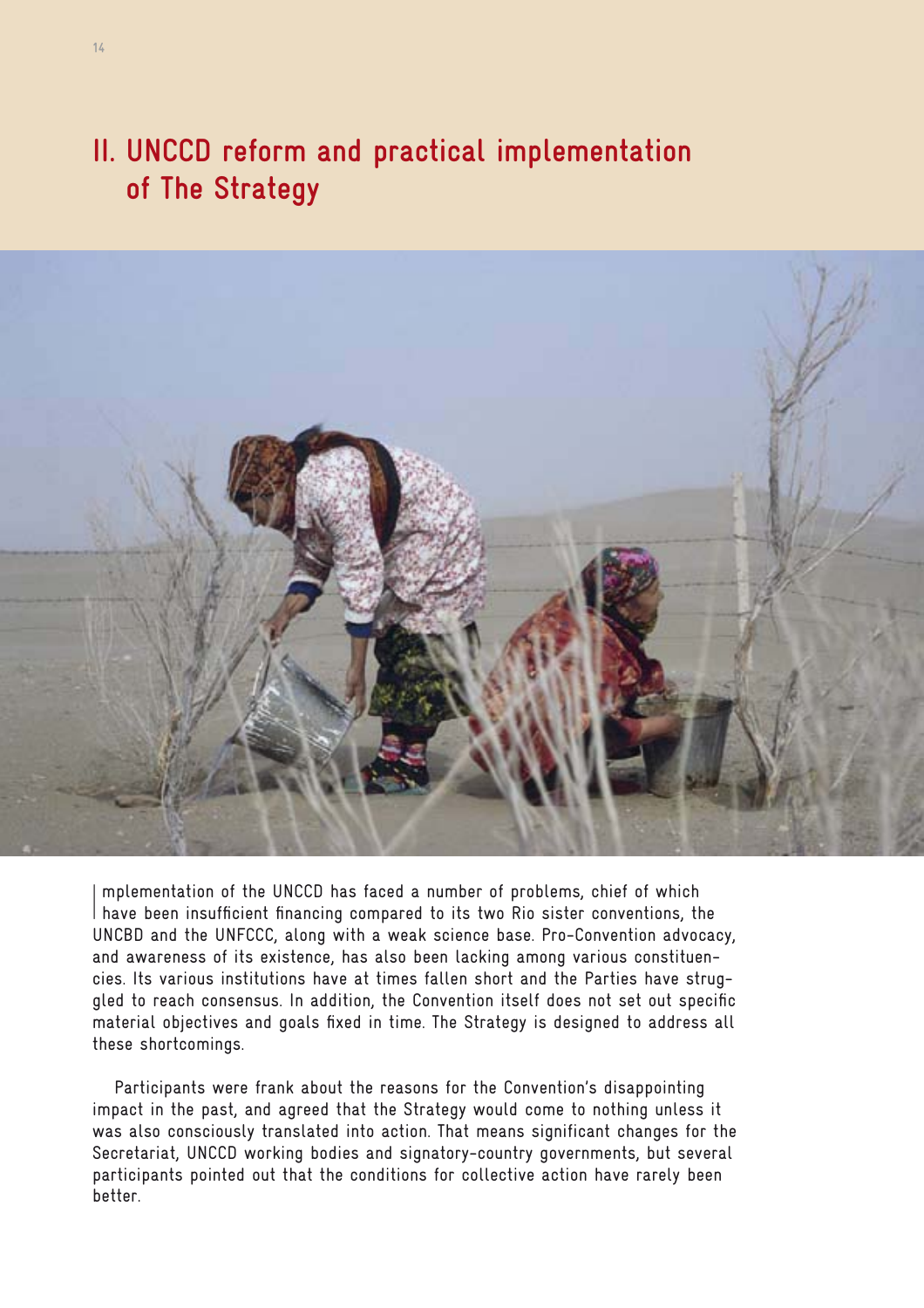# II. UNCCD reform and practical implementation of The Strategy

Implementation of the UNCCD has faced a number of problems, chief of which have been insufficient financing compared to its two Rio sister conventions, the UNCBD and the UNFCCC, along with a weak science base. Pro-Convention advocacy, and awareness of its existence, has also been lacking among various constituencies. Its various institutions have at times fallen short and the Parties have struggled to reach consensus. In addition, the Convention itself does not set out specific material objectives and goals fixed in time. The Strategy is designed to address all these shortcomings.

Participants were frank about the reasons for the Convention's disappointing impact in the past, and agreed that the Strategy would come to nothing unless it was also consciously translated into action. That means significant changes for the Secretariat, UNCCD working bodies and signatory-country governments, but several participants pointed out that the conditions for collective action have rarely been better.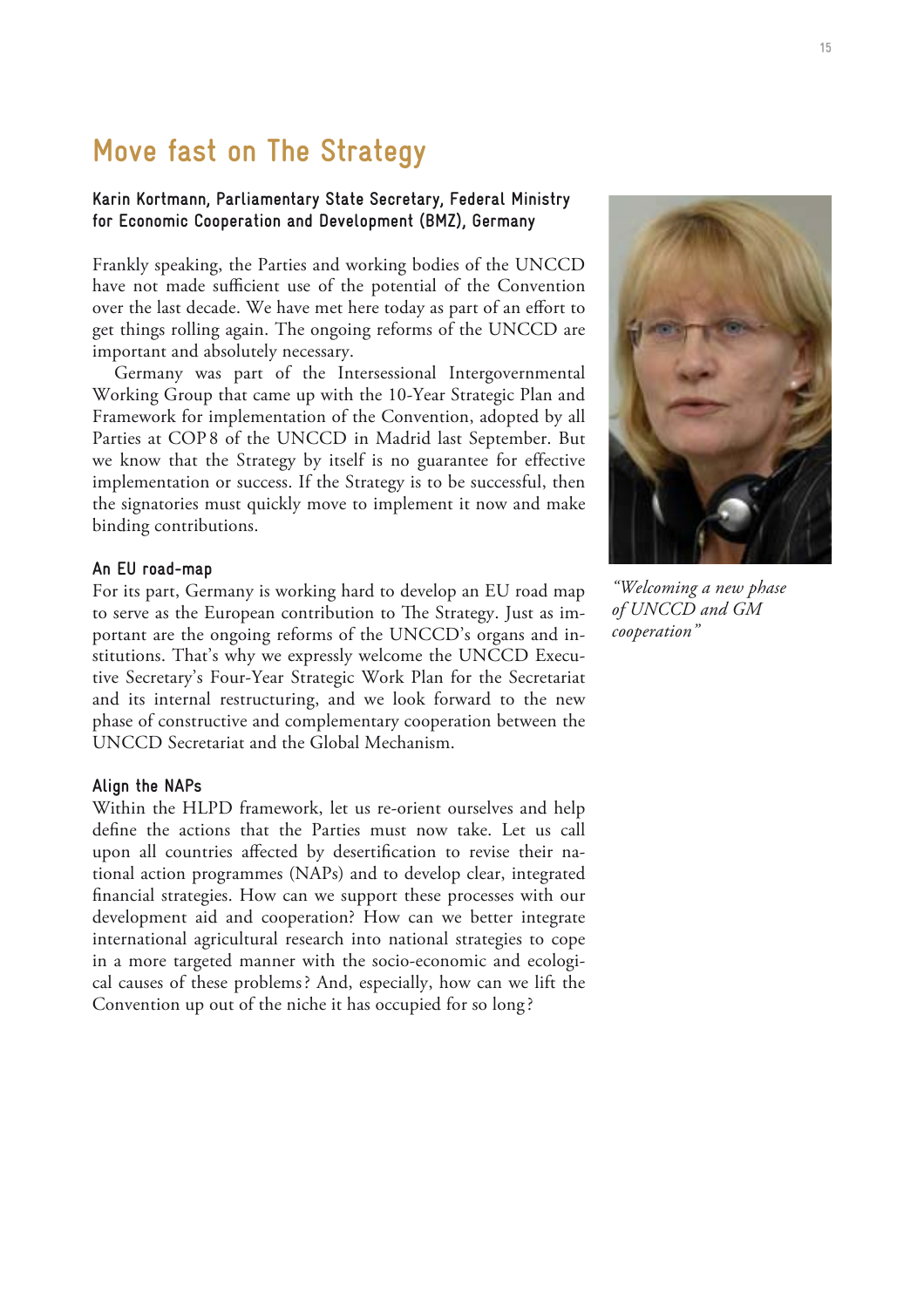# Move fast on The Strategy

**Karin Kortmann, Parliamentary State Secretary, Federal Ministry for Economic Cooperation and Development (BMZ), Germany**

Frankly speaking, the Parties and working bodies of the UNCCD have not made sufficient use of the potential of the Convention over the last decade. We have met here today as part of an effort to get things rolling again. The ongoing reforms of the UNCCD are important and absolutely necessary.

Germany was part of the Intersessional Intergovernmental Working Group that came up with the 10-Year Strategic Plan and Framework for implementation of the Convention, adopted by all Parties at COP 8 of the UNCCD in Madrid last September. But we know that the Strategy by itself is no guarantee for effective implementation or success. If the Strategy is to be successful, then the signatories must quickly move to implement it now and make binding contributions.

*"Welcoming a new phase of UNCCD and GM cooperation"*

### An EU road-map

For its part, Germany is working hard to develop an EU road map to serve as the European contribution to The Strategy. Just as important are the ongoing reforms of the UNCCD's organs and institutions. That's why we expressly welcome the UNCCD Executive Secretary's Four-Year Strategic Work Plan for the Secretariat and its internal restructuring, and we look forward to the new phase of constructive and complementary cooperation between the UNCCD Secretariat and the Global Mechanism.

### Align the NAPs

Within the HLPD framework, let us re-orient ourselves and help define the actions that the Parties must now take. Let us call upon all countries affected by desertification to revise their national action programmes (NAPs) and to develop clear, integrated financial strategies. How can we support these processes with our development aid and cooperation? How can we better integrate international agricultural research into national strategies to cope in a more targeted manner with the socio-economic and ecological causes of these problems? And, especially, how can we lift the Convention up out of the niche it has occupied for so long?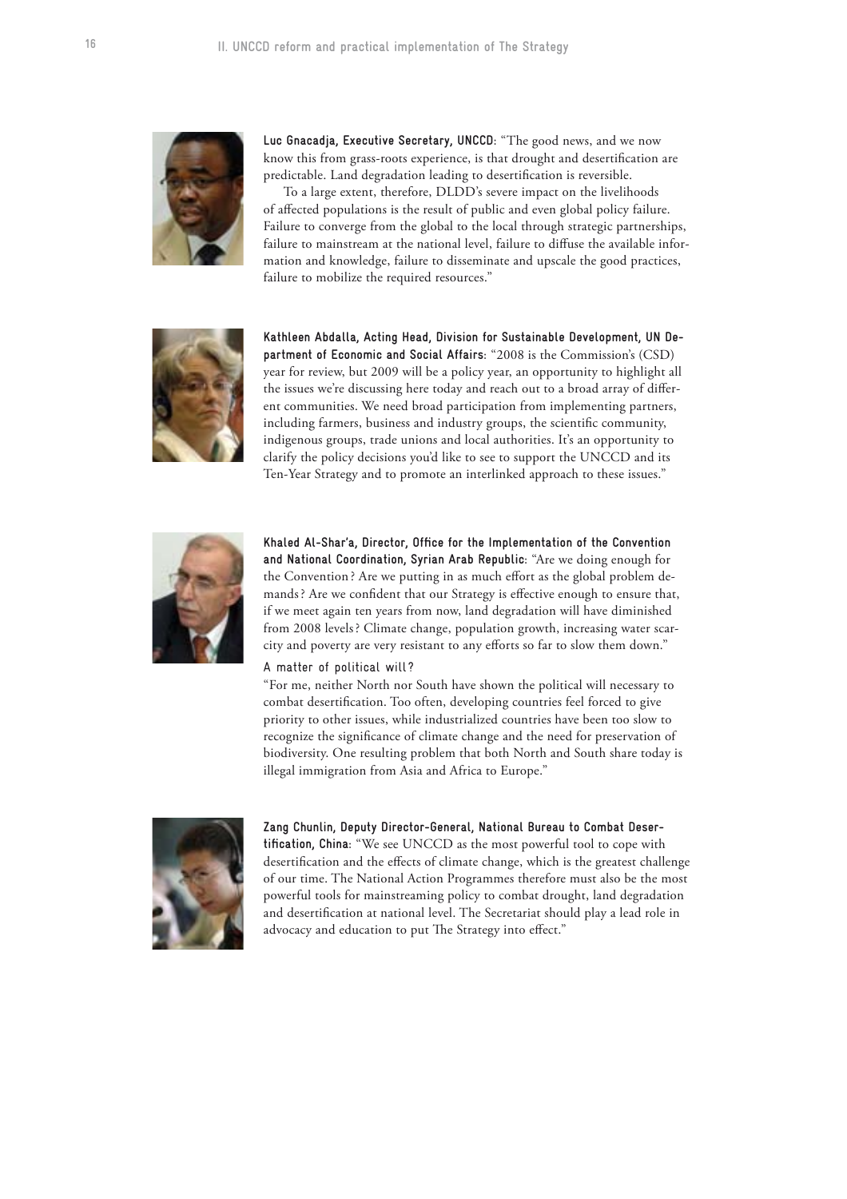**Luc Gnacadja, Executive Secretary, UNCCD**: "The good news, and we now know this from grass-roots experience, is that drought and desertification are predictable. Land degradation leading to desertification is reversible.

To a large extent, therefore, DLDD's severe impact on the livelihoods of affected populations is the result of public and even global policy failure. Failure to converge from the global to the local through strategic partnerships, failure to mainstream at the national level, failure to diffuse the available information and knowledge, failure to disseminate and upscale the good practices, failure to mobilize the required resources."

**Kathleen Abdalla, Acting Head, Division for Sustainable Development, UN Department of Economic and Social Affairs**: "2008 is the Commission's (CSD) year for review, but 2009 will be a policy year, an opportunity to highlight all the issues we're discussing here today and reach out to a broad array of different communities. We need broad participation from implementing partners, including farmers, business and industry groups, the scientific community, indigenous groups, trade unions and local authorities. It's an opportunity to clarify the policy decisions you'd like to see to support the UNCCD and its Ten-Year Strategy and to promote an interlinked approach to these issues."

**Khaled Al-Shar'a, Director, Office for the Implementation of the Convention and National Coordination, Syrian Arab Republic**: "Are we doing enough for the Convention? Are we putting in as much effort as the global problem demands? Are we confident that our Strategy is effective enough to ensure that, if we meet again ten years from now, land degradation will have diminished from 2008 levels? Climate change, population growth, increasing water scarcity and poverty are very resistant to any efforts so far to slow them down."

**A matter of political will?**

"For me, neither North nor South have shown the political will necessary to combat desertification. Too often, developing countries feel forced to give priority to other issues, while industrialized countries have been too slow to recognize the significance of climate change and the need for preservation of biodiversity. One resulting problem that both North and South share today is illegal immigration from Asia and Africa to Europe."

**Zang Chunlin, Deputy Director-General, National Bureau to Combat Desertification, China**: "We see UNCCD as the most powerful tool to cope with desertification and the effects of climate change, which is the greatest challenge of our time. The National Action Programmes therefore must also be the most powerful tools for mainstreaming policy to combat drought, land degradation and desertification at national level. The Secretariat should play a lead role in advocacy and education to put The Strategy into effect."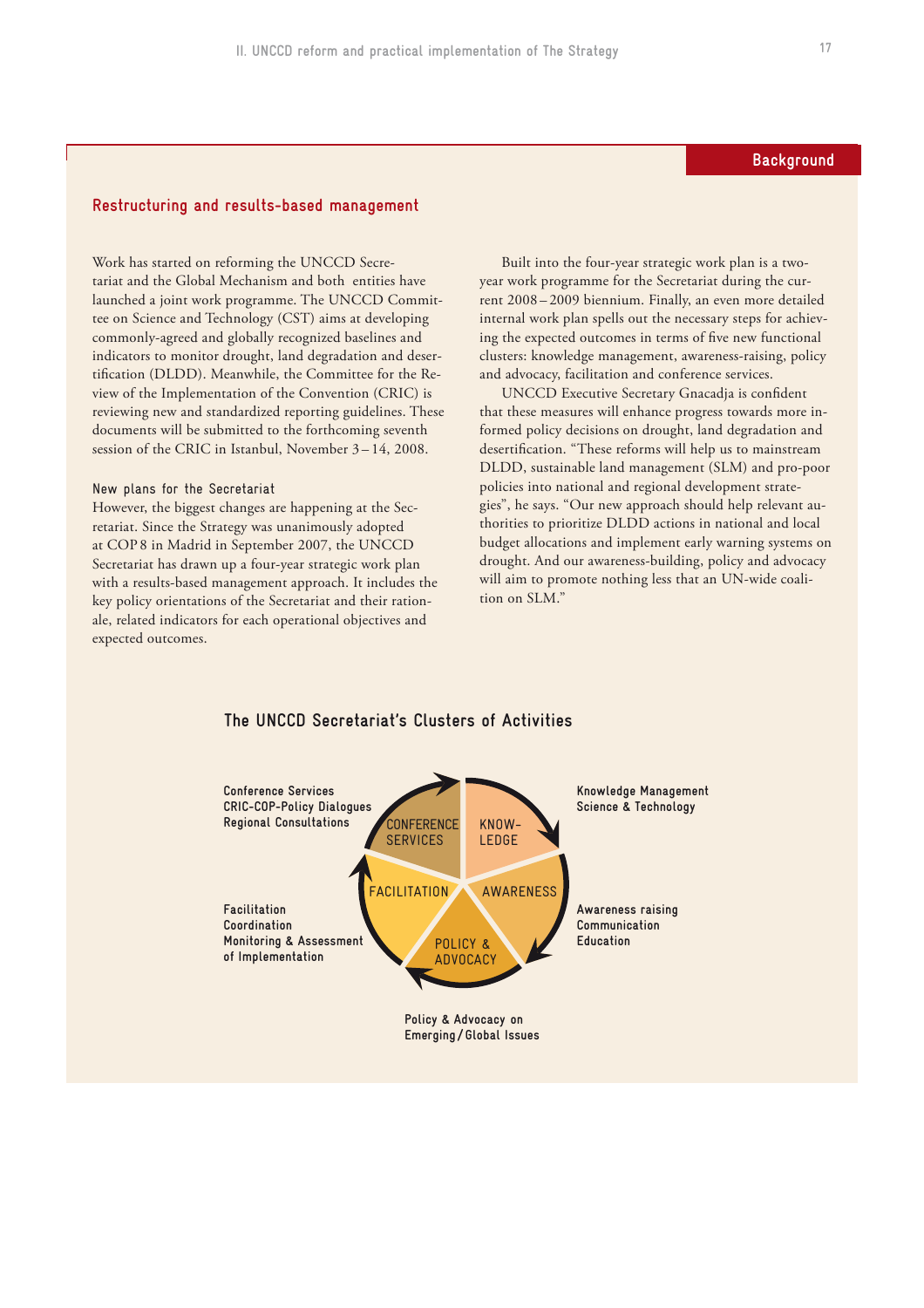Background

## Restructuring and results-based management

Work has started on reforming the UNCCD Secretariat and the Global Mechanism and both entities have launched a joint work programme. The UNCCD Committee on Science and Technology (CST) aims at developing commonly-agreed and globally recognized baselines and indicators to monitor drought, land degradation and desertification (DLDD). Meanwhile, the Committee for the Review of the Implementation of the Convention (CRIC) is reviewing new and standardized reporting guidelines. These documents will be submitted to the forthcoming seventh session of the CRIC in Istanbul, November 3 – 14, 2008.

### New plans for the Secretariat

However, the biggest changes are happening at the Secretariat. Since the Strategy was unanimously adopted at COP 8 in Madrid in September 2007, the UNCCD Secretariat has drawn up a four-year strategic work plan with a results-based management approach. It includes the key policy orientations of the Secretariat and their rationale, related indicators for each operational objectives and expected outcomes.

Built into the four-year strategic work plan is a two-year work programme for the Secretariat during the current 2008 – 2009 biennium. Finally, an even more detailed internal work plan spells out the necessary steps for achieving the expected outcomes in terms of five new functional clusters: knowledge management, awareness-raising, policy and advocacy, facilitation and conference services.

UNCCD Executive Secretary Gnacadja is confident that these measures will enhance progress towards more informed policy decisions on drought, land degradation and desertification. "These reforms will help us to mainstream DLDD, sustainable land management (SLM) and pro-poor policies into national and regional development strategies", he says. "Our new approach should help relevant authorities to prioritize DLDD actions in national and local budget allocations and implement early warning systems on drought. And our awareness-building, policy and advocacy will aim to promote nothing less that an UN-wide coalition on SLM."

### The UNCCD Secretariat's Clusters of Activities

- **CONFERENCE SERVICES:** Conference Services; CRIC-COP-Policy Dialogues; Regional Consultations
- **KNOWLEDGE:** Knowledge Management; Science & Technology
- **AWARENESS:** Awareness raising; Communication; Education
- **POLICY & ADVOCACY:** Policy & Advocacy on Emerging / Global Issues
- **FACILITATION:** Facilitation; Coordination; Monitoring & Assessment of Implementation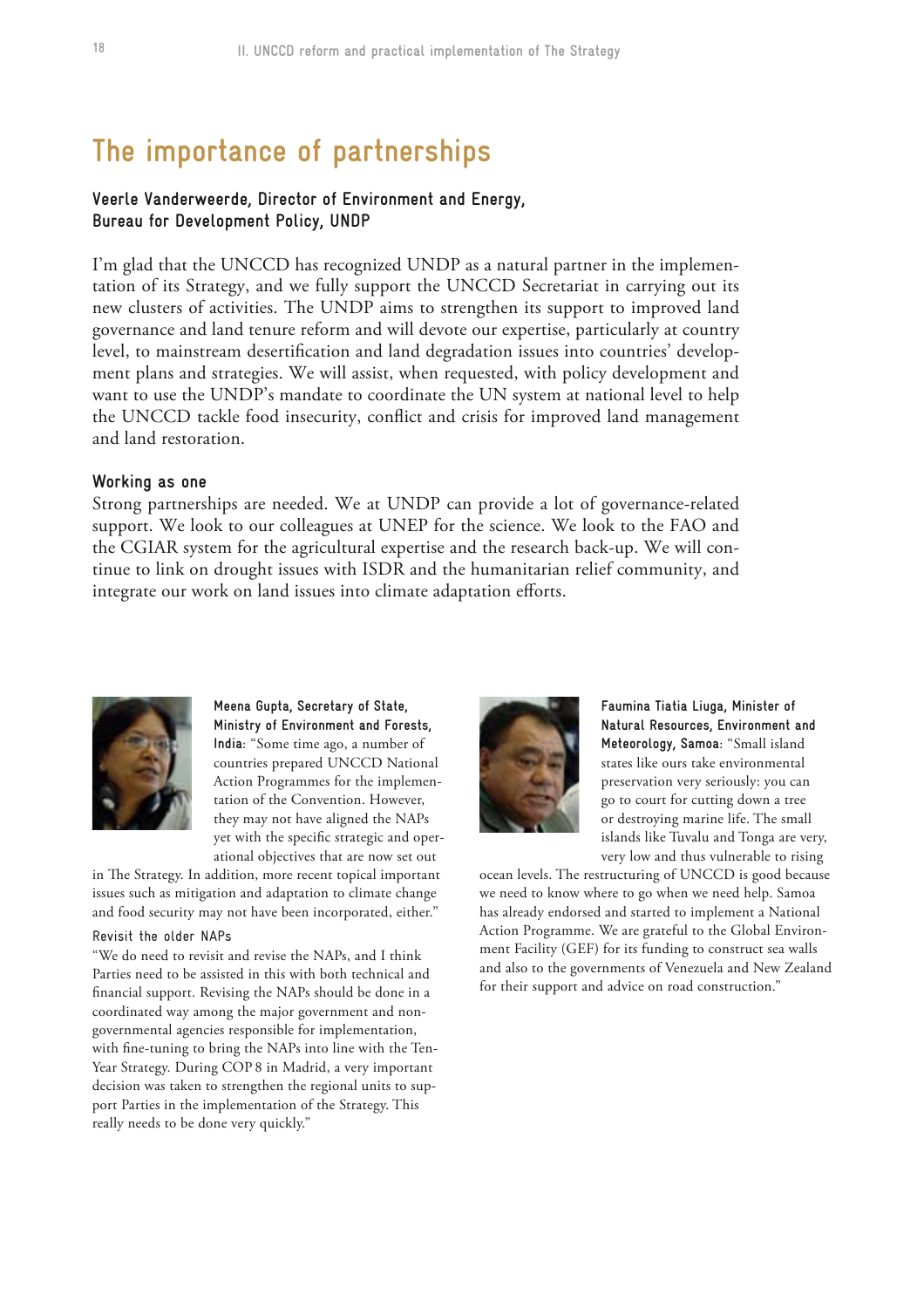# The importance of partnerships

**Veerle Vanderweerde, Director of Environment and Energy, Bureau for Development Policy, UNDP**

I'm glad that the UNCCD has recognized UNDP as a natural partner in the implementation of its Strategy, and we fully support the UNCCD Secretariat in carrying out its new clusters of activities. The UNDP aims to strengthen its support to improved land governance and land tenure reform and will devote our expertise, particularly at country level, to mainstream desertification and land degradation issues into countries' development plans and strategies. We will assist, when requested, with policy development and want to use the UNDP's mandate to coordinate the UN system at national level to help the UNCCD tackle food insecurity, conflict and crisis for improved land management and land restoration.

### Working as one

Strong partnerships are needed. We at UNDP can provide a lot of governance-related support. We look to our colleagues at UNEP for the science. We look to the FAO and the CGIAR system for the agricultural expertise and the research back-up. We will continue to link on drought issues with ISDR and the humanitarian relief community, and integrate our work on land issues into climate adaptation efforts.

**Meena Gupta, Secretary of State, Ministry of Environment and Forests, India**: "Some time ago, a number of countries prepared UNCCD National Action Programmes for the implementation of the Convention. However, they may not have aligned the NAPs yet with the specific strategic and operational objectives that are now set out in The Strategy. In addition, more recent topical important issues such as mitigation and adaptation to climate change and food security may not have been incorporated, either."

#### Revisit the older NAPs

"We do need to revisit and revise the NAPs, and I think Parties need to be assisted in this with both technical and financial support. Revising the NAPs should be done in a coordinated way among the major government and non-governmental agencies responsible for implementation, with fine-tuning to bring the NAPs into line with the Ten-Year Strategy. During COP 8 in Madrid, a very important decision was taken to strengthen the regional units to support Parties in the implementation of the Strategy. This really needs to be done very quickly."

**Faumina Tiatia Liuga, Minister of Natural Resources, Environment and Meteorology, Samoa**: "Small island states like ours take environmental preservation very seriously: you can go to court for cutting down a tree or destroying marine life. The small islands like Tuvalu and Tonga are very, very low and thus vulnerable to rising ocean levels. The restructuring of UNCCD is good because we need to know where to go when we need help. Samoa has already endorsed and started to implement a National Action Programme. We are grateful to the Global Environment Facility (GEF) for its funding to construct sea walls and also to the governments of Venezuela and New Zealand for their support and advice on road construction."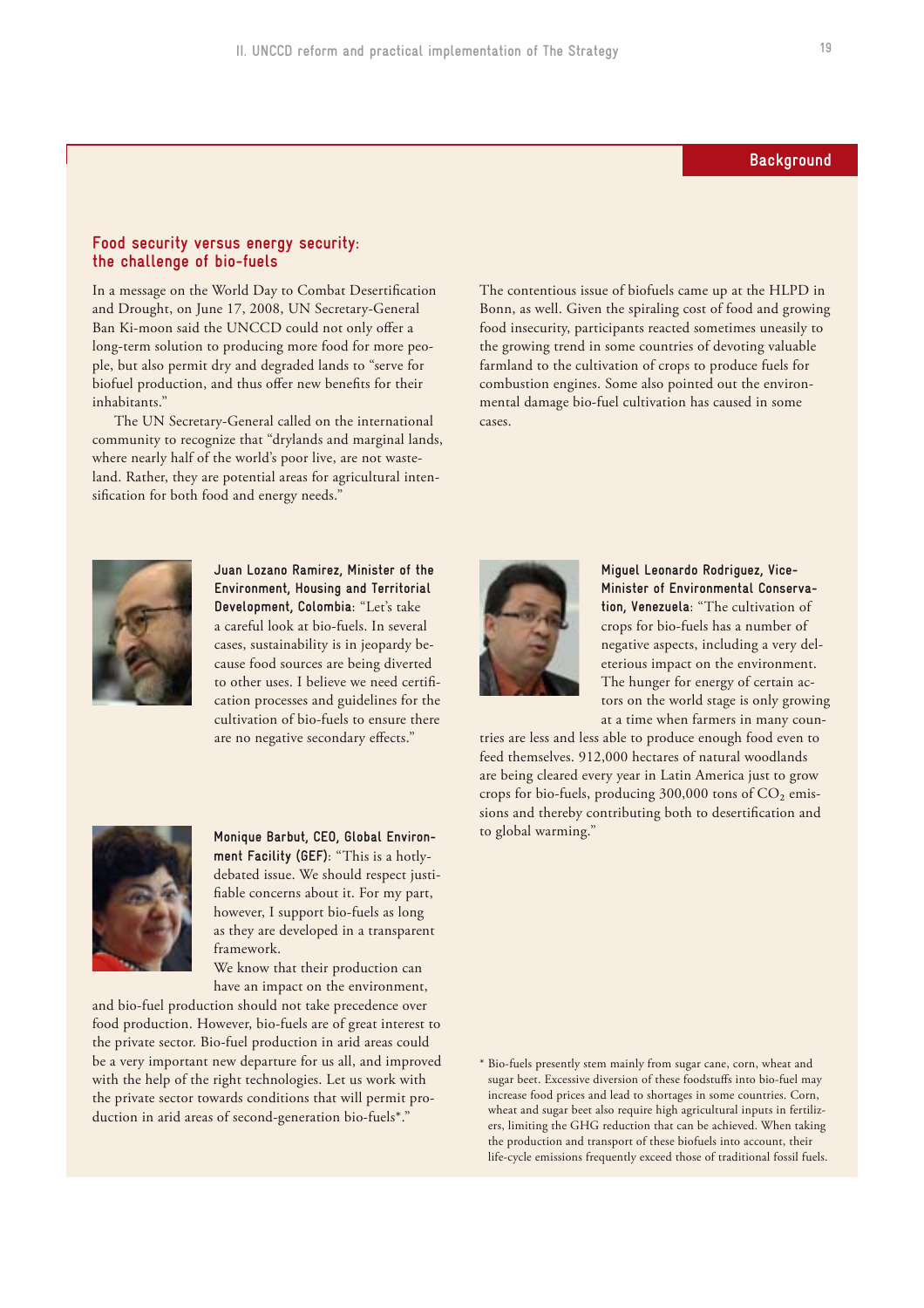Background

## Food security versus energy security: the challenge of bio-fuels

In a message on the World Day to Combat Desertification and Drought, on June 17, 2008, UN Secretary-General Ban Ki-moon said the UNCCD could not only offer a long-term solution to producing more food for more people, but also permit dry and degraded lands to "serve for biofuel production, and thus offer new benefits for their inhabitants."

The UN Secretary-General called on the international community to recognize that "drylands and marginal lands, where nearly half of the world's poor live, are not wasteland. Rather, they are potential areas for agricultural intensification for both food and energy needs."

The contentious issue of biofuels came up at the HLPD in Bonn, as well. Given the spiraling cost of food and growing food insecurity, participants reacted sometimes uneasily to the growing trend in some countries of devoting valuable farmland to the cultivation of crops to produce fuels for combustion engines. Some also pointed out the environmental damage bio-fuel cultivation has caused in some cases.

**Juan Lozano Ramirez, Minister of the Environment, Housing and Territorial Development, Colombia**: "Let's take a careful look at bio-fuels. In several cases, sustainability is in jeopardy because food sources are being diverted to other uses. I believe we need certification processes and guidelines for the cultivation of bio-fuels to ensure there are no negative secondary effects."

**Monique Barbut, CEO, Global Environment Facility (GEF)**: "This is a hotly-debated issue. We should respect justifiable concerns about it. For my part, however, I support bio-fuels as long as they are developed in a transparent framework.

We know that their production can have an impact on the environment, and bio-fuel production should not take precedence over food production. However, bio-fuels are of great interest to the private sector. Bio-fuel production in arid areas could be a very important new departure for us all, and improved with the help of the right technologies. Let us work with the private sector towards conditions that will permit production in arid areas of second-generation bio-fuels*."

**Miguel Leonardo Rodriguez, Vice-Minister of Environmental Conservation, Venezuela**: "The cultivation of crops for bio-fuels has a number of negative aspects, including a very deleterious impact on the environment. The hunger for energy of certain actors on the world stage is only growing at a time when farmers in many countries are less and less able to produce enough food even to feed themselves. 912,000 hectares of natural woodlands are being cleared every year in Latin America just to grow crops for bio-fuels, producing 300,000 tons of $CO_2$ emissions and thereby contributing both to desertification and to global warming."

\* Bio-fuels presently stem mainly from sugar cane, corn, wheat and sugar beet. Excessive diversion of these foodstuffs into bio-fuel may increase food prices and lead to shortages in some countries. Corn, wheat and sugar beet also require high agricultural inputs in fertilizers, limiting the GHG reduction that can be achieved. When taking the production and transport of these biofuels into account, their life-cycle emissions frequently exceed those of traditional fossil fuels.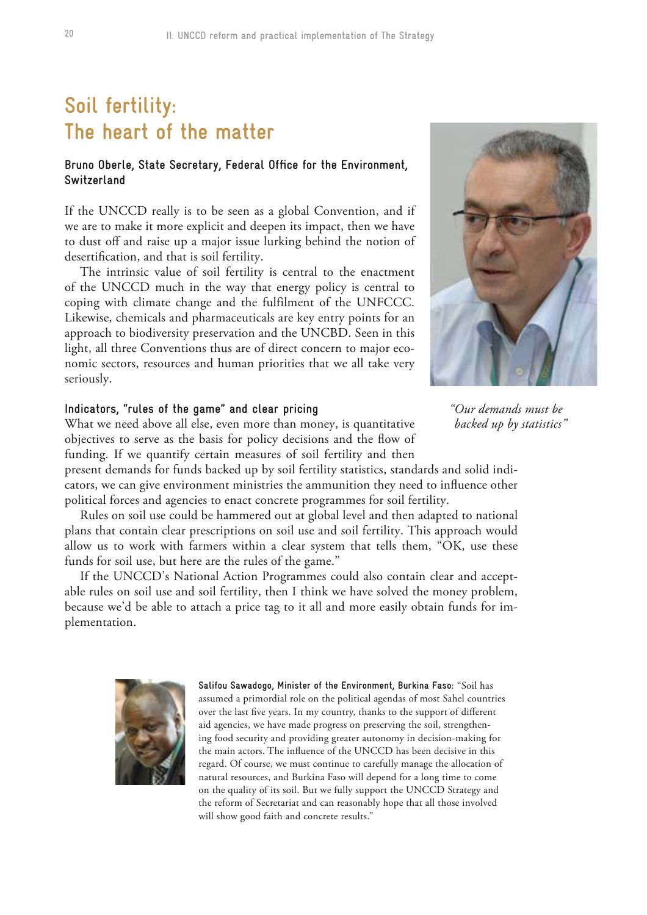# Soil fertility: The heart of the matter

**Bruno Oberle, State Secretary, Federal Office for the Environment, Switzerland**

If the UNCCD really is to be seen as a global Convention, and if we are to make it more explicit and deepen its impact, then we have to dust off and raise up a major issue lurking behind the notion of desertification, and that is soil fertility.

The intrinsic value of soil fertility is central to the enactment of the UNCCD much in the way that energy policy is central to coping with climate change and the fulfilment of the UNFCCC. Likewise, chemicals and pharmaceuticals are key entry points for an approach to biodiversity preservation and the UNCBD. Seen in this light, all three Conventions thus are of direct concern to major economic sectors, resources and human priorities that we all take very seriously.

*"Our demands must be backed up by statistics"*

### Indicators, "rules of the game" and clear pricing

What we need above all else, even more than money, is quantitative objectives to serve as the basis for policy decisions and the flow of funding. If we quantify certain measures of soil fertility and then present demands for funds backed up by soil fertility statistics, standards and solid indicators, we can give environment ministries the ammunition they need to influence other political forces and agencies to enact concrete programmes for soil fertility.

Rules on soil use could be hammered out at global level and then adapted to national plans that contain clear prescriptions on soil use and soil fertility. This approach would allow us to work with farmers within a clear system that tells them, "OK, use these funds for soil use, but here are the rules of the game."

If the UNCCD's National Action Programmes could also contain clear and acceptable rules on soil use and soil fertility, then I think we have solved the money problem, because we'd be able to attach a price tag to it all and more easily obtain funds for implementation.

**Salifou Sawadogo, Minister of the Environment, Burkina Faso:** "Soil has assumed a primordial role on the political agendas of most Sahel countries over the last five years. In my country, thanks to the support of different aid agencies, we have made progress on preserving the soil, strengthening food security and providing greater autonomy in decision-making for the main actors. The influence of the UNCCD has been decisive in this regard. Of course, we must continue to carefully manage the allocation of natural resources, and Burkina Faso will depend for a long time to come on the quality of its soil. But we fully support the UNCCD Strategy and the reform of Secretariat and can reasonably hope that all those involved will show good faith and concrete results."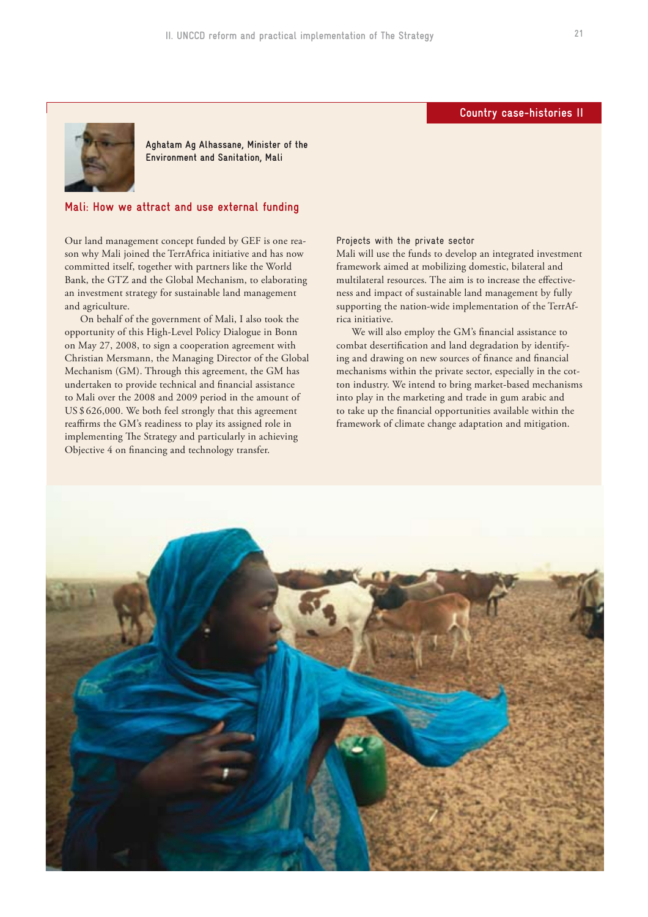## Country case-histories II

**Aghatam Ag Alhassane, Minister of the Environment and Sanitation, Mali**

### Mali: How we attract and use external funding

Our land management concept funded by GEF is one reason why Mali joined the TerrAfrica initiative and has now committed itself, together with partners like the World Bank, the GTZ and the Global Mechanism, to elaborating an investment strategy for sustainable land management and agriculture.

On behalf of the government of Mali, I also took the opportunity of this High-Level Policy Dialogue in Bonn on May 27, 2008, to sign a cooperation agreement with Christian Mersmann, the Managing Director of the Global Mechanism (GM). Through this agreement, the GM has undertaken to provide technical and financial assistance to Mali over the 2008 and 2009 period in the amount of US $ 626,000. We both feel strongly that this agreement reaffirms the GM's readiness to play its assigned role in implementing The Strategy and particularly in achieving Objective 4 on financing and technology transfer.

#### Projects with the private sector

Mali will use the funds to develop an integrated investment framework aimed at mobilizing domestic, bilateral and multilateral resources. The aim is to increase the effectiveness and impact of sustainable land management by fully supporting the nation-wide implementation of the TerrAfrica initiative.

We will also employ the GM's financial assistance to combat desertification and land degradation by identifying and drawing on new sources of finance and financial mechanisms within the private sector, especially in the cotton industry. We intend to bring market-based mechanisms into play in the marketing and trade in gum arabic and to take up the financial opportunities available within the framework of climate change adaptation and mitigation.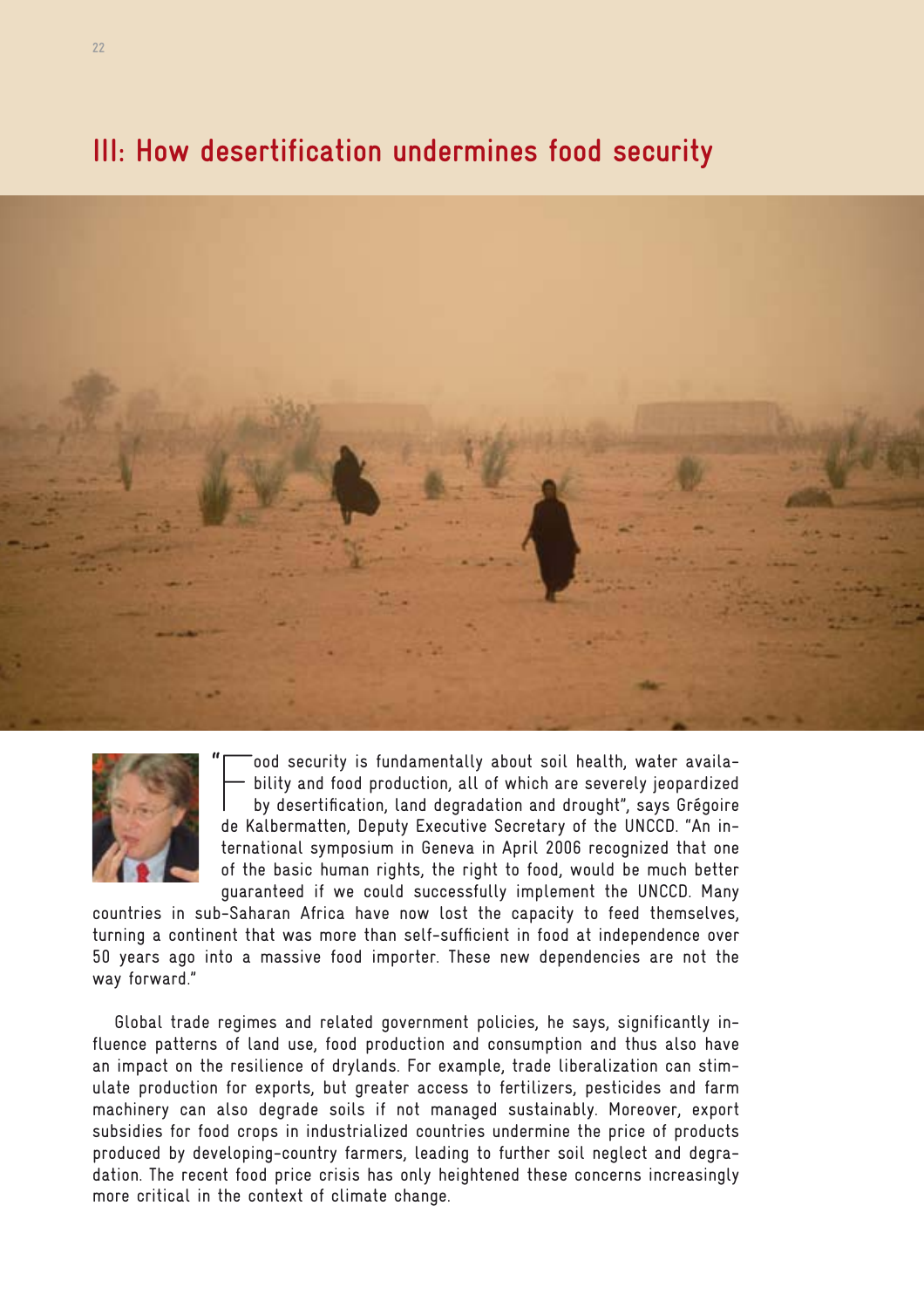# III: How desertification undermines food security

"Food security is fundamentally about soil health, water availability and food production, all of which are severely jeopardized by desertification, land degradation and drought", says Grégoire de Kalbermatten, Deputy Executive Secretary of the UNCCD. "An international symposium in Geneva in April 2006 recognized that one of the basic human rights, the right to food, would be much better guaranteed if we could successfully implement the UNCCD. Many countries in sub-Saharan Africa have now lost the capacity to feed themselves, turning a continent that was more than self-sufficient in food at independence over 50 years ago into a massive food importer. These new dependencies are not the way forward."

Global trade regimes and related government policies, he says, significantly influence patterns of land use, food production and consumption and thus also have an impact on the resilience of drylands. For example, trade liberalization can stimulate production for exports, but greater access to fertilizers, pesticides and farm machinery can also degrade soils if not managed sustainably. Moreover, export subsidies for food crops in industrialized countries undermine the price of products produced by developing-country farmers, leading to further soil neglect and degradation. The recent food price crisis has only heightened these concerns increasingly more critical in the context of climate change.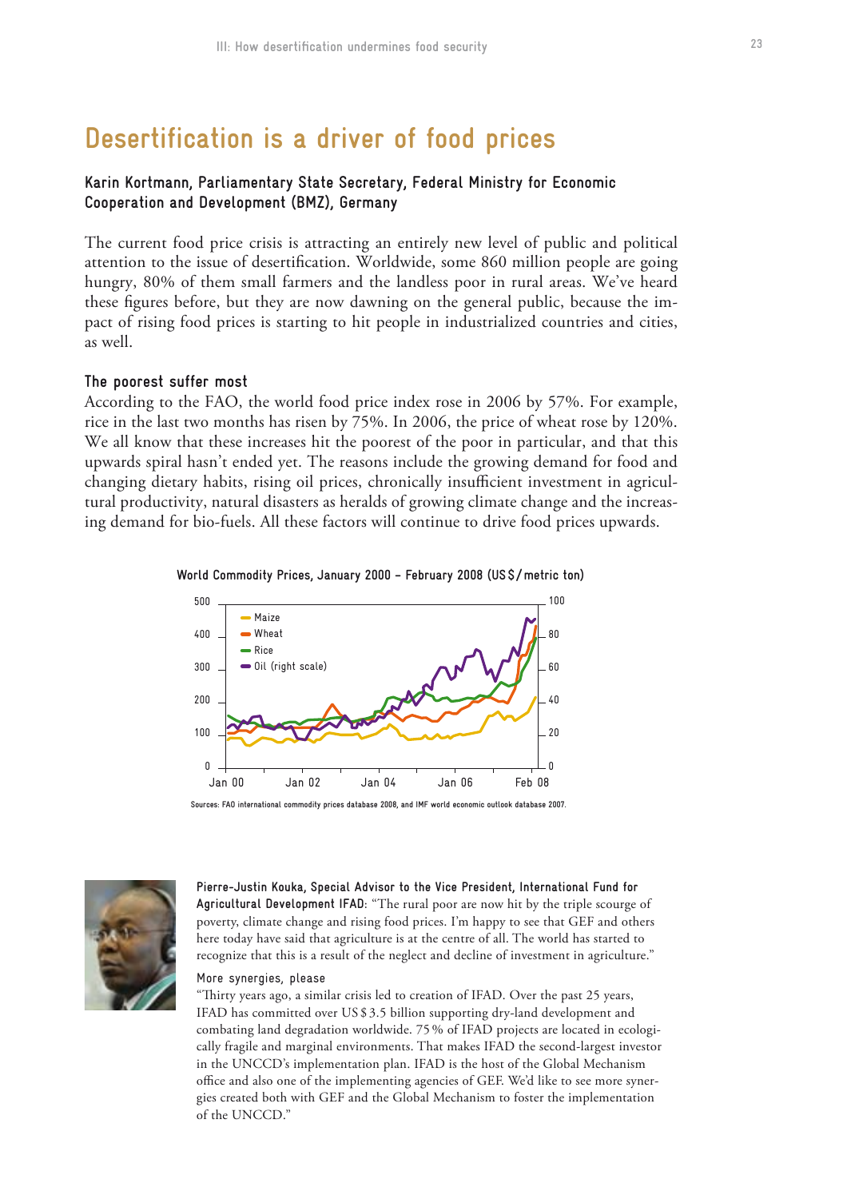# Desertification is a driver of food prices

**Karin Kortmann, Parliamentary State Secretary, Federal Ministry for Economic Cooperation and Development (BMZ), Germany**

The current food price crisis is attracting an entirely new level of public and political attention to the issue of desertification. Worldwide, some 860 million people are going hungry, 80% of them small farmers and the landless poor in rural areas. We've heard these figures before, but they are now dawning on the general public, because the impact of rising food prices is starting to hit people in industrialized countries and cities, as well.

### The poorest suffer most

According to the FAO, the world food price index rose in 2006 by 57%. For example, rice in the last two months has risen by 75%. In 2006, the price of wheat rose by 120%. We all know that these increases hit the poorest of the poor in particular, and that this upwards spiral hasn't ended yet. The reasons include the growing demand for food and changing dietary habits, rising oil prices, chronically insufficient investment in agricultural productivity, natural disasters as heralds of growing climate change and the increasing demand for bio-fuels. All these factors will continue to drive food prices upwards.

**World Commodity Prices, January 2000 – February 2008 (US$/metric ton)**

Sources: FAO international commodity prices database 2008, and IMF world economic outlook database 2007.

**Pierre-Justin Kouka, Special Advisor to the Vice President, International Fund for Agricultural Development IFAD**: "The rural poor are now hit by the triple scourge of poverty, climate change and rising food prices. I'm happy to see that GEF and others here today have said that agriculture is at the centre of all. The world has started to recognize that this is a result of the neglect and decline of investment in agriculture."

### More synergies, please

"Thirty years ago, a similar crisis led to creation of IFAD. Over the past 25 years, IFAD has committed over US$3.5 billion supporting dry-land development and combating land degradation worldwide. 75% of IFAD projects are located in ecologically fragile and marginal environments. That makes IFAD the second-largest investor in the UNCCD's implementation plan. IFAD is the host of the Global Mechanism office and also one of the implementing agencies of GEF. We'd like to see more synergies created both with GEF and the Global Mechanism to foster the implementation of the UNCCD."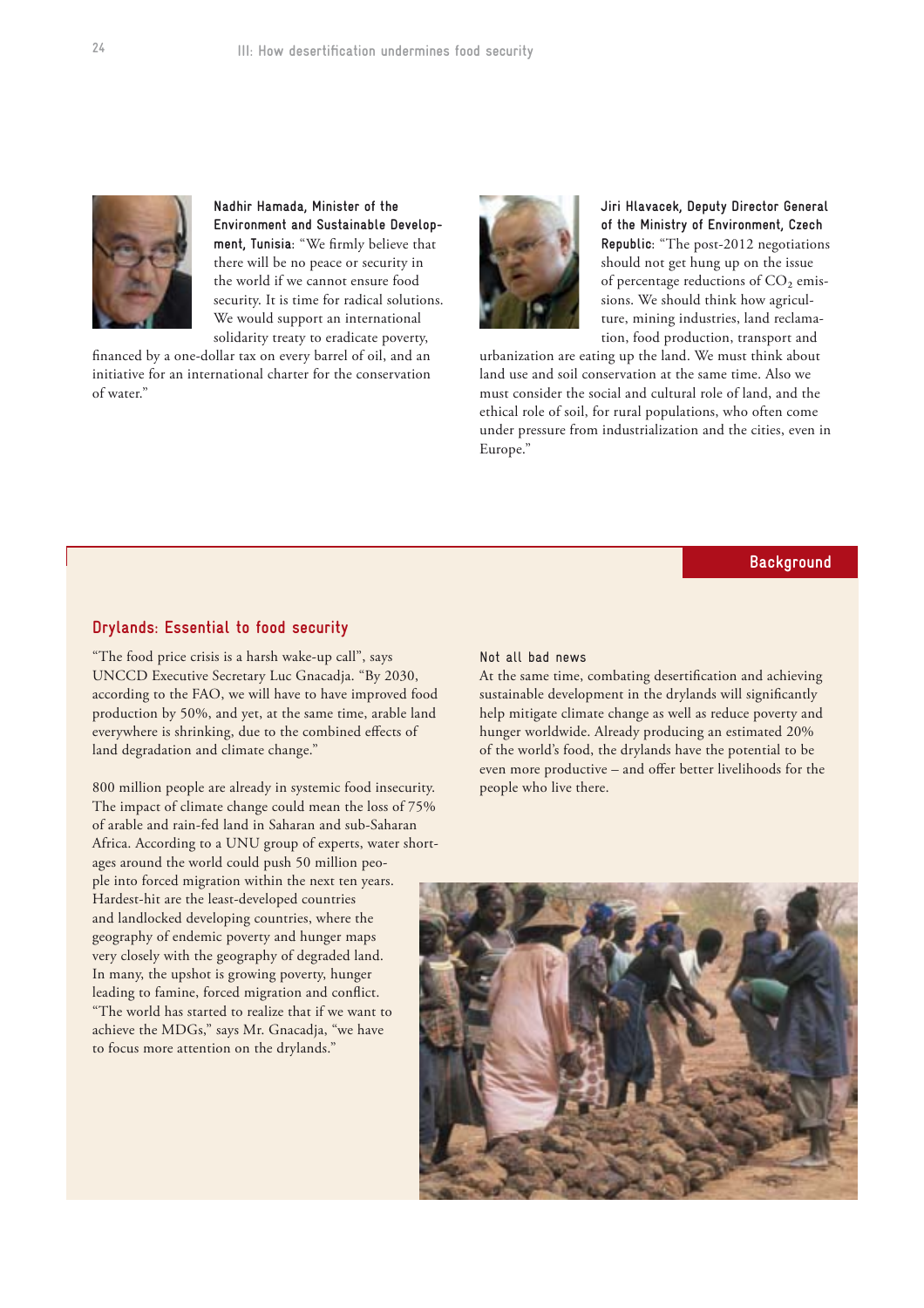**Nadhir Hamada, Minister of the Environment and Sustainable Development, Tunisia**: "We firmly believe that there will be no peace or security in the world if we cannot ensure food security. It is time for radical solutions. We would support an international solidarity treaty to eradicate poverty, financed by a one-dollar tax on every barrel of oil, and an initiative for an international charter for the conservation of water."

**Jiri Hlavacek, Deputy Director General of the Ministry of Environment, Czech Republic**: "The post-2012 negotiations should not get hung up on the issue of percentage reductions of $CO_2$ emissions. We should think how agriculture, mining industries, land reclamation, food production, transport and urbanization are eating up the land. We must think about land use and soil conservation at the same time. Also we must consider the social and cultural role of land, and the ethical role of soil, for rural populations, who often come under pressure from industrialization and the cities, even in Europe."

Background

## Drylands: Essential to food security

"The food price crisis is a harsh wake-up call", says UNCCD Executive Secretary Luc Gnacadja. "By 2030, according to the FAO, we will have to have improved food production by 50%, and yet, at the same time, arable land everywhere is shrinking, due to the combined effects of land degradation and climate change."

800 million people are already in systemic food insecurity. The impact of climate change could mean the loss of 75% of arable and rain-fed land in Saharan and sub-Saharan Africa. According to a UNU group of experts, water shortages around the world could push 50 million people into forced migration within the next ten years. Hardest-hit are the least-developed countries and landlocked developing countries, where the geography of endemic poverty and hunger maps very closely with the geography of degraded land. In many, the upshot is growing poverty, hunger leading to famine, forced migration and conflict. "The world has started to realize that if we want to achieve the MDGs," says Mr. Gnacadja, "we have to focus more attention on the drylands."

### Not all bad news

At the same time, combating desertification and achieving sustainable development in the drylands will significantly help mitigate climate change as well as reduce poverty and hunger worldwide. Already producing an estimated 20% of the world's food, the drylands have the potential to be even more productive – and offer better livelihoods for the people who live there.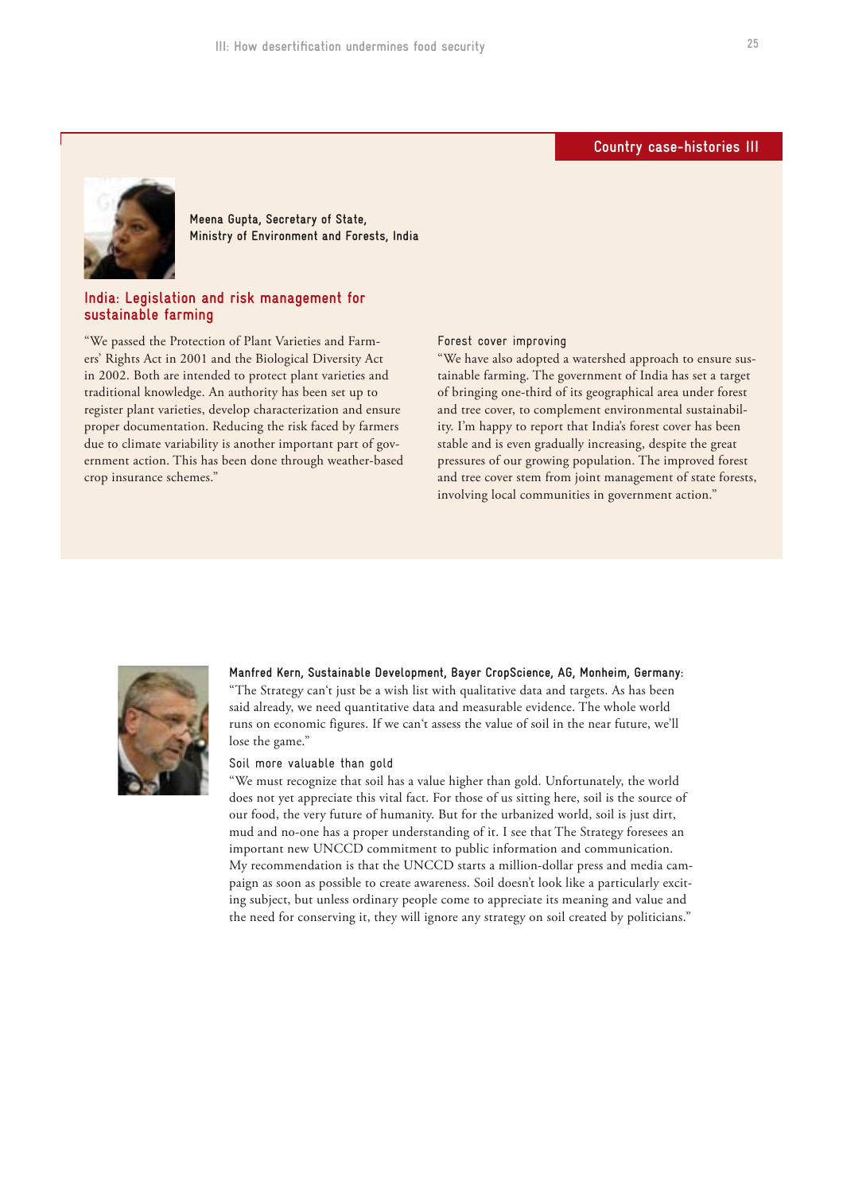## Country case-histories III

**Meena Gupta, Secretary of State, Ministry of Environment and Forests, India**

### India: Legislation and risk management for sustainable farming

"We passed the Protection of Plant Varieties and Farmers' Rights Act in 2001 and the Biological Diversity Act in 2002. Both are intended to protect plant varieties and traditional knowledge. An authority has been set up to register plant varieties, develop characterization and ensure proper documentation. Reducing the risk faced by farmers due to climate variability is another important part of government action. This has been done through weather-based crop insurance schemes."

#### Forest cover improving

"We have also adopted a watershed approach to ensure sustainable farming. The government of India has set a target of bringing one-third of its geographical area under forest and tree cover, to complement environmental sustainability. I'm happy to report that India's forest cover has been stable and is even gradually increasing, despite the great pressures of our growing population. The improved forest and tree cover stem from joint management of state forests, involving local communities in government action."

**Manfred Kern, Sustainable Development, Bayer CropScience, AG, Monheim, Germany:**
"The Strategy can't just be a wish list with qualitative data and targets. As has been said already, we need quantitative data and measurable evidence. The whole world runs on economic figures. If we can't assess the value of soil in the near future, we'll lose the game."

#### Soil more valuable than gold

"We must recognize that soil has a value higher than gold. Unfortunately, the world does not yet appreciate this vital fact. For those of us sitting here, soil is the source of our food, the very future of humanity. But for the urbanized world, soil is just dirt, mud and no-one has a proper understanding of it. I see that The Strategy foresees an important new UNCCD commitment to public information and communication. My recommendation is that the UNCCD starts a million-dollar press and media campaign as soon as possible to create awareness. Soil doesn't look like a particularly exciting subject, but unless ordinary people come to appreciate its meaning and value and the need for conserving it, they will ignore any strategy on soil created by politicians."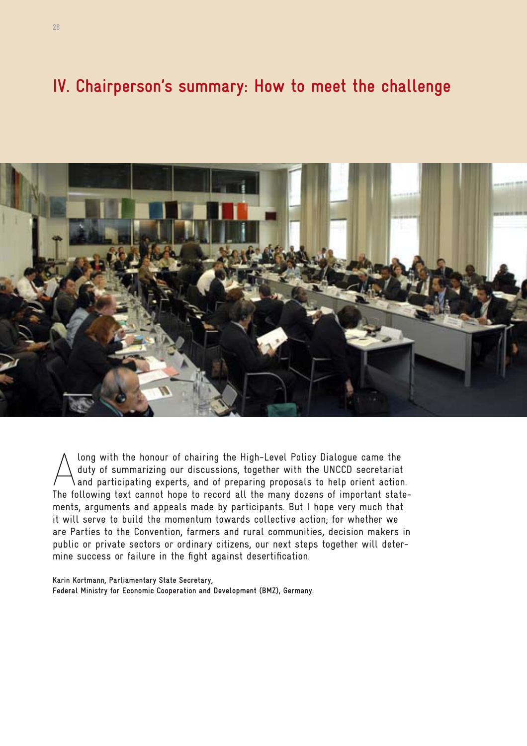# IV. Chairperson's summary: How to meet the challenge

Along with the honour of chairing the High-Level Policy Dialogue came the duty of summarizing our discussions, together with the UNCCD secretariat and participating experts, and of preparing proposals to help orient action. The following text cannot hope to record all the many dozens of important statements, arguments and appeals made by participants. But I hope very much that it will serve to build the momentum towards collective action; for whether we are Parties to the Convention, farmers and rural communities, decision makers in public or private sectors or ordinary citizens, our next steps together will determine success or failure in the fight against desertification.

**Karin Kortmann, Parliamentary State Secretary,**
**Federal Ministry for Economic Cooperation and Development (BMZ), Germany.**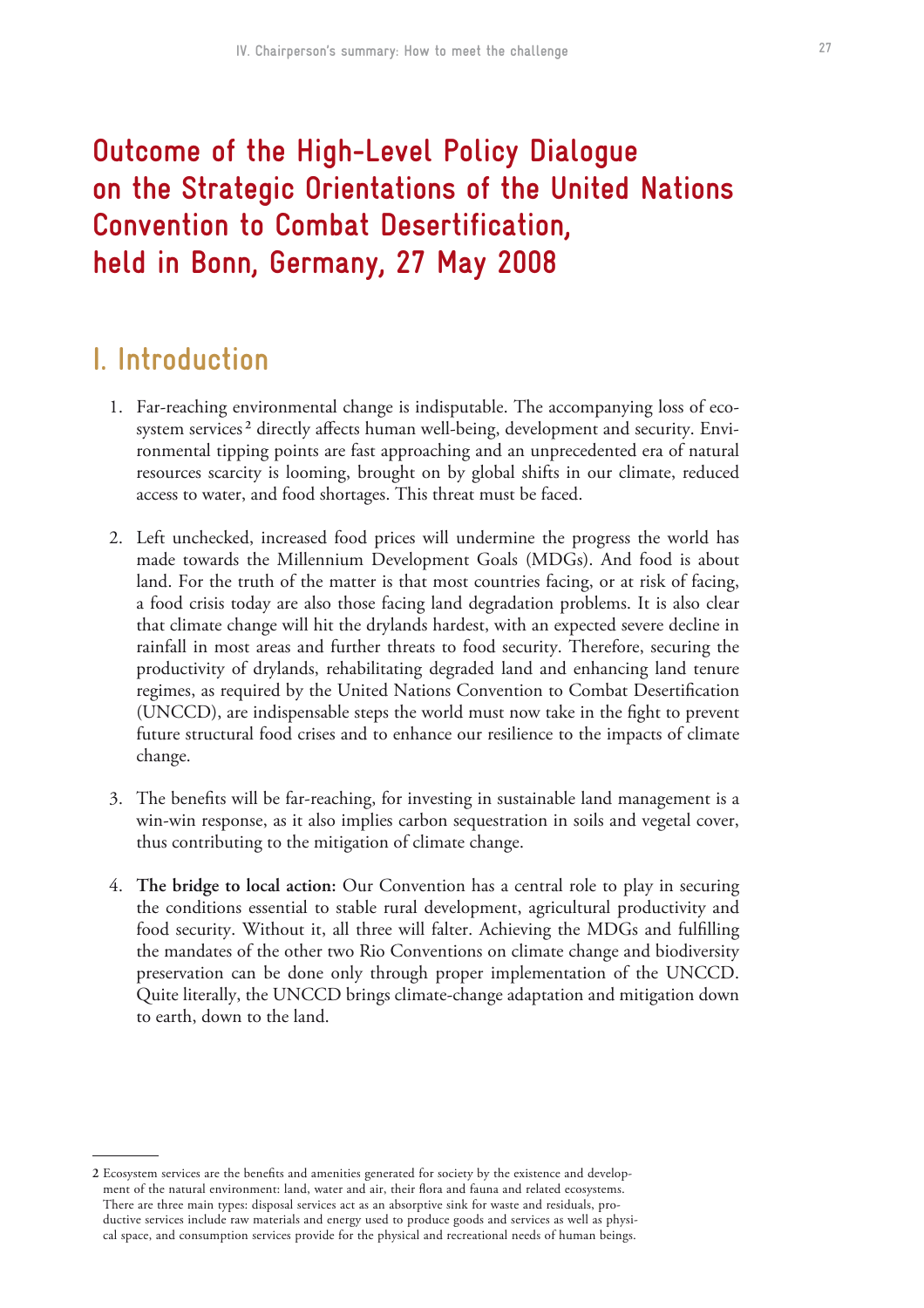# Outcome of the High-Level Policy Dialogue on the Strategic Orientations of the United Nations Convention to Combat Desertification, held in Bonn, Germany, 27 May 2008

## I. Introduction

1. Far-reaching environmental change is indisputable. The accompanying loss of ecosystem services[2] directly affects human well-being, development and security. Environmental tipping points are fast approaching and an unprecedented era of natural resources scarcity is looming, brought on by global shifts in our climate, reduced access to water, and food shortages. This threat must be faced.

2. Left unchecked, increased food prices will undermine the progress the world has made towards the Millennium Development Goals (MDGs). And food is about land. For the truth of the matter is that most countries facing, or at risk of facing, a food crisis today are also those facing land degradation problems. It is also clear that climate change will hit the drylands hardest, with an expected severe decline in rainfall in most areas and further threats to food security. Therefore, securing the productivity of drylands, rehabilitating degraded land and enhancing land tenure regimes, as required by the United Nations Convention to Combat Desertification (UNCCD), are indispensable steps the world must now take in the fight to prevent future structural food crises and to enhance our resilience to the impacts of climate change.

3. The benefits will be far-reaching, for investing in sustainable land management is a win-win response, as it also implies carbon sequestration in soils and vegetal cover, thus contributing to the mitigation of climate change.

4. **The bridge to local action:** Our Convention has a central role to play in securing the conditions essential to stable rural development, agricultural productivity and food security. Without it, all three will falter. Achieving the MDGs and fulfilling the mandates of the other two Rio Conventions on climate change and biodiversity preservation can be done only through proper implementation of the UNCCD. Quite literally, the UNCCD brings climate-change adaptation and mitigation down to earth, down to the land.

---

2 Ecosystem services are the benefits and amenities generated for society by the existence and development of the natural environment: land, water and air, their flora and fauna and related ecosystems. There are three main types: disposal services act as an absorptive sink for waste and residuals, productive services include raw materials and energy used to produce goods and services as well as physical space, and consumption services provide for the physical and recreational needs of human beings.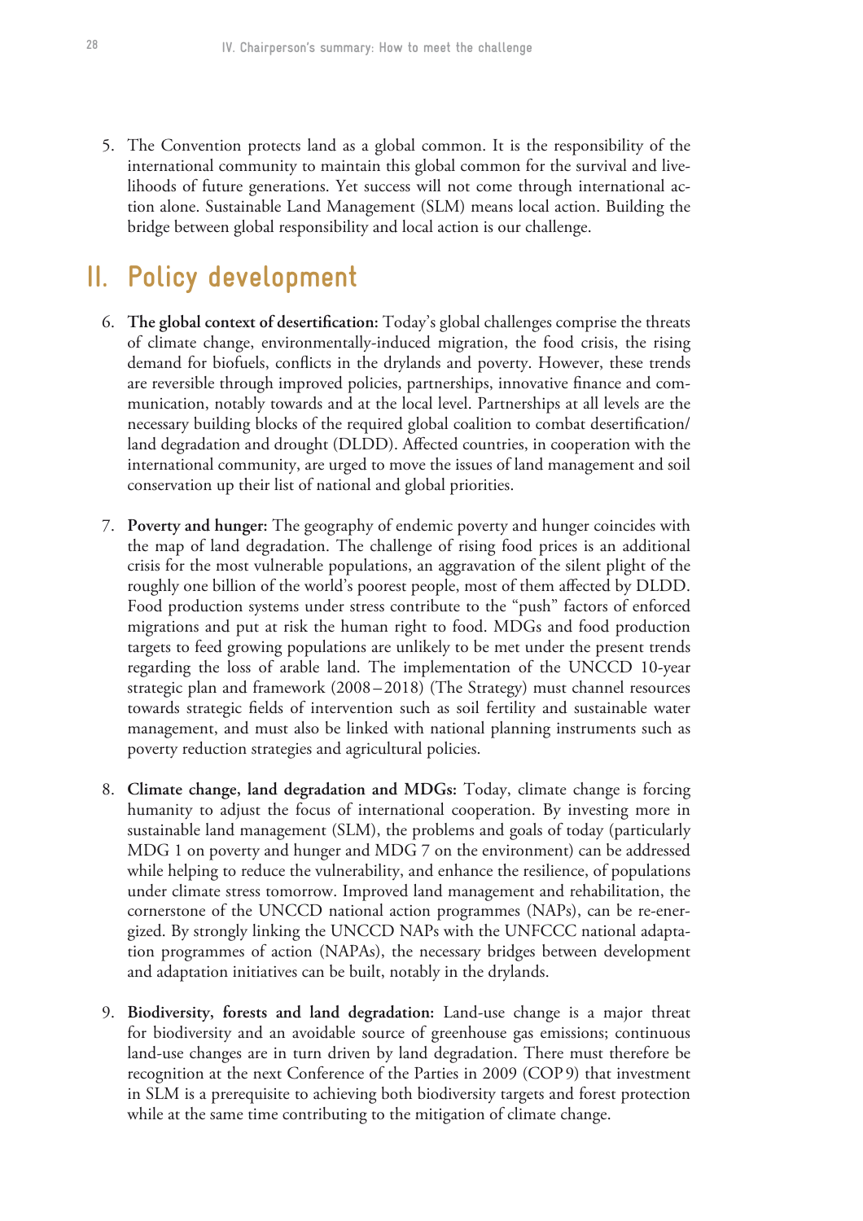5. The Convention protects land as a global common. It is the responsibility of the international community to maintain this global common for the survival and livelihoods of future generations. Yet success will not come through international action alone. Sustainable Land Management (SLM) means local action. Building the bridge between global responsibility and local action is our challenge.

## II. Policy development

6. **The global context of desertification:** Today's global challenges comprise the threats of climate change, environmentally-induced migration, the food crisis, the rising demand for biofuels, conflicts in the drylands and poverty. However, these trends are reversible through improved policies, partnerships, innovative finance and communication, notably towards and at the local level. Partnerships at all levels are the necessary building blocks of the required global coalition to combat desertification/land degradation and drought (DLDD). Affected countries, in cooperation with the international community, are urged to move the issues of land management and soil conservation up their list of national and global priorities.

7. **Poverty and hunger:** The geography of endemic poverty and hunger coincides with the map of land degradation. The challenge of rising food prices is an additional crisis for the most vulnerable populations, an aggravation of the silent plight of the roughly one billion of the world's poorest people, most of them affected by DLDD. Food production systems under stress contribute to the "push" factors of enforced migrations and put at risk the human right to food. MDGs and food production targets to feed growing populations are unlikely to be met under the present trends regarding the loss of arable land. The implementation of the UNCCD 10-year strategic plan and framework (2008 – 2018) (The Strategy) must channel resources towards strategic fields of intervention such as soil fertility and sustainable water management, and must also be linked with national planning instruments such as poverty reduction strategies and agricultural policies.

8. **Climate change, land degradation and MDGs:** Today, climate change is forcing humanity to adjust the focus of international cooperation. By investing more in sustainable land management (SLM), the problems and goals of today (particularly MDG 1 on poverty and hunger and MDG 7 on the environment) can be addressed while helping to reduce the vulnerability, and enhance the resilience, of populations under climate stress tomorrow. Improved land management and rehabilitation, the cornerstone of the UNCCD national action programmes (NAPs), can be re-energized. By strongly linking the UNCCD NAPs with the UNFCCC national adaptation programmes of action (NAPAs), the necessary bridges between development and adaptation initiatives can be built, notably in the drylands.

9. **Biodiversity, forests and land degradation:** Land-use change is a major threat for biodiversity and an avoidable source of greenhouse gas emissions; continuous land-use changes are in turn driven by land degradation. There must therefore be recognition at the next Conference of the Parties in 2009 (COP 9) that investment in SLM is a prerequisite to achieving both biodiversity targets and forest protection while at the same time contributing to the mitigation of climate change.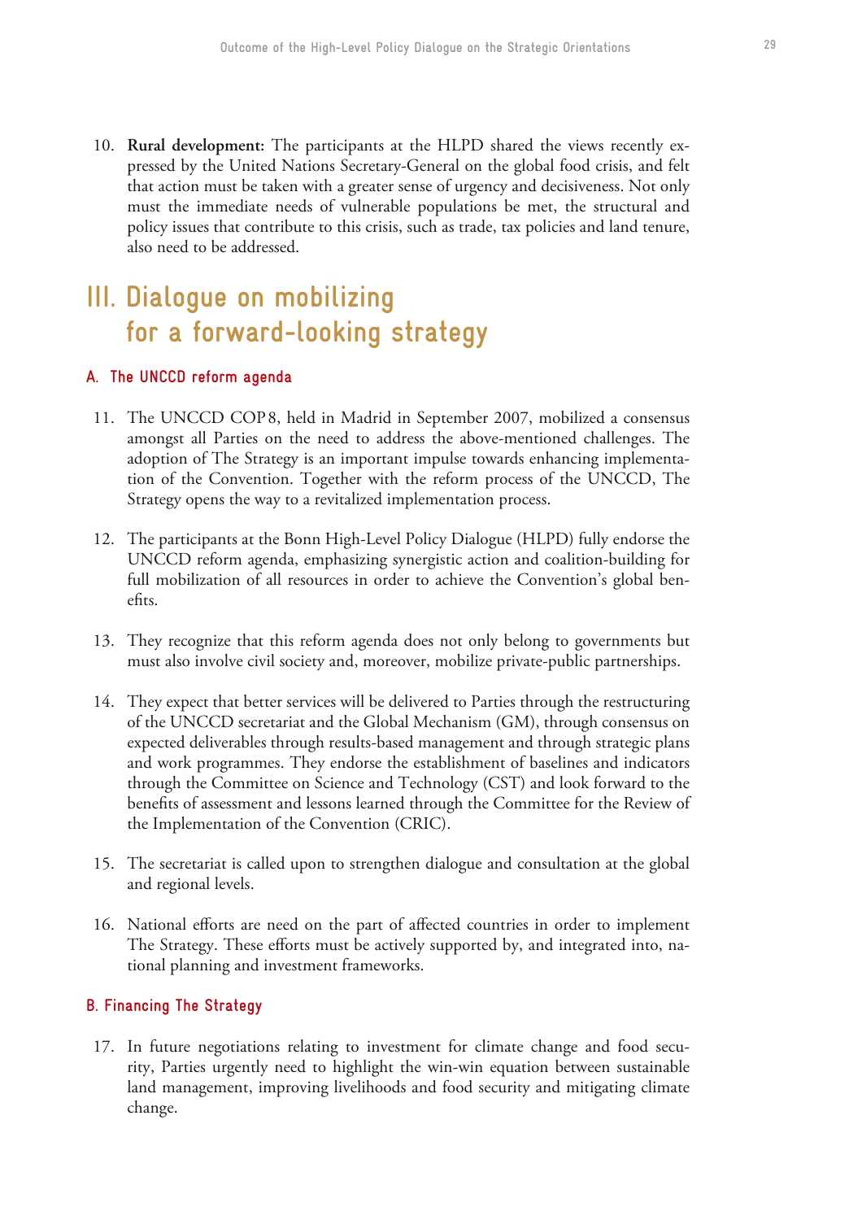10. **Rural development:** The participants at the HLPD shared the views recently expressed by the United Nations Secretary-General on the global food crisis, and felt that action must be taken with a greater sense of urgency and decisiveness. Not only must the immediate needs of vulnerable populations be met, the structural and policy issues that contribute to this crisis, such as trade, tax policies and land tenure, also need to be addressed.

# III. Dialogue on mobilizing for a forward-looking strategy

## A. The UNCCD reform agenda

11. The UNCCD COP 8, held in Madrid in September 2007, mobilized a consensus amongst all Parties on the need to address the above-mentioned challenges. The adoption of The Strategy is an important impulse towards enhancing implementation of the Convention. Together with the reform process of the UNCCD, The Strategy opens the way to a revitalized implementation process.

12. The participants at the Bonn High-Level Policy Dialogue (HLPD) fully endorse the UNCCD reform agenda, emphasizing synergistic action and coalition-building for full mobilization of all resources in order to achieve the Convention's global benefits.

13. They recognize that this reform agenda does not only belong to governments but must also involve civil society and, moreover, mobilize private-public partnerships.

14. They expect that better services will be delivered to Parties through the restructuring of the UNCCD secretariat and the Global Mechanism (GM), through consensus on expected deliverables through results-based management and through strategic plans and work programmes. They endorse the establishment of baselines and indicators through the Committee on Science and Technology (CST) and look forward to the benefits of assessment and lessons learned through the Committee for the Review of the Implementation of the Convention (CRIC).

15. The secretariat is called upon to strengthen dialogue and consultation at the global and regional levels.

16. National efforts are need on the part of affected countries in order to implement The Strategy. These efforts must be actively supported by, and integrated into, national planning and investment frameworks.

## B. Financing The Strategy

17. In future negotiations relating to investment for climate change and food security, Parties urgently need to highlight the win-win equation between sustainable land management, improving livelihoods and food security and mitigating climate change.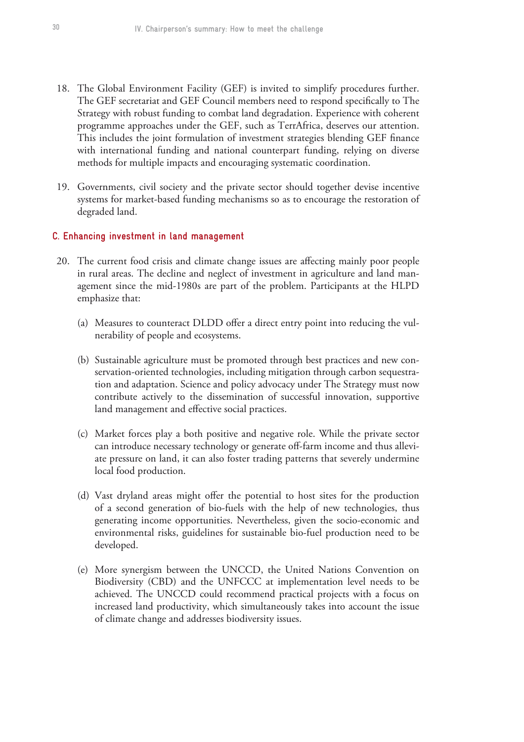18. The Global Environment Facility (GEF) is invited to simplify procedures further. The GEF secretariat and GEF Council members need to respond specifically to The Strategy with robust funding to combat land degradation. Experience with coherent programme approaches under the GEF, such as TerrAfrica, deserves our attention. This includes the joint formulation of investment strategies blending GEF finance with international funding and national counterpart funding, relying on diverse methods for multiple impacts and encouraging systematic coordination.

19. Governments, civil society and the private sector should together devise incentive systems for market-based funding mechanisms so as to encourage the restoration of degraded land.

## C. Enhancing investment in land management

20. The current food crisis and climate change issues are affecting mainly poor people in rural areas. The decline and neglect of investment in agriculture and land management since the mid-1980s are part of the problem. Participants at the HLPD emphasize that:

    (a) Measures to counteract DLDD offer a direct entry point into reducing the vulnerability of people and ecosystems.

    (b) Sustainable agriculture must be promoted through best practices and new conservation-oriented technologies, including mitigation through carbon sequestration and adaptation. Science and policy advocacy under The Strategy must now contribute actively to the dissemination of successful innovation, supportive land management and effective social practices.

    (c) Market forces play a both positive and negative role. While the private sector can introduce necessary technology or generate off-farm income and thus alleviate pressure on land, it can also foster trading patterns that severely undermine local food production.

    (d) Vast dryland areas might offer the potential to host sites for the production of a second generation of bio-fuels with the help of new technologies, thus generating income opportunities. Nevertheless, given the socio-economic and environmental risks, guidelines for sustainable bio-fuel production need to be developed.

    (e) More synergism between the UNCCD, the United Nations Convention on Biodiversity (CBD) and the UNFCCC at implementation level needs to be achieved. The UNCCD could recommend practical projects with a focus on increased land productivity, which simultaneously takes into account the issue of climate change and addresses biodiversity issues.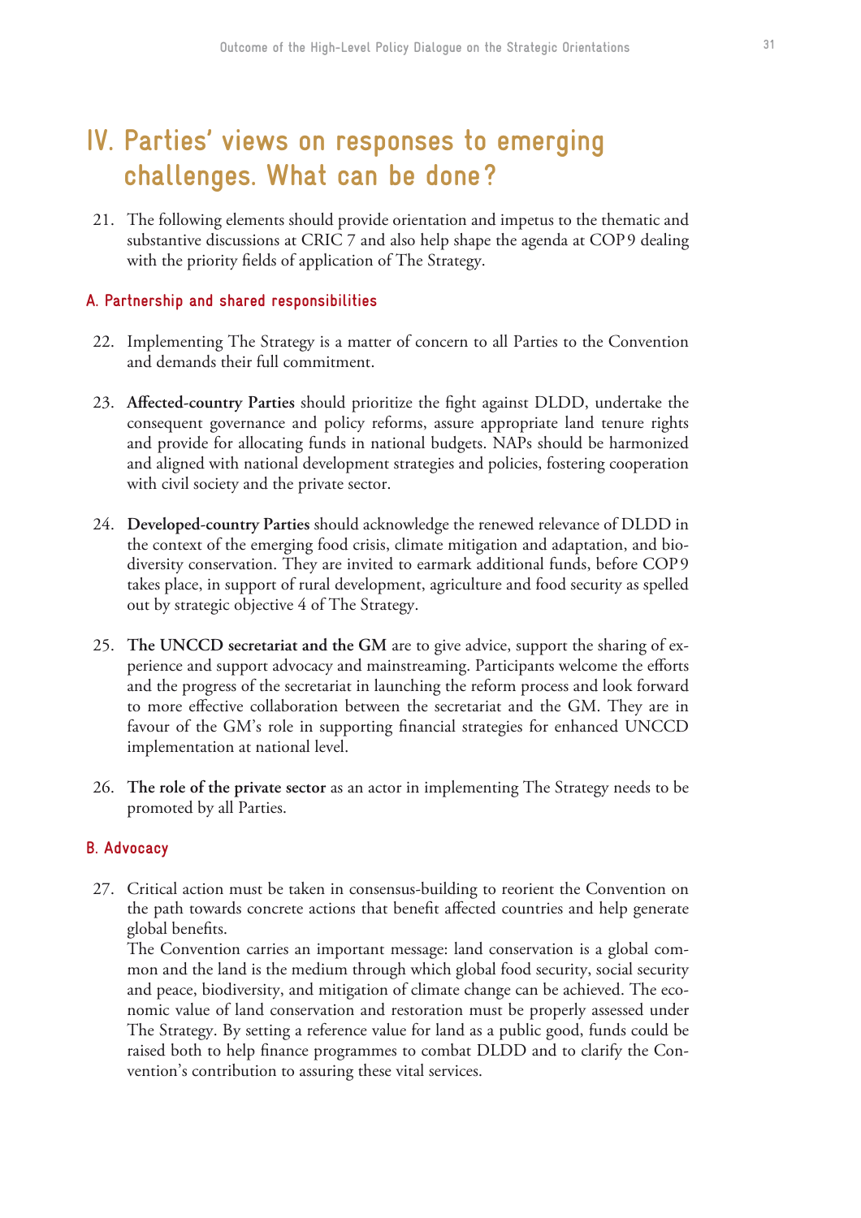# IV. Parties' views on responses to emerging challenges. What can be done?

21. The following elements should provide orientation and impetus to the thematic and substantive discussions at CRIC 7 and also help shape the agenda at COP 9 dealing with the priority fields of application of The Strategy.

### A. Partnership and shared responsibilities

22. Implementing The Strategy is a matter of concern to all Parties to the Convention and demands their full commitment.

23. **Affected-country Parties** should prioritize the fight against DLDD, undertake the consequent governance and policy reforms, assure appropriate land tenure rights and provide for allocating funds in national budgets. NAPs should be harmonized and aligned with national development strategies and policies, fostering cooperation with civil society and the private sector.

24. **Developed-country Parties** should acknowledge the renewed relevance of DLDD in the context of the emerging food crisis, climate mitigation and adaptation, and biodiversity conservation. They are invited to earmark additional funds, before COP 9 takes place, in support of rural development, agriculture and food security as spelled out by strategic objective 4 of The Strategy.

25. **The UNCCD secretariat and the GM** are to give advice, support the sharing of experience and support advocacy and mainstreaming. Participants welcome the efforts and the progress of the secretariat in launching the reform process and look forward to more effective collaboration between the secretariat and the GM. They are in favour of the GM's role in supporting financial strategies for enhanced UNCCD implementation at national level.

26. **The role of the private sector** as an actor in implementing The Strategy needs to be promoted by all Parties.

### B. Advocacy

27. Critical action must be taken in consensus-building to reorient the Convention on the path towards concrete actions that benefit affected countries and help generate global benefits.
The Convention carries an important message: land conservation is a global common and the land is the medium through which global food security, social security and peace, biodiversity, and mitigation of climate change can be achieved. The economic value of land conservation and restoration must be properly assessed under The Strategy. By setting a reference value for land as a public good, funds could be raised both to help finance programmes to combat DLDD and to clarify the Convention's contribution to assuring these vital services.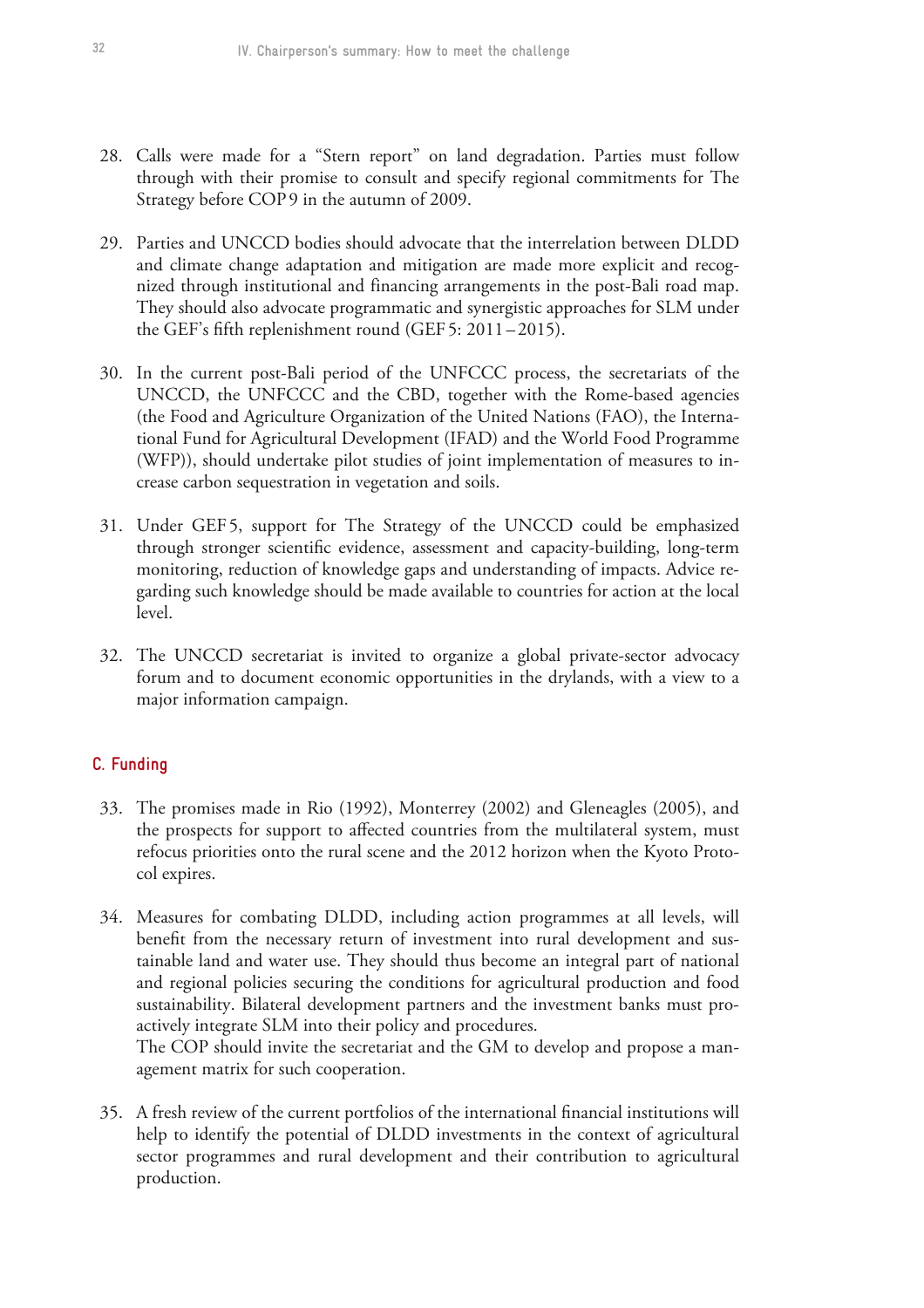28. Calls were made for a "Stern report" on land degradation. Parties must follow through with their promise to consult and specify regional commitments for The Strategy before COP 9 in the autumn of 2009.

29. Parties and UNCCD bodies should advocate that the interrelation between DLDD and climate change adaptation and mitigation are made more explicit and recognized through institutional and financing arrangements in the post-Bali road map. They should also advocate programmatic and synergistic approaches for SLM under the GEF's fifth replenishment round (GEF 5: 2011 – 2015).

30. In the current post-Bali period of the UNFCCC process, the secretariats of the UNCCD, the UNFCCC and the CBD, together with the Rome-based agencies (the Food and Agriculture Organization of the United Nations (FAO), the International Fund for Agricultural Development (IFAD) and the World Food Programme (WFP)), should undertake pilot studies of joint implementation of measures to increase carbon sequestration in vegetation and soils.

31. Under GEF 5, support for The Strategy of the UNCCD could be emphasized through stronger scientific evidence, assessment and capacity-building, long-term monitoring, reduction of knowledge gaps and understanding of impacts. Advice regarding such knowledge should be made available to countries for action at the local level.

32. The UNCCD secretariat is invited to organize a global private-sector advocacy forum and to document economic opportunities in the drylands, with a view to a major information campaign.

### C. Funding

33. The promises made in Rio (1992), Monterrey (2002) and Gleneagles (2005), and the prospects for support to affected countries from the multilateral system, must refocus priorities onto the rural scene and the 2012 horizon when the Kyoto Protocol expires.

34. Measures for combating DLDD, including action programmes at all levels, will benefit from the necessary return of investment into rural development and sustainable land and water use. They should thus become an integral part of national and regional policies securing the conditions for agricultural production and food sustainability. Bilateral development partners and the investment banks must proactively integrate SLM into their policy and procedures.
    The COP should invite the secretariat and the GM to develop and propose a management matrix for such cooperation.

35. A fresh review of the current portfolios of the international financial institutions will help to identify the potential of DLDD investments in the context of agricultural sector programmes and rural development and their contribution to agricultural production.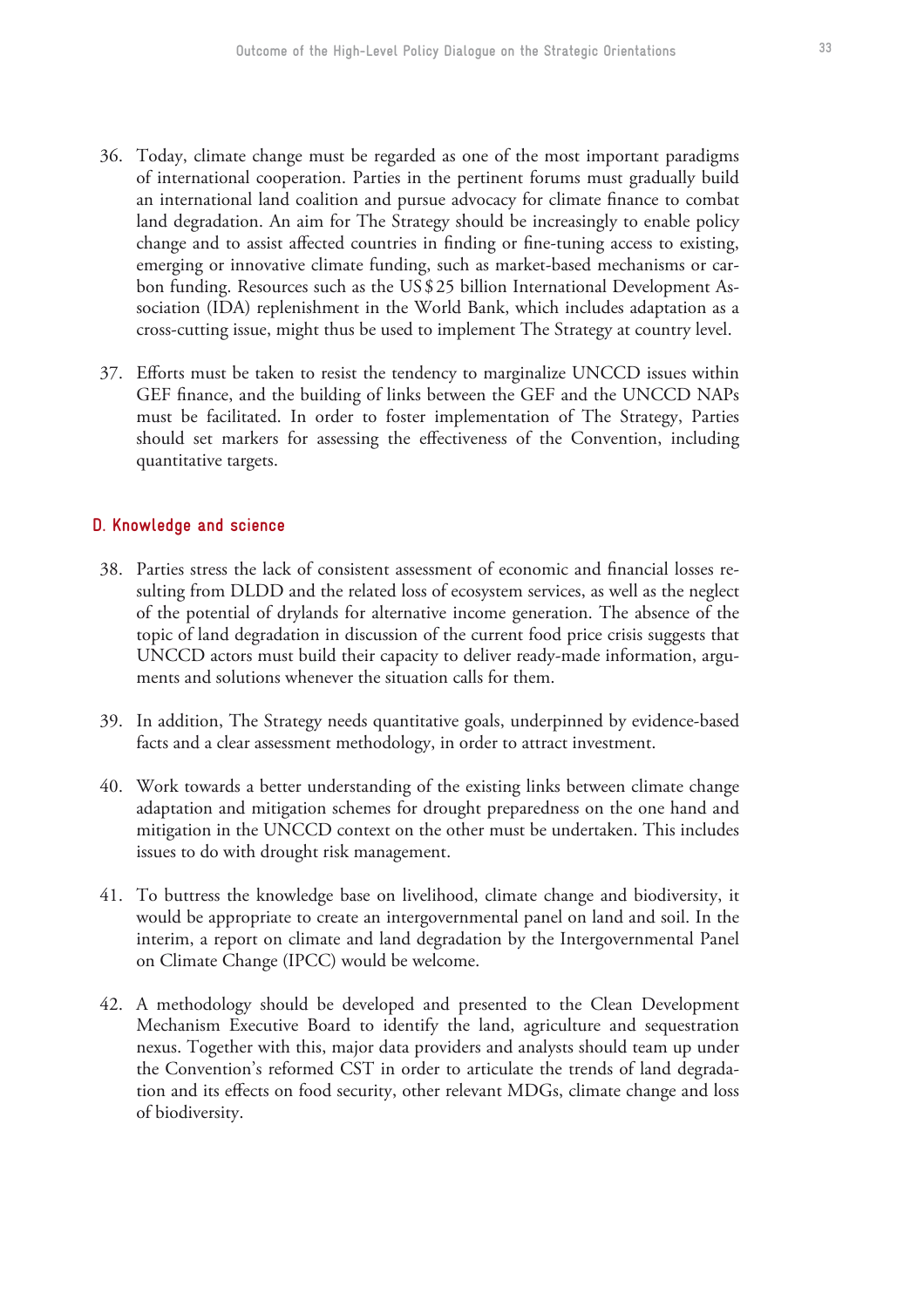36. Today, climate change must be regarded as one of the most important paradigms of international cooperation. Parties in the pertinent forums must gradually build an international land coalition and pursue advocacy for climate finance to combat land degradation. An aim for The Strategy should be increasingly to enable policy change and to assist affected countries in finding or fine-tuning access to existing, emerging or innovative climate funding, such as market-based mechanisms or carbon funding. Resources such as the US $ 25 billion International Development Association (IDA) replenishment in the World Bank, which includes adaptation as a cross-cutting issue, might thus be used to implement The Strategy at country level.

37. Efforts must be taken to resist the tendency to marginalize UNCCD issues within GEF finance, and the building of links between the GEF and the UNCCD NAPs must be facilitated. In order to foster implementation of The Strategy, Parties should set markers for assessing the effectiveness of the Convention, including quantitative targets.

### D. Knowledge and science

38. Parties stress the lack of consistent assessment of economic and financial losses resulting from DLDD and the related loss of ecosystem services, as well as the neglect of the potential of drylands for alternative income generation. The absence of the topic of land degradation in discussion of the current food price crisis suggests that UNCCD actors must build their capacity to deliver ready-made information, arguments and solutions whenever the situation calls for them.

39. In addition, The Strategy needs quantitative goals, underpinned by evidence-based facts and a clear assessment methodology, in order to attract investment.

40. Work towards a better understanding of the existing links between climate change adaptation and mitigation schemes for drought preparedness on the one hand and mitigation in the UNCCD context on the other must be undertaken. This includes issues to do with drought risk management.

41. To buttress the knowledge base on livelihood, climate change and biodiversity, it would be appropriate to create an intergovernmental panel on land and soil. In the interim, a report on climate and land degradation by the Intergovernmental Panel on Climate Change (IPCC) would be welcome.

42. A methodology should be developed and presented to the Clean Development Mechanism Executive Board to identify the land, agriculture and sequestration nexus. Together with this, major data providers and analysts should team up under the Convention's reformed CST in order to articulate the trends of land degradation and its effects on food security, other relevant MDGs, climate change and loss of biodiversity.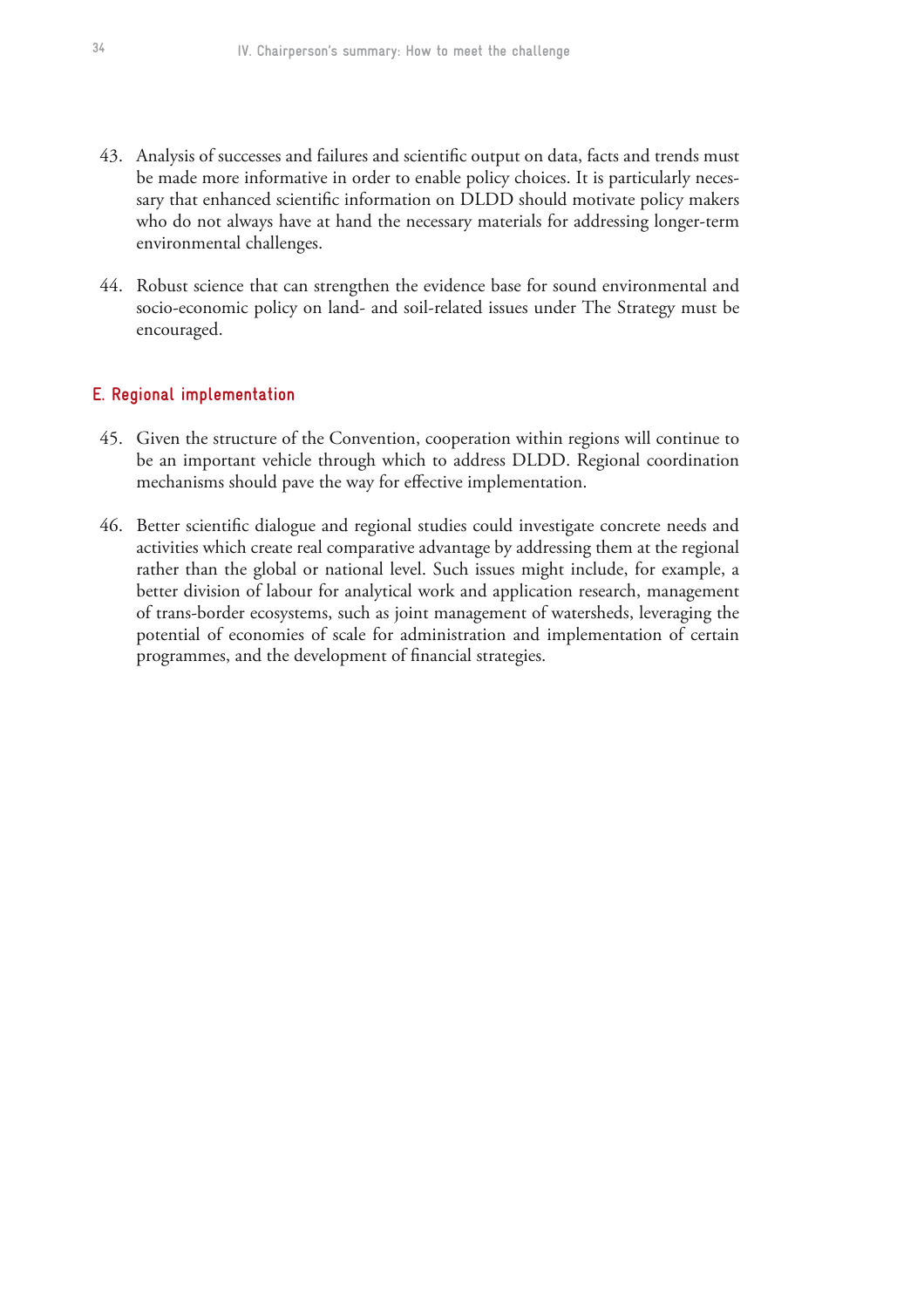43. Analysis of successes and failures and scientific output on data, facts and trends must be made more informative in order to enable policy choices. It is particularly necessary that enhanced scientific information on DLDD should motivate policy makers who do not always have at hand the necessary materials for addressing longer-term environmental challenges.

44. Robust science that can strengthen the evidence base for sound environmental and socio-economic policy on land- and soil-related issues under The Strategy must be encouraged.

## E. Regional implementation

45. Given the structure of the Convention, cooperation within regions will continue to be an important vehicle through which to address DLDD. Regional coordination mechanisms should pave the way for effective implementation.

46. Better scientific dialogue and regional studies could investigate concrete needs and activities which create real comparative advantage by addressing them at the regional rather than the global or national level. Such issues might include, for example, a better division of labour for analytical work and application research, management of trans-border ecosystems, such as joint management of watersheds, leveraging the potential of economies of scale for administration and implementation of certain programmes, and the development of financial strategies.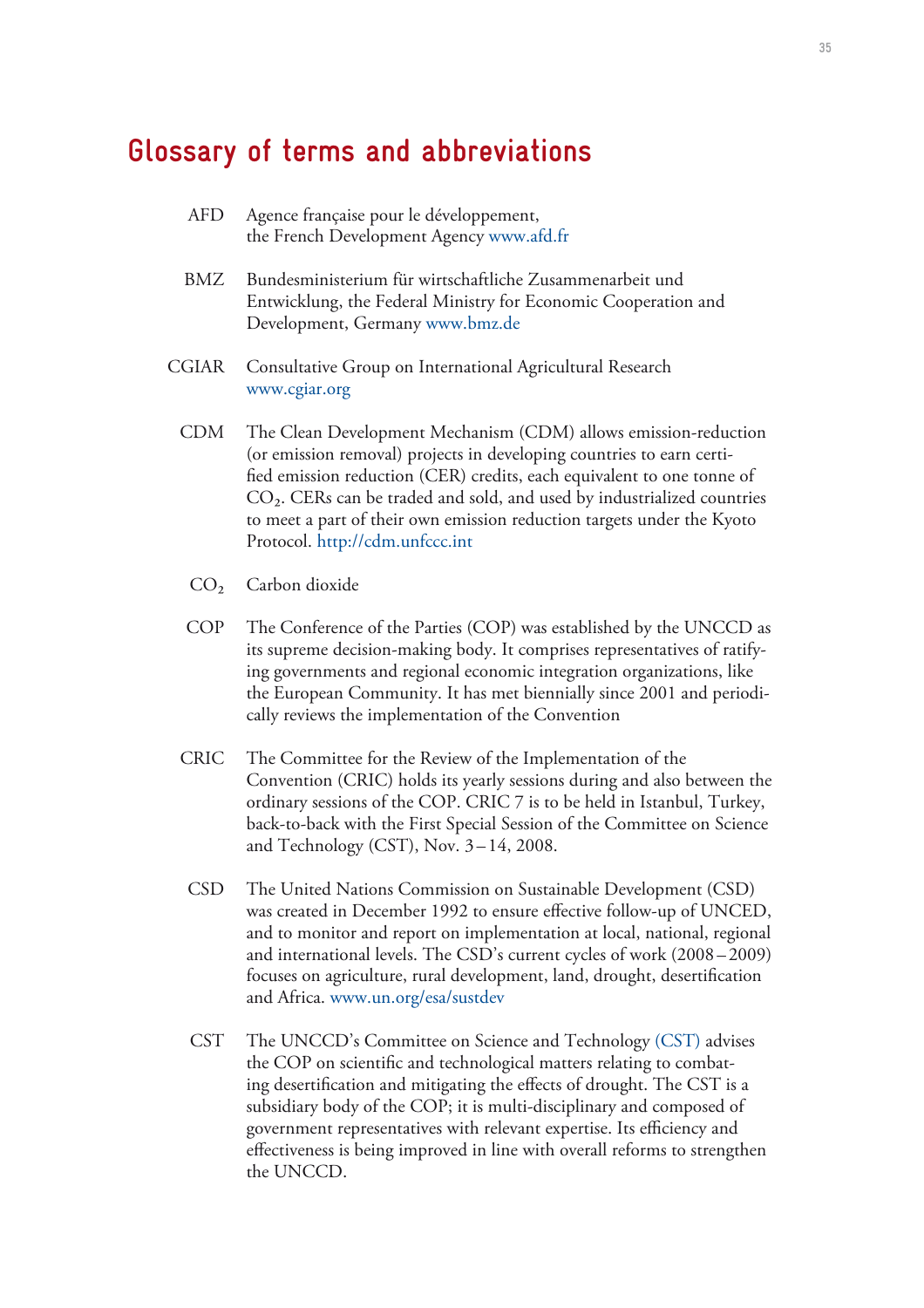# Glossary of terms and abbreviations

**AFD** Agence française pour le développement, the French Development Agency www.afd.fr

**BMZ** Bundesministerium für wirtschaftliche Zusammenarbeit und Entwicklung, the Federal Ministry for Economic Cooperation and Development, Germany www.bmz.de

**CGIAR** Consultative Group on International Agricultural Research www.cgiar.org

**CDM** The Clean Development Mechanism (CDM) allows emission-reduction (or emission removal) projects in developing countries to earn certified emission reduction (CER) credits, each equivalent to one tonne of $CO_2$. CERs can be traded and sold, and used by industrialized countries to meet a part of their own emission reduction targets under the Kyoto Protocol. http://cdm.unfccc.int

**$CO_2$** Carbon dioxide

**COP** The Conference of the Parties (COP) was established by the UNCCD as its supreme decision-making body. It comprises representatives of ratifying governments and regional economic integration organizations, like the European Community. It has met biennially since 2001 and periodically reviews the implementation of the Convention

**CRIC** The Committee for the Review of the Implementation of the Convention (CRIC) holds its yearly sessions during and also between the ordinary sessions of the COP. CRIC 7 is to be held in Istanbul, Turkey, back-to-back with the First Special Session of the Committee on Science and Technology (CST), Nov. 3 – 14, 2008.

**CSD** The United Nations Commission on Sustainable Development (CSD) was created in December 1992 to ensure effective follow-up of UNCED, and to monitor and report on implementation at local, national, regional and international levels. The CSD's current cycles of work (2008 – 2009) focuses on agriculture, rural development, land, drought, desertification and Africa. www.un.org/esa/sustdev

**CST** The UNCCD's Committee on Science and Technology (CST) advises the COP on scientific and technological matters relating to combating desertification and mitigating the effects of drought. The CST is a subsidiary body of the COP; it is multi-disciplinary and composed of government representatives with relevant expertise. Its efficiency and effectiveness is being improved in line with overall reforms to strengthen the UNCCD.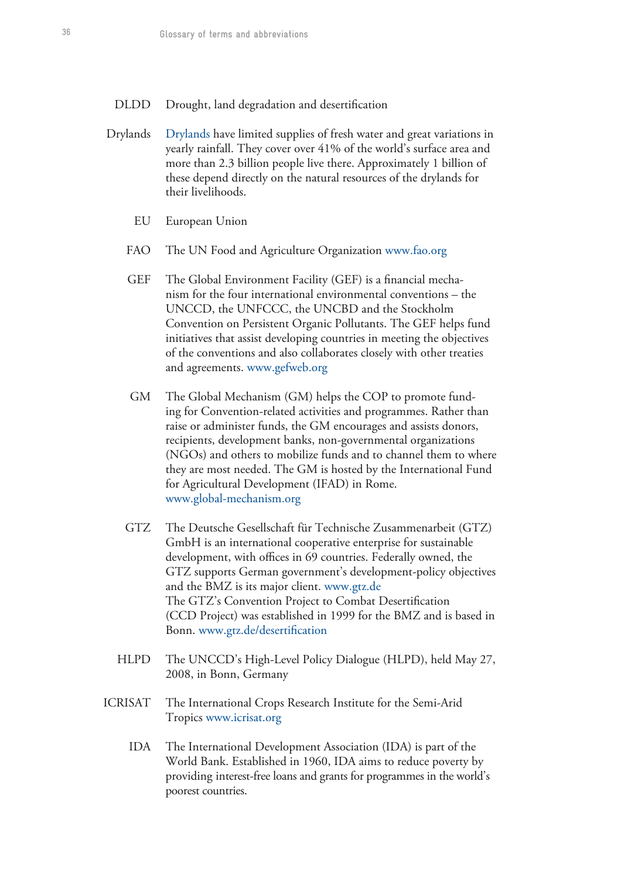**DLDD** Drought, land degradation and desertification

**Drylands** Drylands have limited supplies of fresh water and great variations in yearly rainfall. They cover over 41% of the world's surface area and more than 2.3 billion people live there. Approximately 1 billion of these depend directly on the natural resources of the drylands for their livelihoods.

**EU** European Union

**FAO** The UN Food and Agriculture Organization www.fao.org

**GEF** The Global Environment Facility (GEF) is a financial mechanism for the four international environmental conventions – the UNCCD, the UNFCCC, the UNCBD and the Stockholm Convention on Persistent Organic Pollutants. The GEF helps fund initiatives that assist developing countries in meeting the objectives of the conventions and also collaborates closely with other treaties and agreements. www.gefweb.org

**GM** The Global Mechanism (GM) helps the COP to promote funding for Convention-related activities and programmes. Rather than raise or administer funds, the GM encourages and assists donors, recipients, development banks, non-governmental organizations (NGOs) and others to mobilize funds and to channel them to where they are most needed. The GM is hosted by the International Fund for Agricultural Development (IFAD) in Rome. www.global-mechanism.org

**GTZ** The Deutsche Gesellschaft für Technische Zusammenarbeit (GTZ) GmbH is an international cooperative enterprise for sustainable development, with offices in 69 countries. Federally owned, the GTZ supports German government's development-policy objectives and the BMZ is its major client. www.gtz.de
The GTZ's Convention Project to Combat Desertification (CCD Project) was established in 1999 for the BMZ and is based in Bonn. www.gtz.de/desertification

**HLPD** The UNCCD's High-Level Policy Dialogue (HLPD), held May 27, 2008, in Bonn, Germany

**ICRISAT** The International Crops Research Institute for the Semi-Arid Tropics www.icrisat.org

**IDA** The International Development Association (IDA) is part of the World Bank. Established in 1960, IDA aims to reduce poverty by providing interest-free loans and grants for programmes in the world's poorest countries.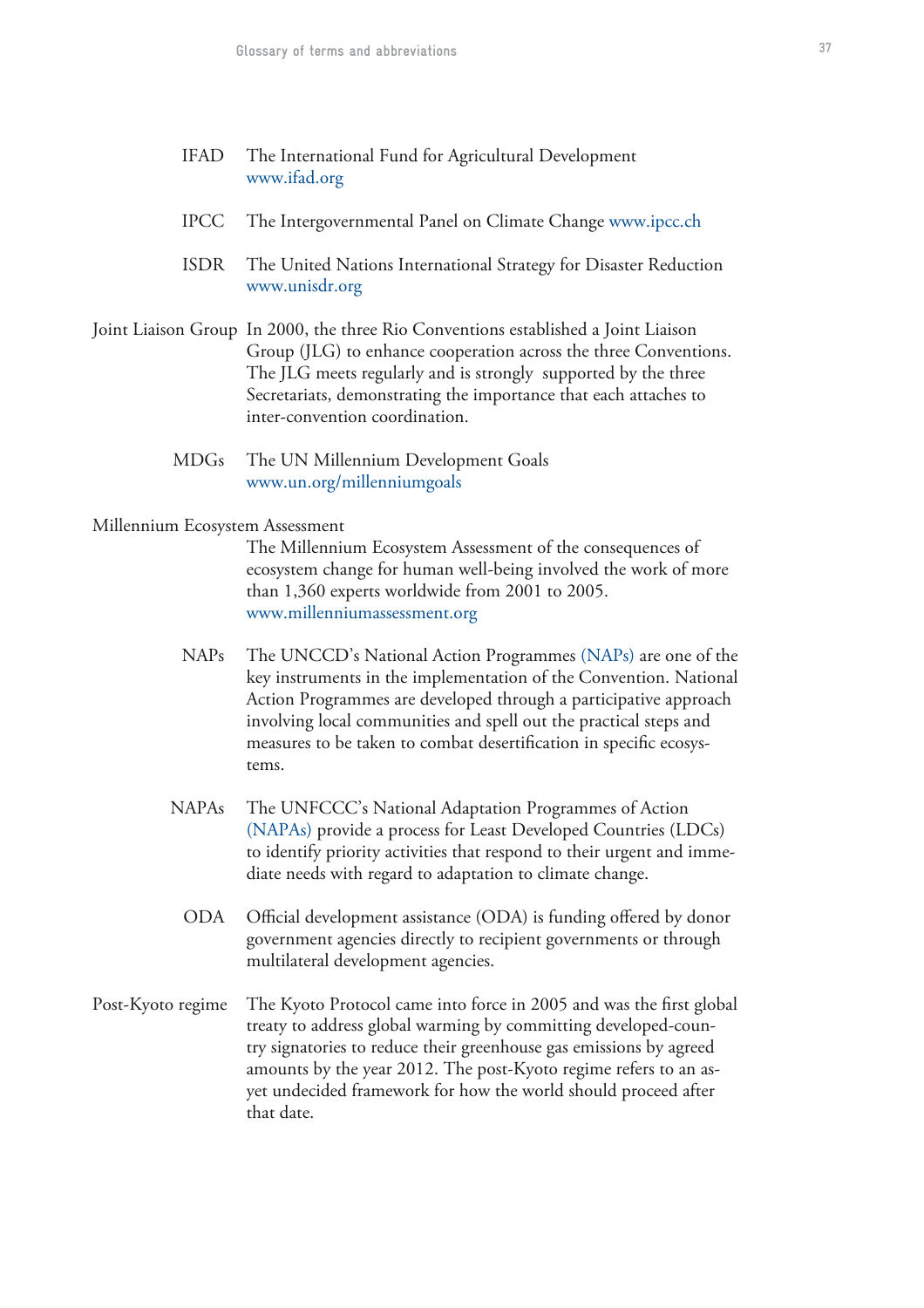**IFAD** The International Fund for Agricultural Development www.ifad.org

**IPCC** The Intergovernmental Panel on Climate Change www.ipcc.ch

**ISDR** The United Nations International Strategy for Disaster Reduction www.unisdr.org

**Joint Liaison Group** In 2000, the three Rio Conventions established a Joint Liaison Group (JLG) to enhance cooperation across the three Conventions. The JLG meets regularly and is strongly supported by the three Secretariats, demonstrating the importance that each attaches to inter-convention coordination.

**MDGs** The UN Millennium Development Goals www.un.org/millenniumgoals

**Millennium Ecosystem Assessment** The Millennium Ecosystem Assessment of the consequences of ecosystem change for human well-being involved the work of more than 1,360 experts worldwide from 2001 to 2005. www.millenniumassessment.org

**NAPs** The UNCCD's National Action Programmes (NAPs) are one of the key instruments in the implementation of the Convention. National Action Programmes are developed through a participative approach involving local communities and spell out the practical steps and measures to be taken to combat desertification in specific ecosystems.

**NAPAs** The UNFCCC's National Adaptation Programmes of Action (NAPAs) provide a process for Least Developed Countries (LDCs) to identify priority activities that respond to their urgent and immediate needs with regard to adaptation to climate change.

**ODA** Official development assistance (ODA) is funding offered by donor government agencies directly to recipient governments or through multilateral development agencies.

**Post-Kyoto regime** The Kyoto Protocol came into force in 2005 and was the first global treaty to address global warming by committing developed-country signatories to reduce their greenhouse gas emissions by agreed amounts by the year 2012. The post-Kyoto regime refers to an as-yet undecided framework for how the world should proceed after that date.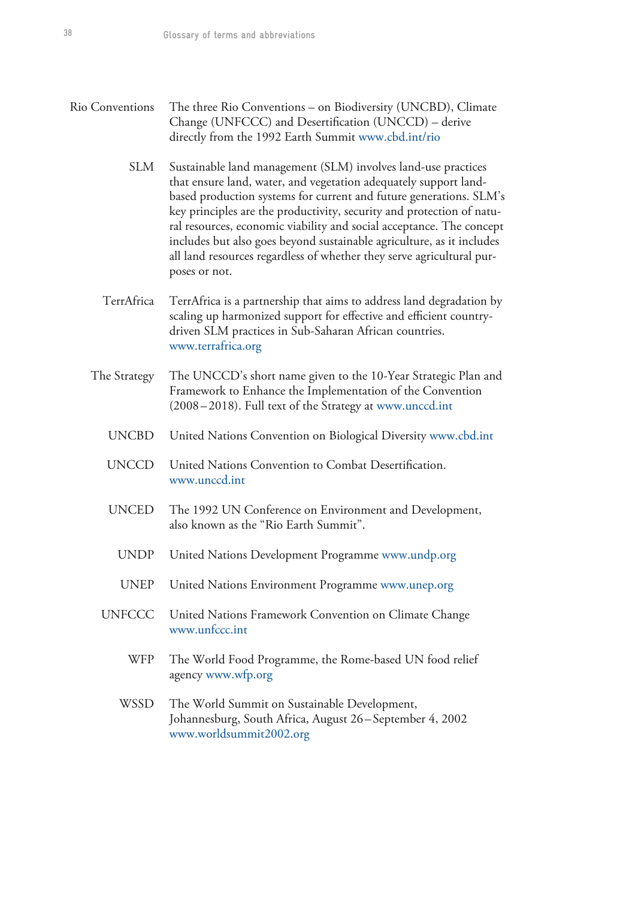| | |
|---|---|
| Rio Conventions | The three Rio Conventions – on Biodiversity (UNCBD), Climate Change (UNFCCC) and Desertification (UNCCD) – derive directly from the 1992 Earth Summit www.cbd.int/rio |
| SLM | Sustainable land management (SLM) involves land-use practices that ensure land, water, and vegetation adequately support land-based production systems for current and future generations. SLM's key principles are the productivity, security and protection of natural resources, economic viability and social acceptance. The concept includes but also goes beyond sustainable agriculture, as it includes all land resources regardless of whether they serve agricultural purposes or not. |
| TerrAfrica | TerrAfrica is a partnership that aims to address land degradation by scaling up harmonized support for effective and efficient country-driven SLM practices in Sub-Saharan African countries. www.terrafrica.org |
| The Strategy | The UNCCD's short name given to the 10-Year Strategic Plan and Framework to Enhance the Implementation of the Convention (2008–2018). Full text of the Strategy at www.unccd.int |
| UNCBD | United Nations Convention on Biological Diversity www.cbd.int |
| UNCCD | United Nations Convention to Combat Desertification. www.unccd.int |
| UNCED | The 1992 UN Conference on Environment and Development, also known as the "Rio Earth Summit". |
| UNDP | United Nations Development Programme www.undp.org |
| UNEP | United Nations Environment Programme www.unep.org |
| UNFCCC | United Nations Framework Convention on Climate Change www.unfccc.int |
| WFP | The World Food Programme, the Rome-based UN food relief agency www.wfp.org |
| WSSD | The World Summit on Sustainable Development, Johannesburg, South Africa, August 26–September 4, 2002 www.worldsummit2002.org |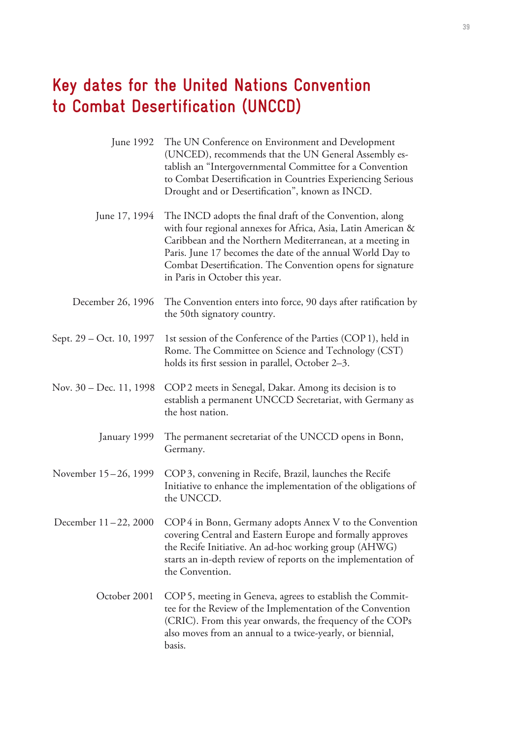# Key dates for the United Nations Convention to Combat Desertification (UNCCD)

| | |
|---|---|
| June 1992 | The UN Conference on Environment and Development (UNCED), recommends that the UN General Assembly establish an "Intergovernmental Committee for a Convention to Combat Desertification in Countries Experiencing Serious Drought and or Desertification", known as INCD. |
| June 17, 1994 | The INCD adopts the final draft of the Convention, along with four regional annexes for Africa, Asia, Latin American & Caribbean and the Northern Mediterranean, at a meeting in Paris. June 17 becomes the date of the annual World Day to Combat Desertification. The Convention opens for signature in Paris in October this year. |
| December 26, 1996 | The Convention enters into force, 90 days after ratification by the 50th signatory country. |
| Sept. 29 – Oct. 10, 1997 | 1st session of the Conference of the Parties (COP 1), held in Rome. The Committee on Science and Technology (CST) holds its first session in parallel, October 2–3. |
| Nov. 30 – Dec. 11, 1998 | COP 2 meets in Senegal, Dakar. Among its decision is to establish a permanent UNCCD Secretariat, with Germany as the host nation. |
| January 1999 | The permanent secretariat of the UNCCD opens in Bonn, Germany. |
| November 15–26, 1999 | COP 3, convening in Recife, Brazil, launches the Recife Initiative to enhance the implementation of the obligations of the UNCCD. |
| December 11–22, 2000 | COP 4 in Bonn, Germany adopts Annex V to the Convention covering Central and Eastern Europe and formally approves the Recife Initiative. An ad-hoc working group (AHWG) starts an in-depth review of reports on the implementation of the Convention. |
| October 2001 | COP 5, meeting in Geneva, agrees to establish the Committee for the Review of the Implementation of the Convention (CRIC). From this year onwards, the frequency of the COPs also moves from an annual to a twice-yearly, or biennial, basis. |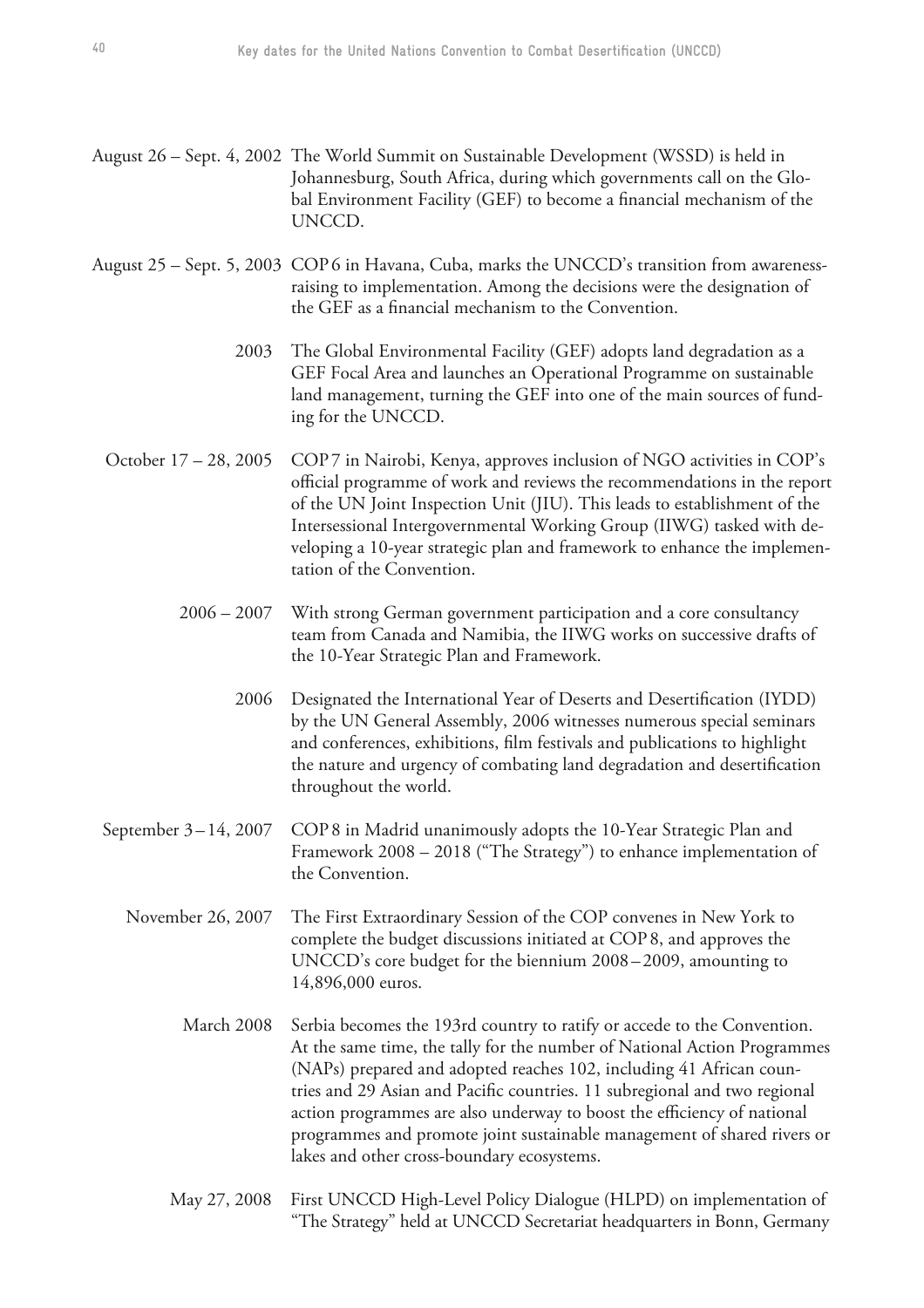**August 26 – Sept. 4, 2002** The World Summit on Sustainable Development (WSSD) is held in Johannesburg, South Africa, during which governments call on the Global Environment Facility (GEF) to become a financial mechanism of the UNCCD.

**August 25 – Sept. 5, 2003** COP 6 in Havana, Cuba, marks the UNCCD's transition from awareness-raising to implementation. Among the decisions were the designation of the GEF as a financial mechanism to the Convention.

**2003** The Global Environmental Facility (GEF) adopts land degradation as a GEF Focal Area and launches an Operational Programme on sustainable land management, turning the GEF into one of the main sources of funding for the UNCCD.

**October 17 – 28, 2005** COP 7 in Nairobi, Kenya, approves inclusion of NGO activities in COP's official programme of work and reviews the recommendations in the report of the UN Joint Inspection Unit (JIU). This leads to establishment of the Intersessional Intergovernmental Working Group (IIWG) tasked with developing a 10-year strategic plan and framework to enhance the implementation of the Convention.

**2006 – 2007** With strong German government participation and a core consultancy team from Canada and Namibia, the IIWG works on successive drafts of the 10-Year Strategic Plan and Framework.

**2006** Designated the International Year of Deserts and Desertification (IYDD) by the UN General Assembly, 2006 witnesses numerous special seminars and conferences, exhibitions, film festivals and publications to highlight the nature and urgency of combating land degradation and desertification throughout the world.

**September 3 – 14, 2007** COP 8 in Madrid unanimously adopts the 10-Year Strategic Plan and Framework 2008 – 2018 ("The Strategy") to enhance implementation of the Convention.

**November 26, 2007** The First Extraordinary Session of the COP convenes in New York to complete the budget discussions initiated at COP 8, and approves the UNCCD's core budget for the biennium 2008 – 2009, amounting to 14,896,000 euros.

**March 2008** Serbia becomes the 193rd country to ratify or accede to the Convention. At the same time, the tally for the number of National Action Programmes (NAPs) prepared and adopted reaches 102, including 41 African countries and 29 Asian and Pacific countries. 11 subregional and two regional action programmes are also underway to boost the efficiency of national programmes and promote joint sustainable management of shared rivers or lakes and other cross-boundary ecosystems.

**May 27, 2008** First UNCCD High-Level Policy Dialogue (HLPD) on implementation of "The Strategy" held at UNCCD Secretariat headquarters in Bonn, Germany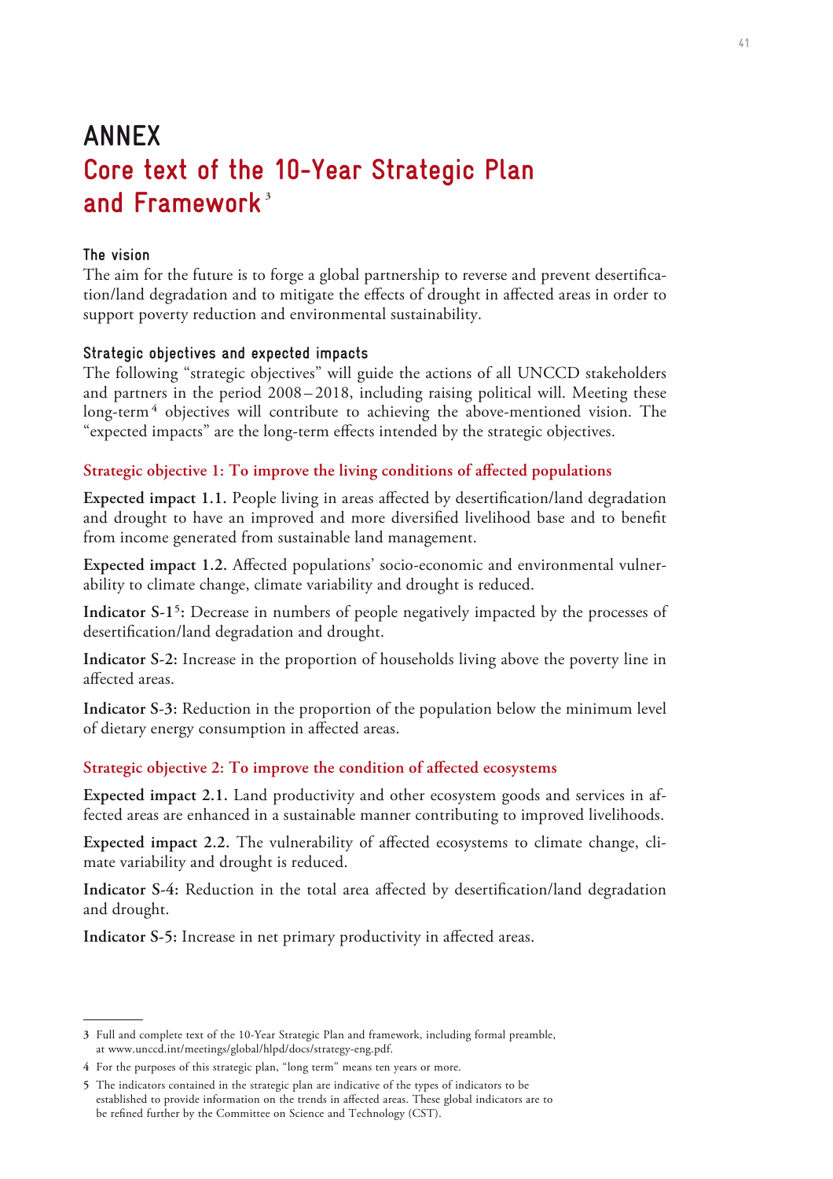# ANNEX

## Core text of the 10-Year Strategic Plan and Framework[3]

### The vision

The aim for the future is to forge a global partnership to reverse and prevent desertification/land degradation and to mitigate the effects of drought in affected areas in order to support poverty reduction and environmental sustainability.

### Strategic objectives and expected impacts

The following "strategic objectives" will guide the actions of all UNCCD stakeholders and partners in the period 2008 – 2018, including raising political will. Meeting these long-term[4] objectives will contribute to achieving the above-mentioned vision. The "expected impacts" are the long-term effects intended by the strategic objectives.

#### Strategic objective 1: To improve the living conditions of affected populations

**Expected impact 1.1.** People living in areas affected by desertification/land degradation and drought to have an improved and more diversified livelihood base and to benefit from income generated from sustainable land management.

**Expected impact 1.2.** Affected populations' socio-economic and environmental vulnerability to climate change, climate variability and drought is reduced.

**Indicator S-1[5]:** Decrease in numbers of people negatively impacted by the processes of desertification/land degradation and drought.

**Indicator S-2:** Increase in the proportion of households living above the poverty line in affected areas.

**Indicator S-3:** Reduction in the proportion of the population below the minimum level of dietary energy consumption in affected areas.

#### Strategic objective 2: To improve the condition of affected ecosystems

**Expected impact 2.1.** Land productivity and other ecosystem goods and services in affected areas are enhanced in a sustainable manner contributing to improved livelihoods.

**Expected impact 2.2.** The vulnerability of affected ecosystems to climate change, climate variability and drought is reduced.

**Indicator S-4:** Reduction in the total area affected by desertification/land degradation and drought.

**Indicator S-5:** Increase in net primary productivity in affected areas.

---

3 Full and complete text of the 10-Year Strategic Plan and framework, including formal preamble, at www.unccd.int/meetings/global/hlpd/docs/strategy-eng.pdf.

4 For the purposes of this strategic plan, "long term" means ten years or more.

5 The indicators contained in the strategic plan are indicative of the types of indicators to be established to provide information on the trends in affected areas. These global indicators are to be refined further by the Committee on Science and Technology (CST).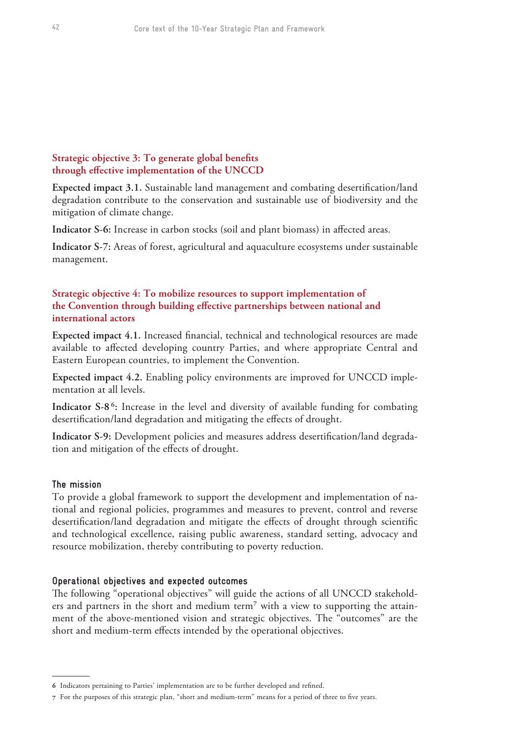### Strategic objective 3: To generate global benefits through effective implementation of the UNCCD

**Expected impact 3.1.** Sustainable land management and combating desertification/land degradation contribute to the conservation and sustainable use of biodiversity and the mitigation of climate change.

**Indicator S-6:** Increase in carbon stocks (soil and plant biomass) in affected areas.

**Indicator S-7:** Areas of forest, agricultural and aquaculture ecosystems under sustainable management.

### Strategic objective 4: To mobilize resources to support implementation of the Convention through building effective partnerships between national and international actors

**Expected impact 4.1.** Increased financial, technical and technological resources are made available to affected developing country Parties, and where appropriate Central and Eastern European countries, to implement the Convention.

**Expected impact 4.2.** Enabling policy environments are improved for UNCCD implementation at all levels.

**Indicator S-8[6]:** Increase in the level and diversity of available funding for combating desertification/land degradation and mitigating the effects of drought.

**Indicator S-9:** Development policies and measures address desertification/land degradation and mitigation of the effects of drought.

## The mission

To provide a global framework to support the development and implementation of national and regional policies, programmes and measures to prevent, control and reverse desertification/land degradation and mitigate the effects of drought through scientific and technological excellence, raising public awareness, standard setting, advocacy and resource mobilization, thereby contributing to poverty reduction.

## Operational objectives and expected outcomes

The following "operational objectives" will guide the actions of all UNCCD stakeholders and partners in the short and medium term[7] with a view to supporting the attainment of the above-mentioned vision and strategic objectives. The "outcomes" are the short and medium-term effects intended by the operational objectives.

---

6 Indicators pertaining to Parties' implementation are to be further developed and refined.

7 For the purposes of this strategic plan, "short and medium-term" means for a period of three to five years.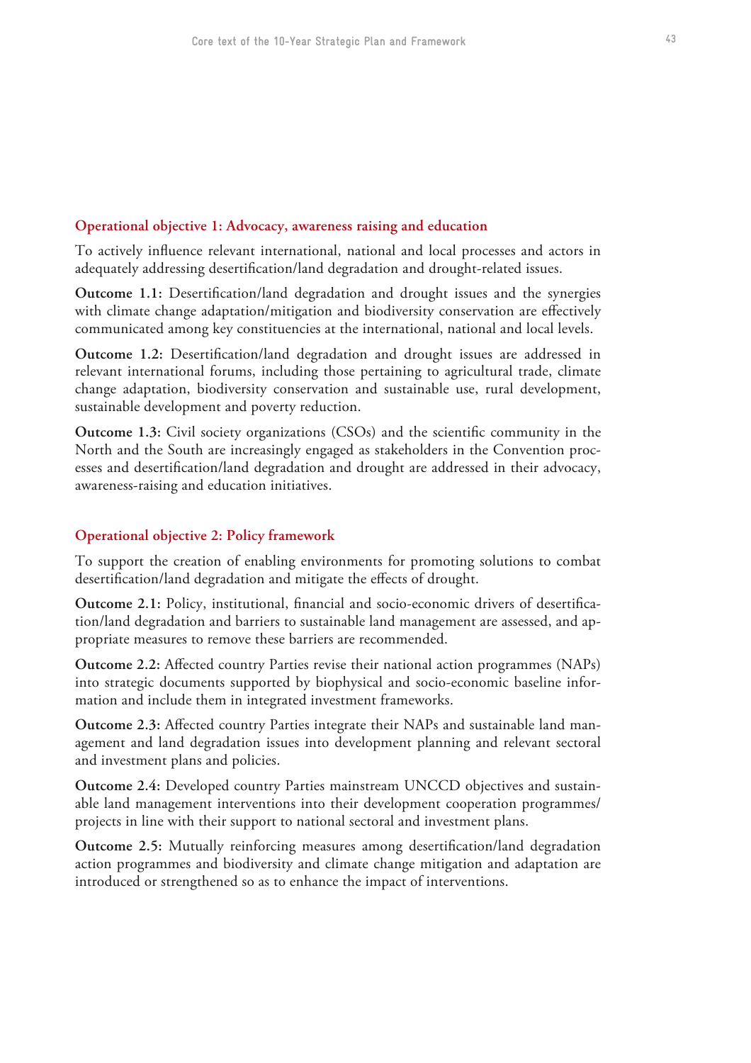### Operational objective 1: Advocacy, awareness raising and education

To actively influence relevant international, national and local processes and actors in adequately addressing desertification/land degradation and drought-related issues.

**Outcome 1.1:** Desertification/land degradation and drought issues and the synergies with climate change adaptation/mitigation and biodiversity conservation are effectively communicated among key constituencies at the international, national and local levels.

**Outcome 1.2:** Desertification/land degradation and drought issues are addressed in relevant international forums, including those pertaining to agricultural trade, climate change adaptation, biodiversity conservation and sustainable use, rural development, sustainable development and poverty reduction.

**Outcome 1.3:** Civil society organizations (CSOs) and the scientific community in the North and the South are increasingly engaged as stakeholders in the Convention processes and desertification/land degradation and drought are addressed in their advocacy, awareness-raising and education initiatives.

### Operational objective 2: Policy framework

To support the creation of enabling environments for promoting solutions to combat desertification/land degradation and mitigate the effects of drought.

**Outcome 2.1:** Policy, institutional, financial and socio-economic drivers of desertification/land degradation and barriers to sustainable land management are assessed, and appropriate measures to remove these barriers are recommended.

**Outcome 2.2:** Affected country Parties revise their national action programmes (NAPs) into strategic documents supported by biophysical and socio-economic baseline information and include them in integrated investment frameworks.

**Outcome 2.3:** Affected country Parties integrate their NAPs and sustainable land management and land degradation issues into development planning and relevant sectoral and investment plans and policies.

**Outcome 2.4:** Developed country Parties mainstream UNCCD objectives and sustainable land management interventions into their development cooperation programmes/projects in line with their support to national sectoral and investment plans.

**Outcome 2.5:** Mutually reinforcing measures among desertification/land degradation action programmes and biodiversity and climate change mitigation and adaptation are introduced or strengthened so as to enhance the impact of interventions.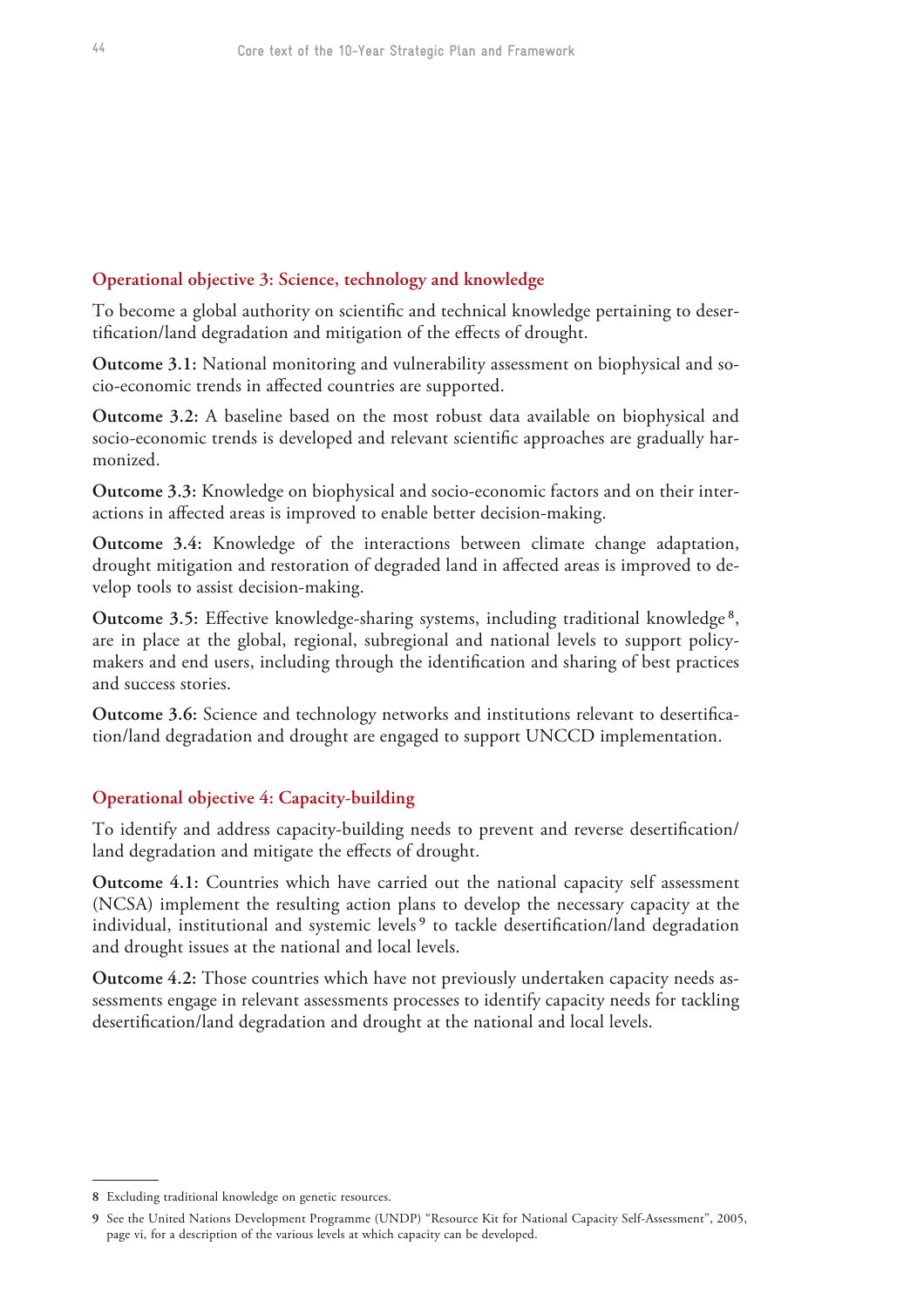### Operational objective 3: Science, technology and knowledge

To become a global authority on scientific and technical knowledge pertaining to desertification/land degradation and mitigation of the effects of drought.

**Outcome 3.1:** National monitoring and vulnerability assessment on biophysical and socio-economic trends in affected countries are supported.

**Outcome 3.2:** A baseline based on the most robust data available on biophysical and socio-economic trends is developed and relevant scientific approaches are gradually harmonized.

**Outcome 3.3:** Knowledge on biophysical and socio-economic factors and on their interactions in affected areas is improved to enable better decision-making.

**Outcome 3.4:** Knowledge of the interactions between climate change adaptation, drought mitigation and restoration of degraded land in affected areas is improved to develop tools to assist decision-making.

**Outcome 3.5:** Effective knowledge-sharing systems, including traditional knowledge[8], are in place at the global, regional, subregional and national levels to support policy-makers and end users, including through the identification and sharing of best practices and success stories.

**Outcome 3.6:** Science and technology networks and institutions relevant to desertification/land degradation and drought are engaged to support UNCCD implementation.

### Operational objective 4: Capacity-building

To identify and address capacity-building needs to prevent and reverse desertification/land degradation and mitigate the effects of drought.

**Outcome 4.1:** Countries which have carried out the national capacity self assessment (NCSA) implement the resulting action plans to develop the necessary capacity at the individual, institutional and systemic levels[9] to tackle desertification/land degradation and drought issues at the national and local levels.

**Outcome 4.2:** Those countries which have not previously undertaken capacity needs assessments engage in relevant assessments processes to identify capacity needs for tackling desertification/land degradation and drought at the national and local levels.

---

8 Excluding traditional knowledge on genetic resources.

9 See the United Nations Development Programme (UNDP) "Resource Kit for National Capacity Self-Assessment", 2005, page vi, for a description of the various levels at which capacity can be developed.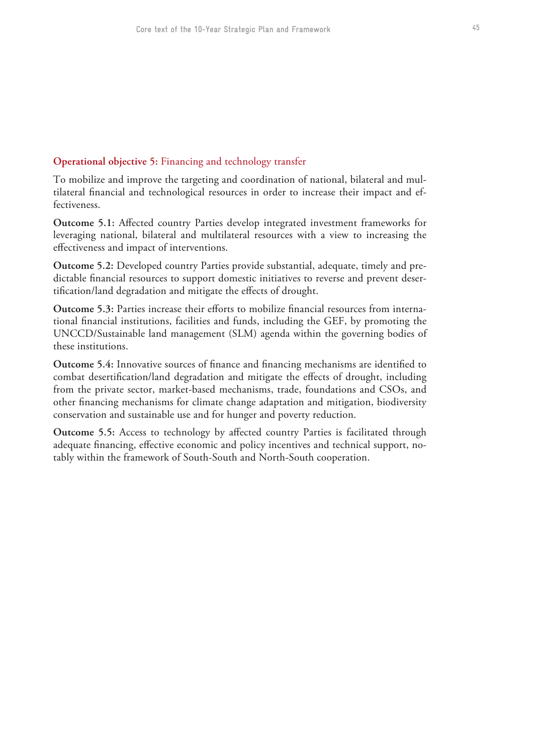**Operational objective 5:** Financing and technology transfer

To mobilize and improve the targeting and coordination of national, bilateral and multilateral financial and technological resources in order to increase their impact and effectiveness.

**Outcome 5.1:** Affected country Parties develop integrated investment frameworks for leveraging national, bilateral and multilateral resources with a view to increasing the effectiveness and impact of interventions.

**Outcome 5.2:** Developed country Parties provide substantial, adequate, timely and predictable financial resources to support domestic initiatives to reverse and prevent desertification/land degradation and mitigate the effects of drought.

**Outcome 5.3:** Parties increase their efforts to mobilize financial resources from international financial institutions, facilities and funds, including the GEF, by promoting the UNCCD/Sustainable land management (SLM) agenda within the governing bodies of these institutions.

**Outcome 5.4:** Innovative sources of finance and financing mechanisms are identified to combat desertification/land degradation and mitigate the effects of drought, including from the private sector, market-based mechanisms, trade, foundations and CSOs, and other financing mechanisms for climate change adaptation and mitigation, biodiversity conservation and sustainable use and for hunger and poverty reduction.

**Outcome 5.5:** Access to technology by affected country Parties is facilitated through adequate financing, effective economic and policy incentives and technical support, notably within the framework of South-South and North-South cooperation.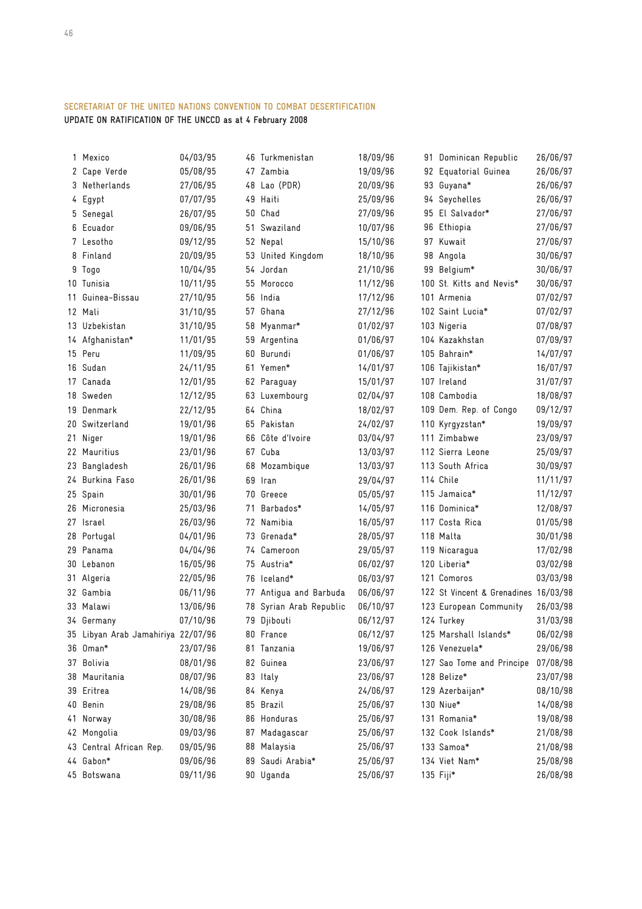SECRETARIAT OF THE UNITED NATIONS CONVENTION TO COMBAT DESERTIFICATION

**UPDATE ON RATIFICATION OF THE UNCCD as at 4 February 2008**

| No. | Country | Date |
|---|---|---|
| 1 | Mexico | 04/03/95 |
| 2 | Cape Verde | 05/08/95 |
| 3 | Netherlands | 27/06/95 |
| 4 | Egypt | 07/07/95 |
| 5 | Senegal | 26/07/95 |
| 6 | Ecuador | 09/06/95 |
| 7 | Lesotho | 09/12/95 |
| 8 | Finland | 20/09/95 |
| 9 | Togo | 10/04/95 |
| 10 | Tunisia | 10/11/95 |
| 11 | Guinea-Bissau | 27/10/95 |
| 12 | Mali | 31/10/95 |
| 13 | Uzbekistan | 31/10/95 |
| 14 | Afghanistan* | 11/01/95 |
| 15 | Peru | 11/09/95 |
| 16 | Sudan | 24/11/95 |
| 17 | Canada | 12/01/95 |
| 18 | Sweden | 12/12/95 |
| 19 | Denmark | 22/12/95 |
| 20 | Switzerland | 19/01/96 |
| 21 | Niger | 19/01/96 |
| 22 | Mauritius | 23/01/96 |
| 23 | Bangladesh | 26/01/96 |
| 24 | Burkina Faso | 26/01/96 |
| 25 | Spain | 30/01/96 |
| 26 | Micronesia | 25/03/96 |
| 27 | Israel | 26/03/96 |
| 28 | Portugal | 04/01/96 |
| 29 | Panama | 04/04/96 |
| 30 | Lebanon | 16/05/96 |
| 31 | Algeria | 22/05/96 |
| 32 | Gambia | 06/11/96 |
| 33 | Malawi | 13/06/96 |
| 34 | Germany | 07/10/96 |
| 35 | Libyan Arab Jamahiriya | 22/07/96 |
| 36 | Oman* | 23/07/96 |
| 37 | Bolivia | 08/01/96 |
| 38 | Mauritania | 08/07/96 |
| 39 | Eritrea | 14/08/96 |
| 40 | Benin | 29/08/96 |
| 41 | Norway | 30/08/96 |
| 42 | Mongolia | 09/03/96 |
| 43 | Central African Rep. | 09/05/96 |
| 44 | Gabon* | 09/06/96 |
| 45 | Botswana | 09/11/96 |
| 46 | Turkmenistan | 18/09/96 |
| 47 | Zambia | 19/09/96 |
| 48 | Lao (PDR) | 20/09/96 |
| 49 | Haiti | 25/09/96 |
| 50 | Chad | 27/09/96 |
| 51 | Swaziland | 10/07/96 |
| 52 | Nepal | 15/10/96 |
| 53 | United Kingdom | 18/10/96 |
| 54 | Jordan | 21/10/96 |
| 55 | Morocco | 11/12/96 |
| 56 | India | 17/12/96 |
| 57 | Ghana | 27/12/96 |
| 58 | Myanmar* | 01/02/97 |
| 59 | Argentina | 01/06/97 |
| 60 | Burundi | 01/06/97 |
| 61 | Yemen* | 14/01/97 |
| 62 | Paraguay | 15/01/97 |
| 63 | Luxembourg | 02/04/97 |
| 64 | China | 18/02/97 |
| 65 | Pakistan | 24/02/97 |
| 66 | Côte d'Ivoire | 03/04/97 |
| 67 | Cuba | 13/03/97 |
| 68 | Mozambique | 13/03/97 |
| 69 | Iran | 29/04/97 |
| 70 | Greece | 05/05/97 |
| 71 | Barbados* | 14/05/97 |
| 72 | Namibia | 16/05/97 |
| 73 | Grenada* | 28/05/97 |
| 74 | Cameroon | 29/05/97 |
| 75 | Austria* | 06/02/97 |
| 76 | Iceland* | 06/03/97 |
| 77 | Antigua and Barbuda | 06/06/97 |
| 78 | Syrian Arab Republic | 06/10/97 |
| 79 | Djibouti | 06/12/97 |
| 80 | France | 06/12/97 |
| 81 | Tanzania | 19/06/97 |
| 82 | Guinea | 23/06/97 |
| 83 | Italy | 23/06/97 |
| 84 | Kenya | 24/06/97 |
| 85 | Brazil | 25/06/97 |
| 86 | Honduras | 25/06/97 |
| 87 | Madagascar | 25/06/97 |
| 88 | Malaysia | 25/06/97 |
| 89 | Saudi Arabia* | 25/06/97 |
| 90 | Uganda | 25/06/97 |
| 91 | Dominican Republic | 26/06/97 |
| 92 | Equatorial Guinea | 26/06/97 |
| 93 | Guyana* | 26/06/97 |
| 94 | Seychelles | 26/06/97 |
| 95 | El Salvador* | 27/06/97 |
| 96 | Ethiopia | 27/06/97 |
| 97 | Kuwait | 27/06/97 |
| 98 | Angola | 30/06/97 |
| 99 | Belgium* | 30/06/97 |
| 100 | St. Kitts and Nevis* | 30/06/97 |
| 101 | Armenia | 07/02/97 |
| 102 | Saint Lucia* | 07/02/97 |
| 103 | Nigeria | 07/08/97 |
| 104 | Kazakhstan | 07/09/97 |
| 105 | Bahrain* | 14/07/97 |
| 106 | Tajikistan* | 16/07/97 |
| 107 | Ireland | 31/07/97 |
| 108 | Cambodia | 18/08/97 |
| 109 | Dem. Rep. of Congo | 09/12/97 |
| 110 | Kyrgyzstan* | 19/09/97 |
| 111 | Zimbabwe | 23/09/97 |
| 112 | Sierra Leone | 25/09/97 |
| 113 | South Africa | 30/09/97 |
| 114 | Chile | 11/11/97 |
| 115 | Jamaica* | 11/12/97 |
| 116 | Dominica* | 12/08/97 |
| 117 | Costa Rica | 01/05/98 |
| 118 | Malta | 30/01/98 |
| 119 | Nicaragua | 17/02/98 |
| 120 | Liberia* | 03/02/98 |
| 121 | Comoros | 03/03/98 |
| 122 | St Vincent & Grenadines | 16/03/98 |
| 123 | European Community | 26/03/98 |
| 124 | Turkey | 31/03/98 |
| 125 | Marshall Islands* | 06/02/98 |
| 126 | Venezuela* | 29/06/98 |
| 127 | Sao Tome and Principe | 07/08/98 |
| 128 | Belize* | 23/07/98 |
| 129 | Azerbaijan* | 08/10/98 |
| 130 | Niue* | 14/08/98 |
| 131 | Romania* | 19/08/98 |
| 132 | Cook Islands* | 21/08/98 |
| 133 | Samoa* | 21/08/98 |
| 134 | Viet Nam* | 25/08/98 |
| 135 | Fiji* | 26/08/98 |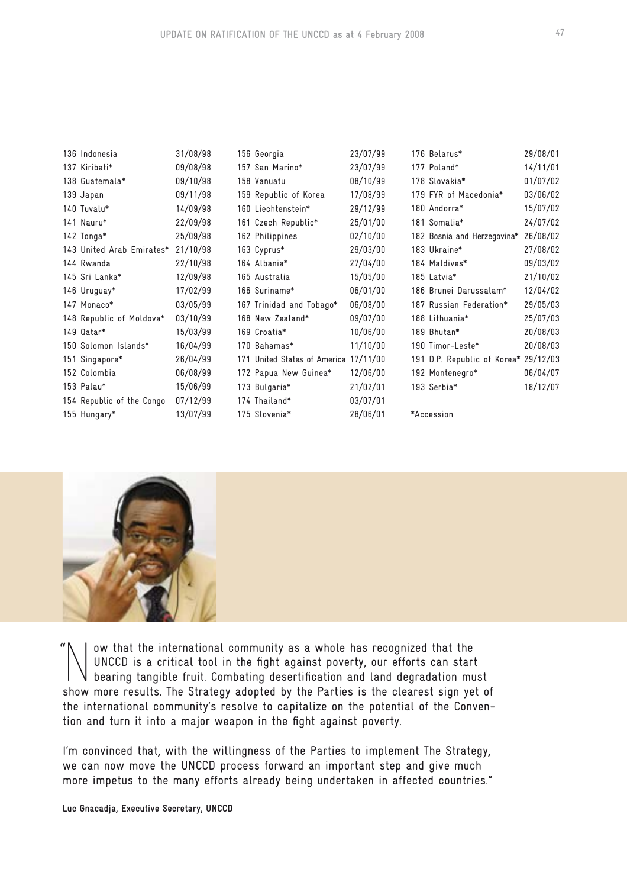| No. | Country | Date | No. | Country | Date | No. | Country | Date |
|---|---|---|---|---|---|---|---|---|
| 136 | Indonesia | 31/08/98 | 156 | Georgia | 23/07/99 | 176 | Belarus* | 29/08/01 |
| 137 | Kiribati* | 09/08/98 | 157 | San Marino* | 23/07/99 | 177 | Poland* | 14/11/01 |
| 138 | Guatemala* | 09/10/98 | 158 | Vanuatu | 08/10/99 | 178 | Slovakia* | 01/07/02 |
| 139 | Japan | 09/11/98 | 159 | Republic of Korea | 17/08/99 | 179 | FYR of Macedonia* | 03/06/02 |
| 140 | Tuvalu* | 14/09/98 | 160 | Liechtenstein* | 29/12/99 | 180 | Andorra* | 15/07/02 |
| 141 | Nauru* | 22/09/98 | 161 | Czech Republic* | 25/01/00 | 181 | Somalia* | 24/07/02 |
| 142 | Tonga* | 25/09/98 | 162 | Philippines | 02/10/00 | 182 | Bosnia and Herzegovina* | 26/08/02 |
| 143 | United Arab Emirates* | 21/10/98 | 163 | Cyprus* | 29/03/00 | 183 | Ukraine* | 27/08/02 |
| 144 | Rwanda | 22/10/98 | 164 | Albania* | 27/04/00 | 184 | Maldives* | 09/03/02 |
| 145 | Sri Lanka* | 12/09/98 | 165 | Australia | 15/05/00 | 185 | Latvia* | 21/10/02 |
| 146 | Uruguay* | 17/02/99 | 166 | Suriname* | 06/01/00 | 186 | Brunei Darussalam* | 12/04/02 |
| 147 | Monaco* | 03/05/99 | 167 | Trinidad and Tobago* | 06/08/00 | 187 | Russian Federation* | 29/05/03 |
| 148 | Republic of Moldova* | 03/10/99 | 168 | New Zealand* | 09/07/00 | 188 | Lithuania* | 25/07/03 |
| 149 | Qatar* | 15/03/99 | 169 | Croatia* | 10/06/00 | 189 | Bhutan* | 20/08/03 |
| 150 | Solomon Islands* | 16/04/99 | 170 | Bahamas* | 11/10/00 | 190 | Timor-Leste* | 20/08/03 |
| 151 | Singapore* | 26/04/99 | 171 | United States of America | 17/11/00 | 191 | D.P. Republic of Korea* | 29/12/03 |
| 152 | Colombia | 06/08/99 | 172 | Papua New Guinea* | 12/06/00 | 192 | Montenegro* | 06/04/07 |
| 153 | Palau* | 15/06/99 | 173 | Bulgaria* | 21/02/01 | 193 | Serbia* | 18/12/07 |
| 154 | Republic of the Congo | 07/12/99 | 174 | Thailand* | 03/07/01 | | | |
| 155 | Hungary* | 13/07/99 | 175 | Slovenia* | 28/06/01 | | | |

*Accession

"Now that the international community as a whole has recognized that the UNCCD is a critical tool in the fight against poverty, our efforts can start bearing tangible fruit. Combating desertification and land degradation must show more results. The Strategy adopted by the Parties is the clearest sign yet of the international community's resolve to capitalize on the potential of the Convention and turn it into a major weapon in the fight against poverty.

I'm convinced that, with the willingness of the Parties to implement The Strategy, we can now move the UNCCD process forward an important step and give much more impetus to the many efforts already being undertaken in affected countries."

**Luc Gnacadja, Executive Secretary, UNCCD**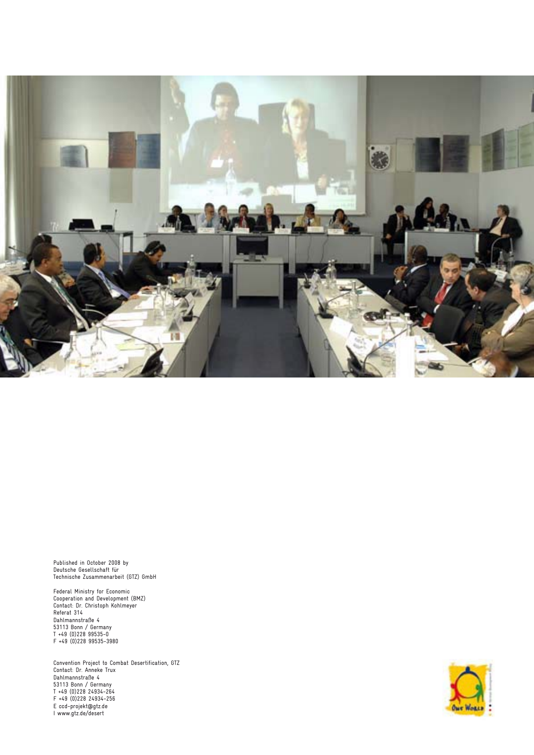Published in October 2008 by
Deutsche Gesellschaft für
Technische Zusammenarbeit (GTZ) GmbH

Federal Ministry for Economic
Cooperation and Development (BMZ)
Contact: Dr. Christoph Kohlmeyer
Referat 314
Dahlmannstraße 4
53113 Bonn / Germany
T +49 (0)228 99535-0
F +49 (0)228 99535-3980

Convention Project to Combat Desertification, GTZ
Contact: Dr. Anneke Trux
Dahlmannstraße 4
53113 Bonn / Germany
T +49 (0)228 24934-264
F +49 (0)228 24934-256
E ccd-projekt@gtz.de
I www.gtz.de/desert